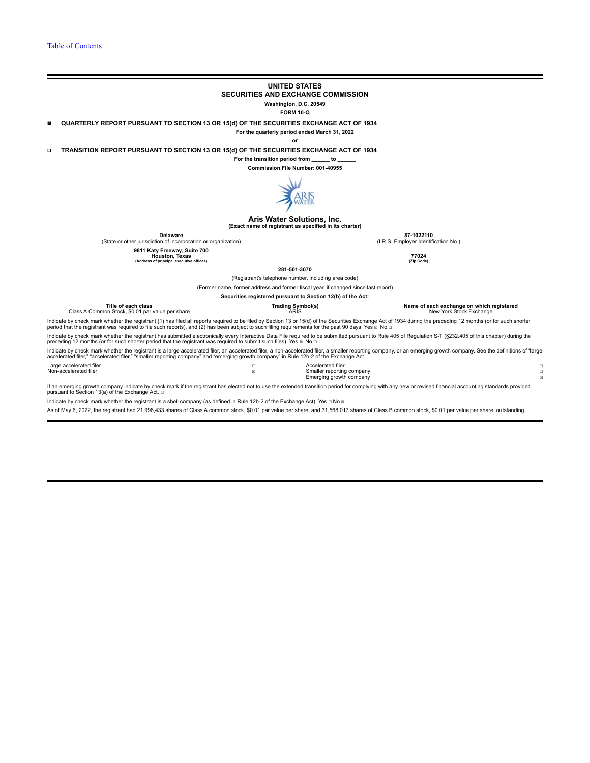Table of Contents

# UNITED STATES
# SECURITIES AND EXCHANGE COMMISSION

**Washington, D.C. 20549**

**FORM 10-Q**

☒ **QUARTERLY REPORT PURSUANT TO SECTION 13 OR 15(d) OF THE SECURITIES EXCHANGE ACT OF 1934**

**For the quarterly period ended March 31, 2022**

**or**

☐ **TRANSITION REPORT PURSUANT TO SECTION 13 OR 15(d) OF THE SECURITIES EXCHANGE ACT OF 1934**

**For the transition period from ______ to ______**

**Commission File Number: 001-40955**

## Aris Water Solutions, Inc.

**(Exact name of registrant as specified in its charter)**

| **Delaware** | **87-1022110** |
|---|---|
| (State or other jurisdiction of incorporation or organization) | (I.R.S. Employer Identification No.) |
| **9811 Katy Freeway, Suite 700**<br>**Houston, Texas**<br>**(Address of principal executive offices)** | **77024**<br>**(Zip Code)** |

**281-501-3070**

(Registrant's telephone number, including area code)

(Former name, former address and former fiscal year, if changed since last report)

**Securities registered pursuant to Section 12(b) of the Act:**

| Title of each class | Trading Symbol(s) | Name of each exchange on which registered |
|---|---|---|
| Class A Common Stock, $0.01 par value per share | ARIS | New York Stock Exchange |

Indicate by check mark whether the registrant (1) has filed all reports required to be filed by Section 13 or 15(d) of the Securities Exchange Act of 1934 during the preceding 12 months (or for such shorter period that the registrant was required to file such reports), and (2) has been subject to such filing requirements for the past 90 days. Yes ☒ No ☐

Indicate by check mark whether the registrant has submitted electronically every Interactive Data File required to be submitted pursuant to Rule 405 of Regulation S-T (§232.405 of this chapter) during the preceding 12 months (or for such shorter period that the registrant was required to submit such files). Yes ☒ No ☐

Indicate by check mark whether the registrant is a large accelerated filer, an accelerated filer, a non-accelerated filer, a smaller reporting company, or an emerging growth company. See the definitions of "large accelerated filer," "accelerated filer," "smaller reporting company" and "emerging growth company" in Rule 12b-2 of the Exchange Act.

| | | | |
|---|---|---|---|
| Large accelerated filer | ☐ | Accelerated filer | ☐ |
| Non-accelerated filer | ☒ | Smaller reporting company | ☐ |
| | | Emerging growth company | ☒ |

If an emerging growth company indicate by check mark if the registrant has elected not to use the extended transition period for complying with any new or revised financial accounting standards provided pursuant to Section 13(a) of the Exchange Act. ☐

Indicate by check mark whether the registrant is a shell company (as defined in Rule 12b-2 of the Exchange Act). Yes ☐ No ☒

As of May 6, 2022, the registrant had 21,996,433 shares of Class A common stock, $0.01 par value per share, and 31,568,017 shares of Class B common stock, $0.01 par value per share, outstanding.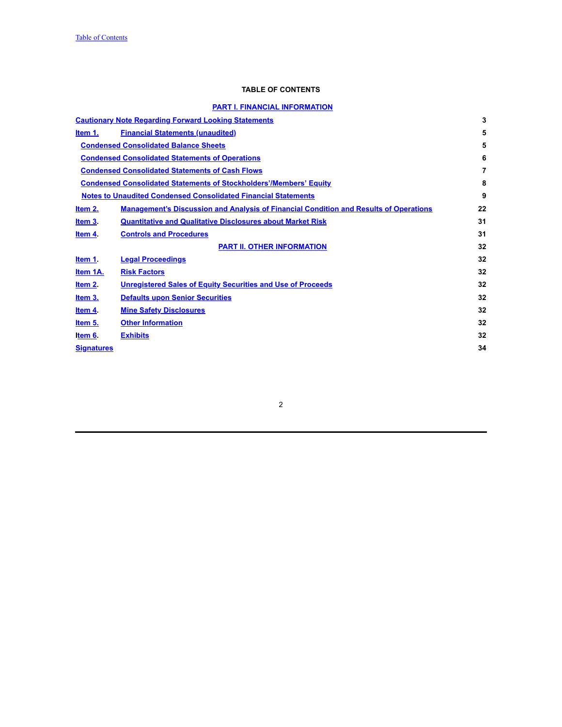## TABLE OF CONTENTS

### PART I. FINANCIAL INFORMATION

| | | |
|---|---|---|
| Cautionary Note Regarding Forward Looking Statements | | 3 |
| Item 1. | Financial Statements (unaudited) | 5 |
| | Condensed Consolidated Balance Sheets | 5 |
| | Condensed Consolidated Statements of Operations | 6 |
| | Condensed Consolidated Statements of Cash Flows | 7 |
| | Condensed Consolidated Statements of Stockholders'/Members' Equity | 8 |
| | Notes to Unaudited Condensed Consolidated Financial Statements | 9 |
| Item 2. | Management's Discussion and Analysis of Financial Condition and Results of Operations | 22 |
| Item 3. | Quantitative and Qualitative Disclosures about Market Risk | 31 |
| Item 4. | Controls and Procedures | 31 |
| | **PART II. OTHER INFORMATION** | 32 |
| Item 1. | Legal Proceedings | 32 |
| Item 1A. | Risk Factors | 32 |
| Item 2. | Unregistered Sales of Equity Securities and Use of Proceeds | 32 |
| Item 3. | Defaults upon Senior Securities | 32 |
| Item 4. | Mine Safety Disclosures | 32 |
| Item 5. | Other Information | 32 |
| Item 6. | Exhibits | 32 |
| Signatures | | 34 |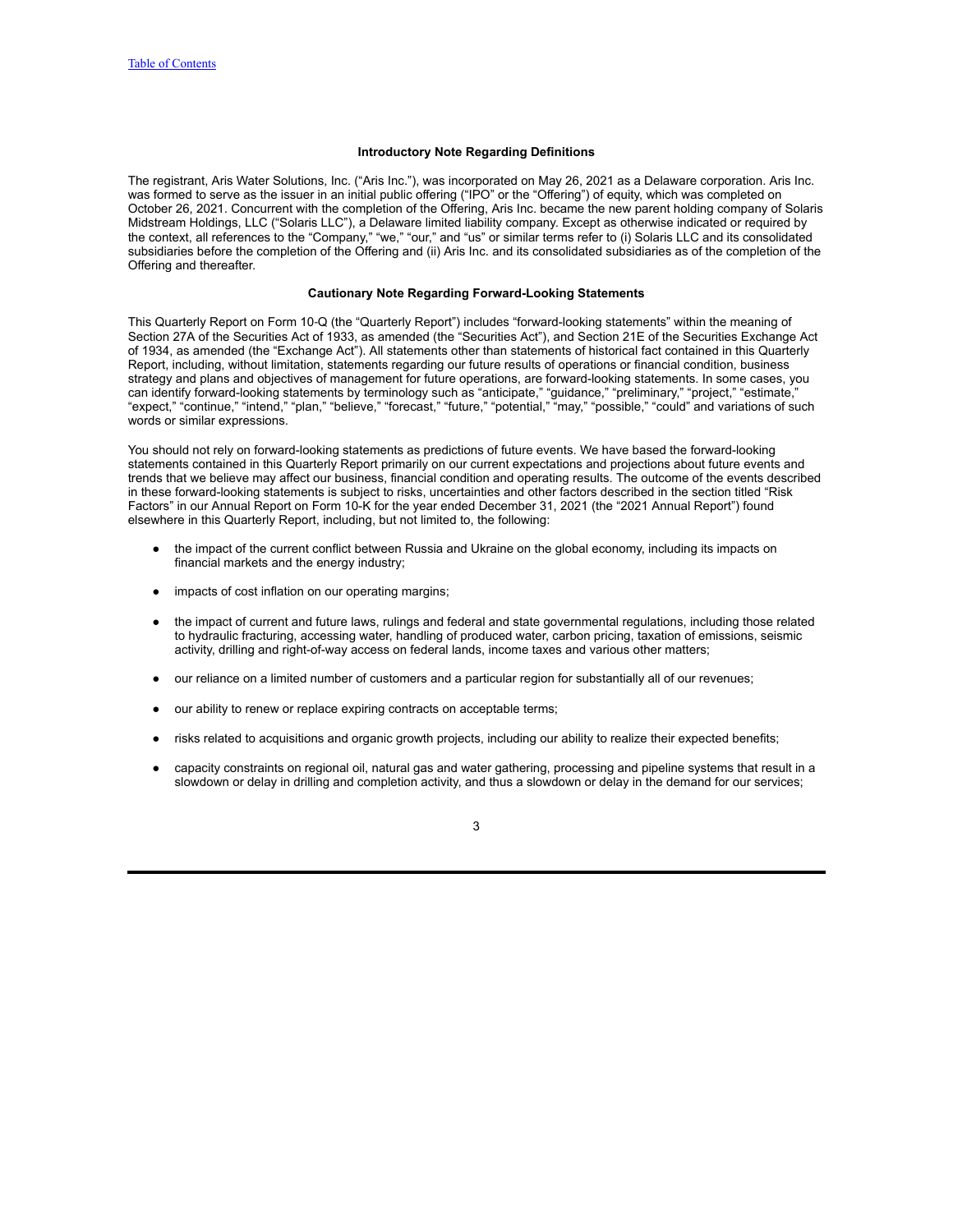### Introductory Note Regarding Definitions

The registrant, Aris Water Solutions, Inc. ("Aris Inc."), was incorporated on May 26, 2021 as a Delaware corporation. Aris Inc. was formed to serve as the issuer in an initial public offering ("IPO" or the "Offering") of equity, which was completed on October 26, 2021. Concurrent with the completion of the Offering, Aris Inc. became the new parent holding company of Solaris Midstream Holdings, LLC ("Solaris LLC"), a Delaware limited liability company. Except as otherwise indicated or required by the context, all references to the "Company," "we," "our," and "us" or similar terms refer to (i) Solaris LLC and its consolidated subsidiaries before the completion of the Offering and (ii) Aris Inc. and its consolidated subsidiaries as of the completion of the Offering and thereafter.

### Cautionary Note Regarding Forward-Looking Statements

This Quarterly Report on Form 10-Q (the "Quarterly Report") includes "forward-looking statements" within the meaning of Section 27A of the Securities Act of 1933, as amended (the "Securities Act"), and Section 21E of the Securities Exchange Act of 1934, as amended (the "Exchange Act"). All statements other than statements of historical fact contained in this Quarterly Report, including, without limitation, statements regarding our future results of operations or financial condition, business strategy and plans and objectives of management for future operations, are forward-looking statements. In some cases, you can identify forward-looking statements by terminology such as "anticipate," "guidance," "preliminary," "project," "estimate," "expect," "continue," "intend," "plan," "believe," "forecast," "future," "potential," "may," "possible," "could" and variations of such words or similar expressions.

You should not rely on forward-looking statements as predictions of future events. We have based the forward-looking statements contained in this Quarterly Report primarily on our current expectations and projections about future events and trends that we believe may affect our business, financial condition and operating results. The outcome of the events described in these forward-looking statements is subject to risks, uncertainties and other factors described in the section titled "Risk Factors" in our Annual Report on Form 10-K for the year ended December 31, 2021 (the "2021 Annual Report") found elsewhere in this Quarterly Report, including, but not limited to, the following:

- the impact of the current conflict between Russia and Ukraine on the global economy, including its impacts on financial markets and the energy industry;
- impacts of cost inflation on our operating margins;
- the impact of current and future laws, rulings and federal and state governmental regulations, including those related to hydraulic fracturing, accessing water, handling of produced water, carbon pricing, taxation of emissions, seismic activity, drilling and right-of-way access on federal lands, income taxes and various other matters;
- our reliance on a limited number of customers and a particular region for substantially all of our revenues;
- our ability to renew or replace expiring contracts on acceptable terms;
- risks related to acquisitions and organic growth projects, including our ability to realize their expected benefits;
- capacity constraints on regional oil, natural gas and water gathering, processing and pipeline systems that result in a slowdown or delay in drilling and completion activity, and thus a slowdown or delay in the demand for our services;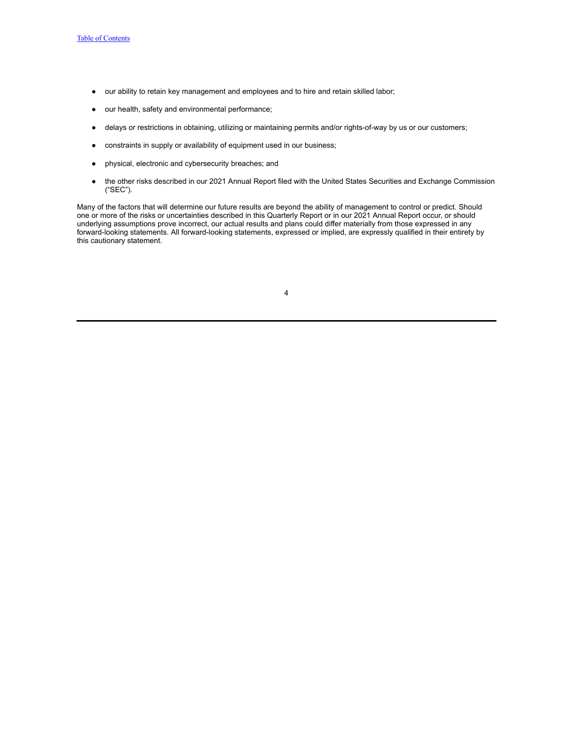- our ability to retain key management and employees and to hire and retain skilled labor;
- our health, safety and environmental performance;
- delays or restrictions in obtaining, utilizing or maintaining permits and/or rights-of-way by us or our customers;
- constraints in supply or availability of equipment used in our business;
- physical, electronic and cybersecurity breaches; and
- the other risks described in our 2021 Annual Report filed with the United States Securities and Exchange Commission ("SEC").

Many of the factors that will determine our future results are beyond the ability of management to control or predict. Should one or more of the risks or uncertainties described in this Quarterly Report or in our 2021 Annual Report occur, or should underlying assumptions prove incorrect, our actual results and plans could differ materially from those expressed in any forward-looking statements. All forward-looking statements, expressed or implied, are expressly qualified in their entirety by this cautionary statement.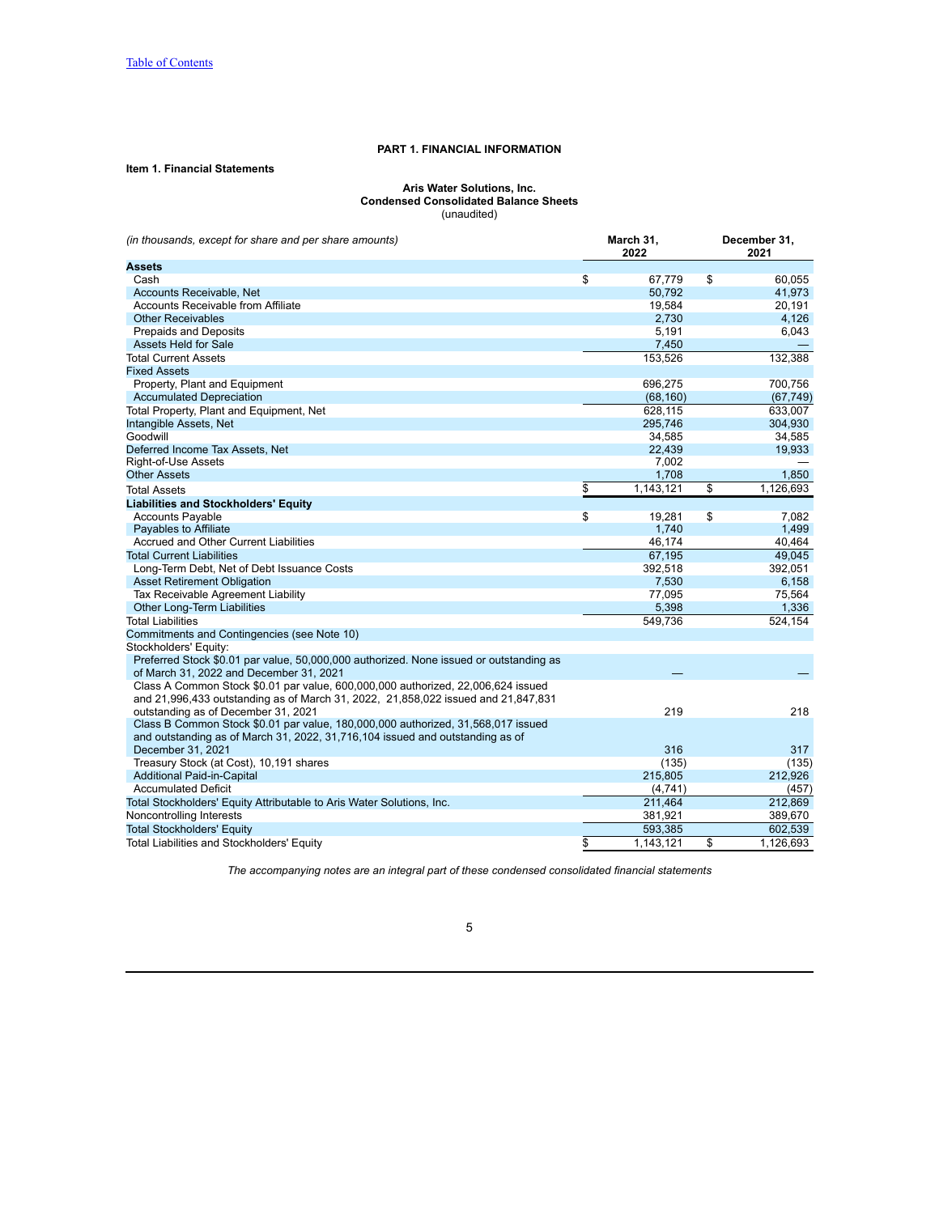# PART 1. FINANCIAL INFORMATION

## Item 1. Financial Statements

**Aris Water Solutions, Inc.**
**Condensed Consolidated Balance Sheets**
(unaudited)

| *(in thousands, except for share and per share amounts)* | March 31, 2022 | December 31, 2021 |
|---|---|---|
| **Assets** | | |
| Cash | $ 67,779 | $ 60,055 |
| Accounts Receivable, Net | 50,792 | 41,973 |
| Accounts Receivable from Affiliate | 19,584 | 20,191 |
| Other Receivables | 2,730 | 4,126 |
| Prepaids and Deposits | 5,191 | 6,043 |
| Assets Held for Sale | 7,450 | — |
| Total Current Assets | 153,526 | 132,388 |
| Fixed Assets | | |
| Property, Plant and Equipment | 696,275 | 700,756 |
| Accumulated Depreciation | (68,160) | (67,749) |
| Total Property, Plant and Equipment, Net | 628,115 | 633,007 |
| Intangible Assets, Net | 295,746 | 304,930 |
| Goodwill | 34,585 | 34,585 |
| Deferred Income Tax Assets, Net | 22,439 | 19,933 |
| Right-of-Use Assets | 7,002 | — |
| Other Assets | 1,708 | 1,850 |
| Total Assets | $ 1,143,121 | $ 1,126,693 |
| **Liabilities and Stockholders' Equity** | | |
| Accounts Payable | $ 19,281 | $ 7,082 |
| Payables to Affiliate | 1,740 | 1,499 |
| Accrued and Other Current Liabilities | 46,174 | 40,464 |
| Total Current Liabilities | 67,195 | 49,045 |
| Long-Term Debt, Net of Debt Issuance Costs | 392,518 | 392,051 |
| Asset Retirement Obligation | 7,530 | 6,158 |
| Tax Receivable Agreement Liability | 77,095 | 75,564 |
| Other Long-Term Liabilities | 5,398 | 1,336 |
| Total Liabilities | 549,736 | 524,154 |
| Commitments and Contingencies (see Note 10) | | |
| Stockholders' Equity: | | |
| Preferred Stock $0.01 par value, 50,000,000 authorized. None issued or outstanding as of March 31, 2022 and December 31, 2021 | — | — |
| Class A Common Stock $0.01 par value, 600,000,000 authorized, 22,006,624 issued and 21,996,433 outstanding as of March 31, 2022, 21,858,022 issued and 21,847,831 outstanding as of December 31, 2021 | 219 | 218 |
| Class B Common Stock $0.01 par value, 180,000,000 authorized, 31,568,017 issued and outstanding as of March 31, 2022, 31,716,104 issued and outstanding as of December 31, 2021 | 316 | 317 |
| Treasury Stock (at Cost), 10,191 shares | (135) | (135) |
| Additional Paid-in-Capital | 215,805 | 212,926 |
| Accumulated Deficit | (4,741) | (457) |
| Total Stockholders' Equity Attributable to Aris Water Solutions, Inc. | 211,464 | 212,869 |
| Noncontrolling Interests | 381,921 | 389,670 |
| Total Stockholders' Equity | 593,385 | 602,539 |
| Total Liabilities and Stockholders' Equity | $ 1,143,121 | $ 1,126,693 |

*The accompanying notes are an integral part of these condensed consolidated financial statements*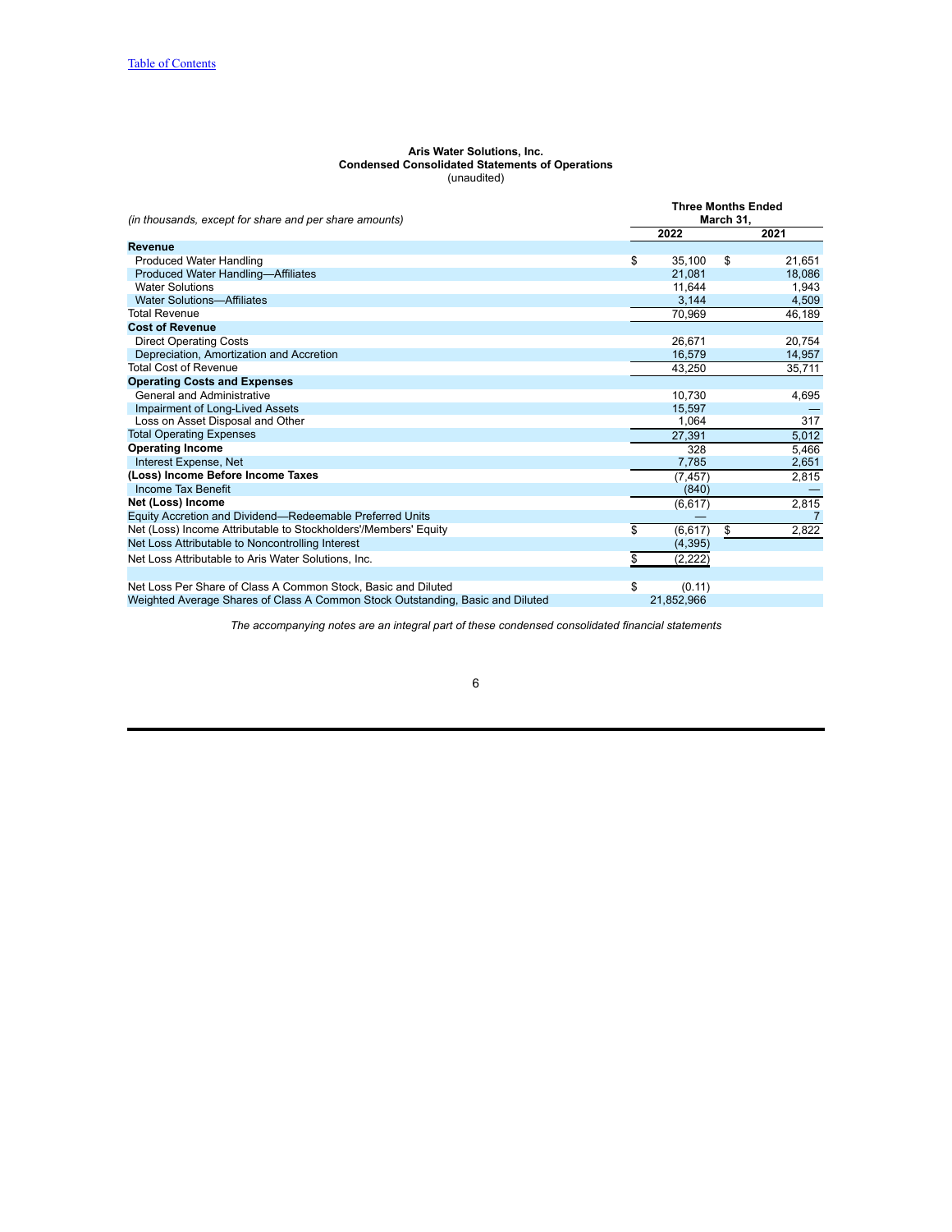**Aris Water Solutions, Inc.**
**Condensed Consolidated Statements of Operations**
(unaudited)

| *(in thousands, except for share and per share amounts)* | Three Months Ended March 31, 2022 | Three Months Ended March 31, 2021 |
|---|---|---|
| **Revenue** | | |
| Produced Water Handling | $ 35,100 | $ 21,651 |
| Produced Water Handling—Affiliates | 21,081 | 18,086 |
| Water Solutions | 11,644 | 1,943 |
| Water Solutions—Affiliates | 3,144 | 4,509 |
| Total Revenue | 70,969 | 46,189 |
| **Cost of Revenue** | | |
| Direct Operating Costs | 26,671 | 20,754 |
| Depreciation, Amortization and Accretion | 16,579 | 14,957 |
| Total Cost of Revenue | 43,250 | 35,711 |
| **Operating Costs and Expenses** | | |
| General and Administrative | 10,730 | 4,695 |
| Impairment of Long-Lived Assets | 15,597 | — |
| Loss on Asset Disposal and Other | 1,064 | 317 |
| Total Operating Expenses | 27,391 | 5,012 |
| **Operating Income** | 328 | 5,466 |
| Interest Expense, Net | 7,785 | 2,651 |
| **(Loss) Income Before Income Taxes** | (7,457) | 2,815 |
| Income Tax Benefit | (840) | — |
| **Net (Loss) Income** | (6,617) | 2,815 |
| Equity Accretion and Dividend—Redeemable Preferred Units | — | 7 |
| Net (Loss) Income Attributable to Stockholders'/Members' Equity | $ (6,617) | $ 2,822 |
| Net Loss Attributable to Noncontrolling Interest | (4,395) | |
| Net Loss Attributable to Aris Water Solutions, Inc. | $ (2,222) | |
| | | |
| Net Loss Per Share of Class A Common Stock, Basic and Diluted | $ (0.11) | |
| Weighted Average Shares of Class A Common Stock Outstanding, Basic and Diluted | 21,852,966 | |

*The accompanying notes are an integral part of these condensed consolidated financial statements*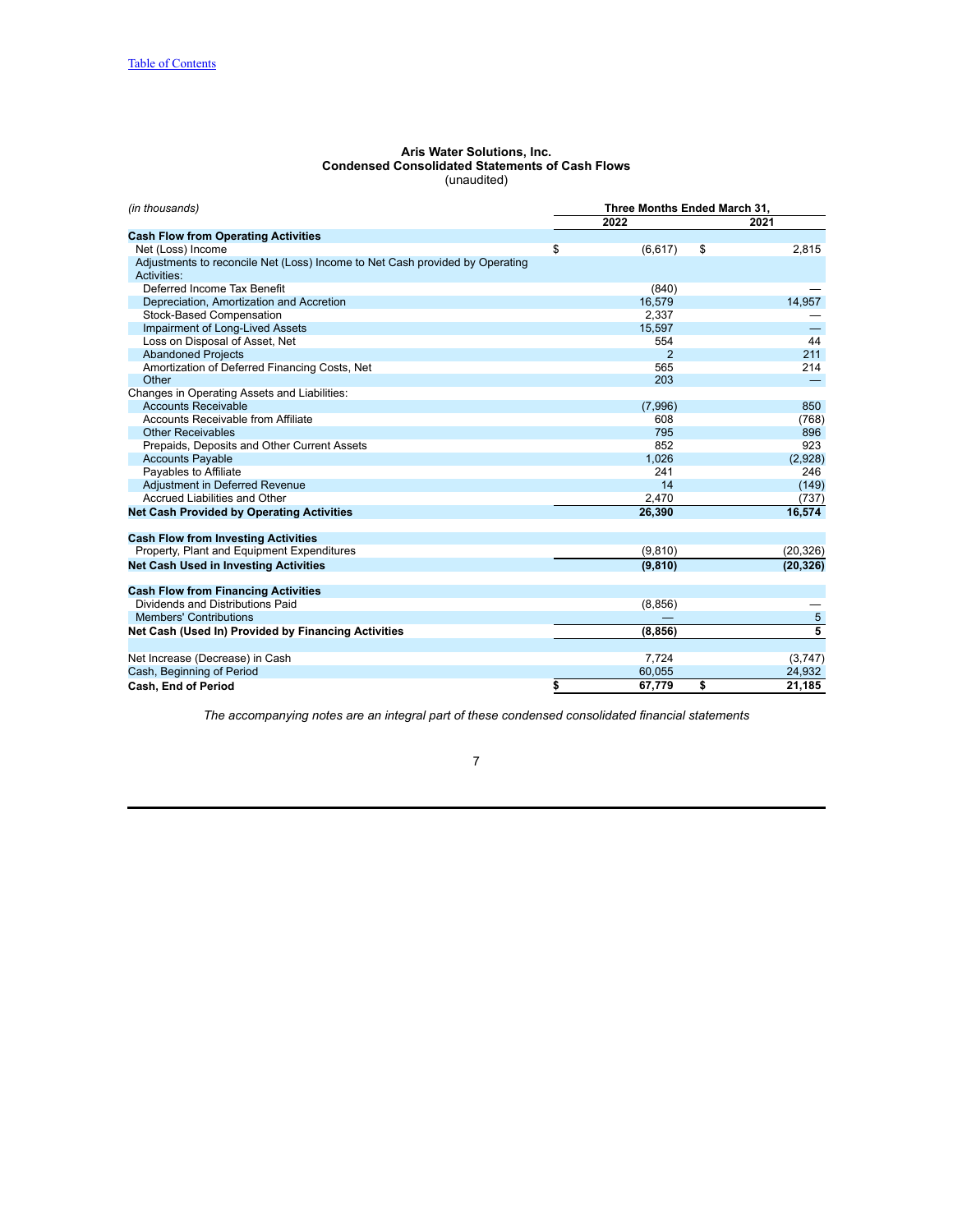**Aris Water Solutions, Inc.**
**Condensed Consolidated Statements of Cash Flows**
(unaudited)

| *(in thousands)* | Three Months Ended March 31, | |
|---|---|---|
| | 2022 | 2021 |
| **Cash Flow from Operating Activities** | | |
| Net (Loss) Income | $ (6,617) | $ 2,815 |
| Adjustments to reconcile Net (Loss) Income to Net Cash provided by Operating Activities: | | |
| Deferred Income Tax Benefit | (840) | — |
| Depreciation, Amortization and Accretion | 16,579 | 14,957 |
| Stock-Based Compensation | 2,337 | — |
| Impairment of Long-Lived Assets | 15,597 | — |
| Loss on Disposal of Asset, Net | 554 | 44 |
| Abandoned Projects | 2 | 211 |
| Amortization of Deferred Financing Costs, Net | 565 | 214 |
| Other | 203 | — |
| Changes in Operating Assets and Liabilities: | | |
| Accounts Receivable | (7,996) | 850 |
| Accounts Receivable from Affiliate | 608 | (768) |
| Other Receivables | 795 | 896 |
| Prepaids, Deposits and Other Current Assets | 852 | 923 |
| Accounts Payable | 1,026 | (2,928) |
| Payables to Affiliate | 241 | 246 |
| Adjustment in Deferred Revenue | 14 | (149) |
| Accrued Liabilities and Other | 2,470 | (737) |
| **Net Cash Provided by Operating Activities** | **26,390** | **16,574** |
| **Cash Flow from Investing Activities** | | |
| Property, Plant and Equipment Expenditures | (9,810) | (20,326) |
| **Net Cash Used in Investing Activities** | **(9,810)** | **(20,326)** |
| **Cash Flow from Financing Activities** | | |
| Dividends and Distributions Paid | (8,856) | — |
| Members' Contributions | — | 5 |
| **Net Cash (Used In) Provided by Financing Activities** | **(8,856)** | **5** |
| Net Increase (Decrease) in Cash | 7,724 | (3,747) |
| Cash, Beginning of Period | 60,055 | 24,932 |
| **Cash, End of Period** | **$ 67,779** | **$ 21,185** |

*The accompanying notes are an integral part of these condensed consolidated financial statements*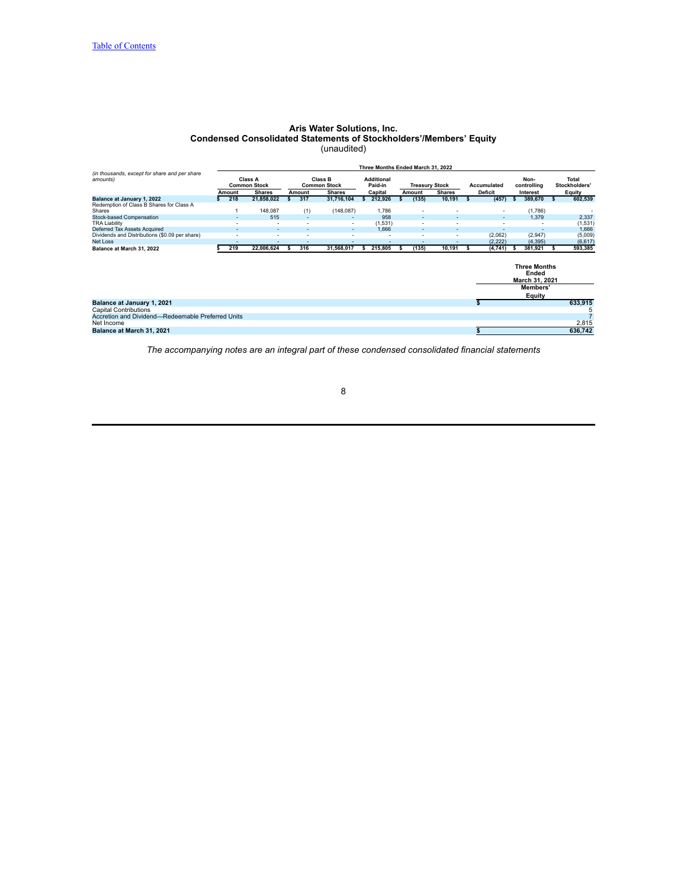# Aris Water Solutions, Inc.
## Condensed Consolidated Statements of Stockholders'/Members' Equity
(unaudited)

| *(in thousands, except for share and per share amounts)* | Three Months Ended March 31, 2022 | | | | | | | | | | |
|---|---|---|---|---|---|---|---|---|---|---|---|
| | Class A Common Stock | | Class B Common Stock | | Additional Paid-in Capital | Treasury Stock | | Accumulated Deficit | Non-controlling Interest | Total Stockholders' Equity |
| | Amount | Shares | Amount | Shares | | Amount | Shares | | | |
| **Balance at January 1, 2022** | $ 218 | 21,858,022 | $ 317 | 31,716,104 | $ 212,926 | $ (135) | 10,191 | $ (457) | $ 389,670 | $ 602,539 |
| Redemption of Class B Shares for Class A Shares | 1 | 148,087 | (1) | (148,087) | 1,786 | - | - | - | (1,786) | - |
| Stock-based Compensation | - | 515 | - | - | 958 | - | - | - | 1,379 | 2,337 |
| TRA Liability | - | - | - | - | (1,531) | - | - | - | - | (1,531) |
| Deferred Tax Assets Acquired | - | - | - | - | 1,666 | - | - | - | - | 1,666 |
| Dividends and Distributions ($0.09 per share) | - | - | - | - | - | - | - | (2,062) | (2,947) | (5,009) |
| Net Loss | - | - | - | - | - | - | - | (2,222) | (4,395) | (6,617) |
| **Balance at March 31, 2022** | $ 219 | 22,006,624 | $ 316 | 31,568,017 | $ 215,805 | $ (135) | 10,191 | $ (4,741) | $ 381,921 | $ 593,385 |

| | Three Months Ended March 31, 2021 |
|---|---|
| | Members' Equity |
| **Balance at January 1, 2021** | $ 633,915 |
| Capital Contributions | 5 |
| Accretion and Dividend—Redeemable Preferred Units | 7 |
| Net Income | 2,815 |
| **Balance at March 31, 2021** | $ 636,742 |

*The accompanying notes are an integral part of these condensed consolidated financial statements*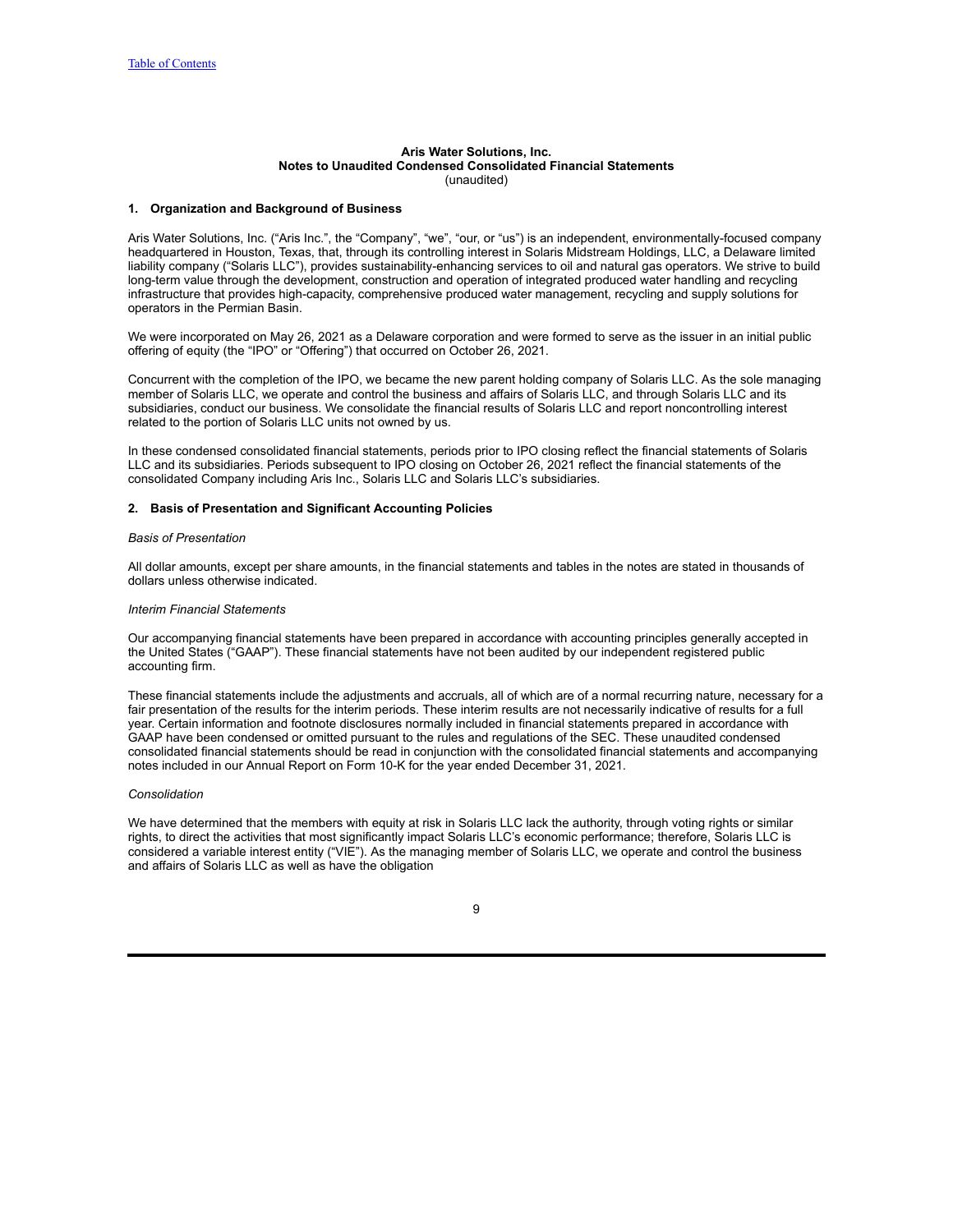**Aris Water Solutions, Inc.**
**Notes to Unaudited Condensed Consolidated Financial Statements**
(unaudited)

### 1. Organization and Background of Business

Aris Water Solutions, Inc. ("Aris Inc.", the "Company", "we", "our, or "us") is an independent, environmentally-focused company headquartered in Houston, Texas, that, through its controlling interest in Solaris Midstream Holdings, LLC, a Delaware limited liability company ("Solaris LLC"), provides sustainability-enhancing services to oil and natural gas operators. We strive to build long-term value through the development, construction and operation of integrated produced water handling and recycling infrastructure that provides high-capacity, comprehensive produced water management, recycling and supply solutions for operators in the Permian Basin.

We were incorporated on May 26, 2021 as a Delaware corporation and were formed to serve as the issuer in an initial public offering of equity (the "IPO" or "Offering") that occurred on October 26, 2021.

Concurrent with the completion of the IPO, we became the new parent holding company of Solaris LLC. As the sole managing member of Solaris LLC, we operate and control the business and affairs of Solaris LLC, and through Solaris LLC and its subsidiaries, conduct our business. We consolidate the financial results of Solaris LLC and report noncontrolling interest related to the portion of Solaris LLC units not owned by us.

In these condensed consolidated financial statements, periods prior to IPO closing reflect the financial statements of Solaris LLC and its subsidiaries. Periods subsequent to IPO closing on October 26, 2021 reflect the financial statements of the consolidated Company including Aris Inc., Solaris LLC and Solaris LLC's subsidiaries.

### 2. Basis of Presentation and Significant Accounting Policies

*Basis of Presentation*

All dollar amounts, except per share amounts, in the financial statements and tables in the notes are stated in thousands of dollars unless otherwise indicated.

*Interim Financial Statements*

Our accompanying financial statements have been prepared in accordance with accounting principles generally accepted in the United States ("GAAP"). These financial statements have not been audited by our independent registered public accounting firm.

These financial statements include the adjustments and accruals, all of which are of a normal recurring nature, necessary for a fair presentation of the results for the interim periods. These interim results are not necessarily indicative of results for a full year. Certain information and footnote disclosures normally included in financial statements prepared in accordance with GAAP have been condensed or omitted pursuant to the rules and regulations of the SEC. These unaudited condensed consolidated financial statements should be read in conjunction with the consolidated financial statements and accompanying notes included in our Annual Report on Form 10-K for the year ended December 31, 2021.

*Consolidation*

We have determined that the members with equity at risk in Solaris LLC lack the authority, through voting rights or similar rights, to direct the activities that most significantly impact Solaris LLC's economic performance; therefore, Solaris LLC is considered a variable interest entity ("VIE"). As the managing member of Solaris LLC, we operate and control the business and affairs of Solaris LLC as well as have the obligation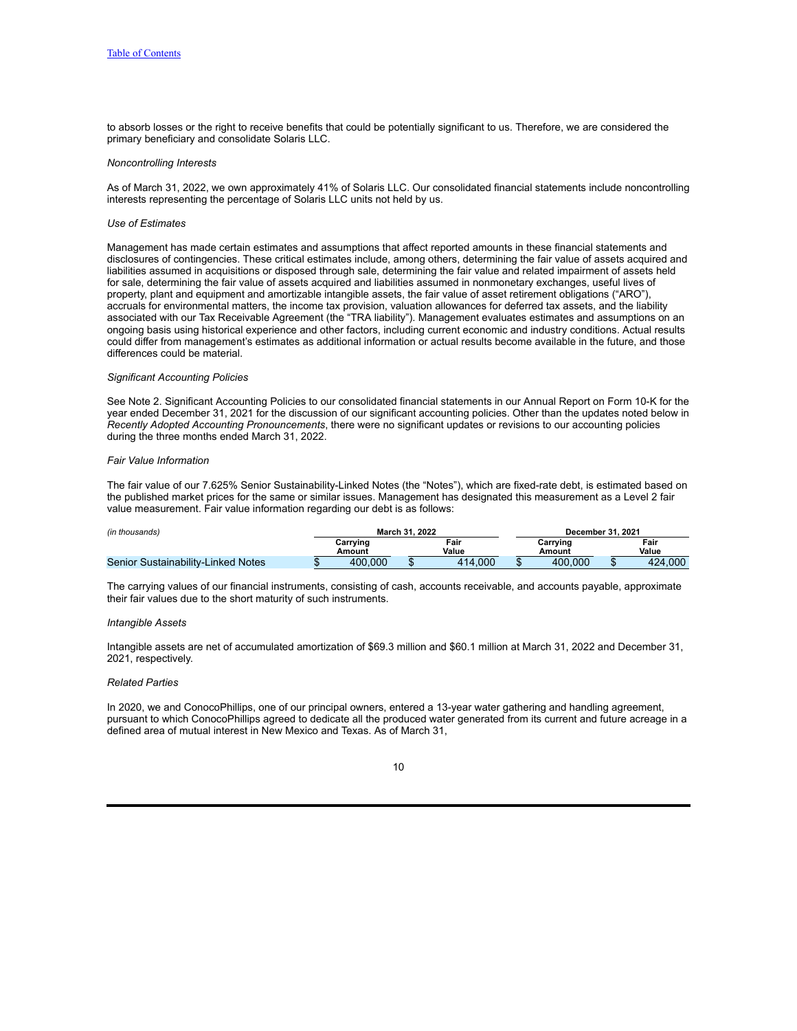to absorb losses or the right to receive benefits that could be potentially significant to us. Therefore, we are considered the primary beneficiary and consolidate Solaris LLC.

*Noncontrolling Interests*

As of March 31, 2022, we own approximately 41% of Solaris LLC. Our consolidated financial statements include noncontrolling interests representing the percentage of Solaris LLC units not held by us.

*Use of Estimates*

Management has made certain estimates and assumptions that affect reported amounts in these financial statements and disclosures of contingencies. These critical estimates include, among others, determining the fair value of assets acquired and liabilities assumed in acquisitions or disposed through sale, determining the fair value and related impairment of assets held for sale, determining the fair value of assets acquired and liabilities assumed in nonmonetary exchanges, useful lives of property, plant and equipment and amortizable intangible assets, the fair value of asset retirement obligations ("ARO"), accruals for environmental matters, the income tax provision, valuation allowances for deferred tax assets, and the liability associated with our Tax Receivable Agreement (the "TRA liability"). Management evaluates estimates and assumptions on an ongoing basis using historical experience and other factors, including current economic and industry conditions. Actual results could differ from management's estimates as additional information or actual results become available in the future, and those differences could be material.

*Significant Accounting Policies*

See Note 2. Significant Accounting Policies to our consolidated financial statements in our Annual Report on Form 10-K for the year ended December 31, 2021 for the discussion of our significant accounting policies. Other than the updates noted below in *Recently Adopted Accounting Pronouncements*, there were no significant updates or revisions to our accounting policies during the three months ended March 31, 2022.

*Fair Value Information*

The fair value of our 7.625% Senior Sustainability-Linked Notes (the "Notes"), which are fixed-rate debt, is estimated based on the published market prices for the same or similar issues. Management has designated this measurement as a Level 2 fair value measurement. Fair value information regarding our debt is as follows:

| *(in thousands)* | March 31, 2022 | | December 31, 2021 | |
|---|---|---|---|---|
| | Carrying Amount | Fair Value | Carrying Amount | Fair Value |
| Senior Sustainability-Linked Notes | $ 400,000 | $ 414,000 | $ 400,000 | $ 424,000 |

The carrying values of our financial instruments, consisting of cash, accounts receivable, and accounts payable, approximate their fair values due to the short maturity of such instruments.

*Intangible Assets*

Intangible assets are net of accumulated amortization of $69.3 million and $60.1 million at March 31, 2022 and December 31, 2021, respectively.

*Related Parties*

In 2020, we and ConocoPhillips, one of our principal owners, entered a 13-year water gathering and handling agreement, pursuant to which ConocoPhillips agreed to dedicate all the produced water generated from its current and future acreage in a defined area of mutual interest in New Mexico and Texas. As of March 31,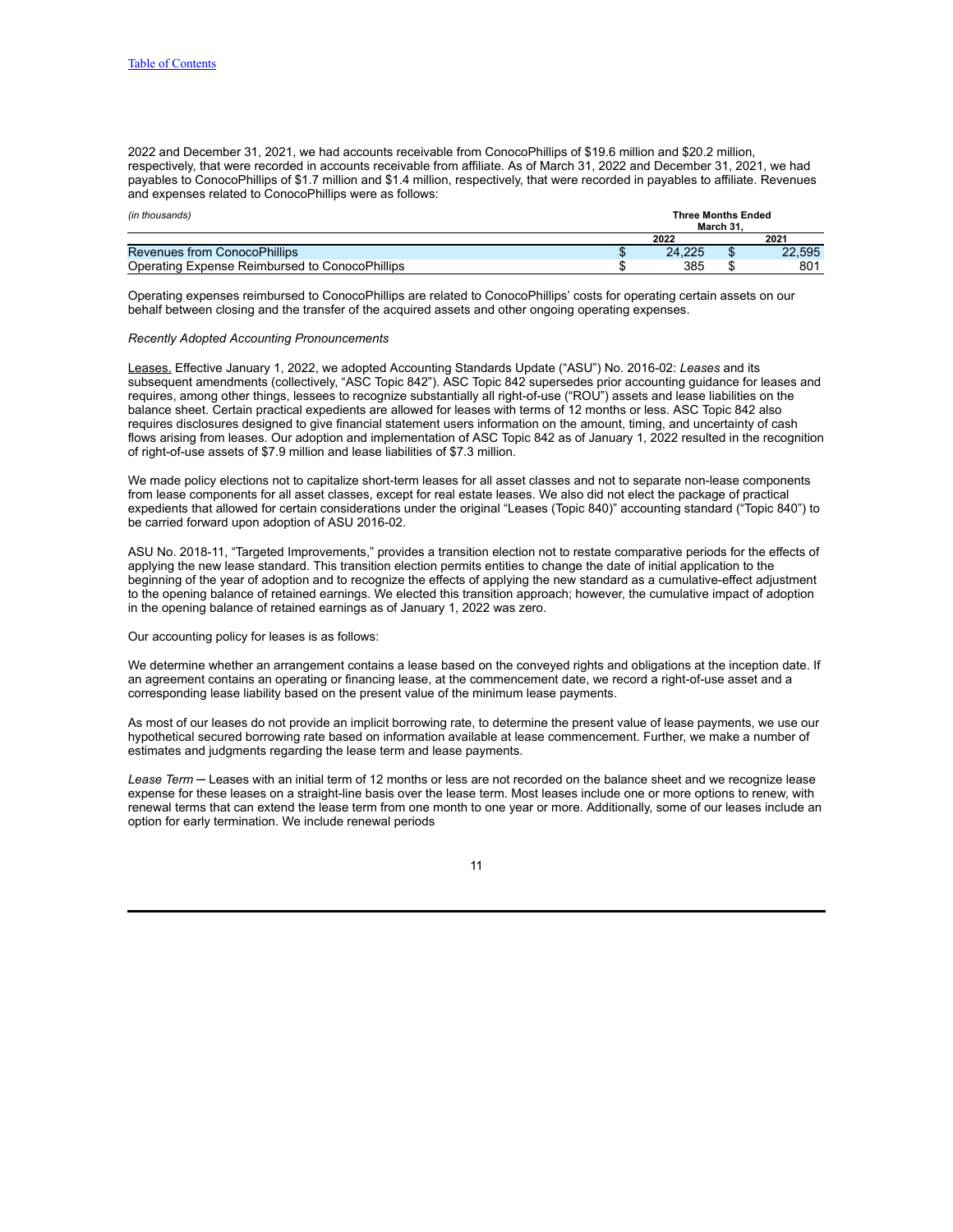2022 and December 31, 2021, we had accounts receivable from ConocoPhillips of $19.6 million and $20.2 million, respectively, that were recorded in accounts receivable from affiliate. As of March 31, 2022 and December 31, 2021, we had payables to ConocoPhillips of $1.7 million and $1.4 million, respectively, that were recorded in payables to affiliate. Revenues and expenses related to ConocoPhillips were as follows:

| *(in thousands)* | Three Months Ended March 31, | |
|---|---|---|
| | 2022 | 2021 |
| Revenues from ConocoPhillips | $ 24,225 | $ 22,595 |
| Operating Expense Reimbursed to ConocoPhillips | $ 385 | $ 801 |

Operating expenses reimbursed to ConocoPhillips are related to ConocoPhillips' costs for operating certain assets on our behalf between closing and the transfer of the acquired assets and other ongoing operating expenses.

*Recently Adopted Accounting Pronouncements*

Leases. Effective January 1, 2022, we adopted Accounting Standards Update ("ASU") No. 2016-02: *Leases* and its subsequent amendments (collectively, "ASC Topic 842"). ASC Topic 842 supersedes prior accounting guidance for leases and requires, among other things, lessees to recognize substantially all right-of-use ("ROU") assets and lease liabilities on the balance sheet. Certain practical expedients are allowed for leases with terms of 12 months or less. ASC Topic 842 also requires disclosures designed to give financial statement users information on the amount, timing, and uncertainty of cash flows arising from leases. Our adoption and implementation of ASC Topic 842 as of January 1, 2022 resulted in the recognition of right-of-use assets of $7.9 million and lease liabilities of $7.3 million.

We made policy elections not to capitalize short-term leases for all asset classes and not to separate non-lease components from lease components for all asset classes, except for real estate leases. We also did not elect the package of practical expedients that allowed for certain considerations under the original "Leases (Topic 840)" accounting standard ("Topic 840") to be carried forward upon adoption of ASU 2016-02.

ASU No. 2018-11, "Targeted Improvements," provides a transition election not to restate comparative periods for the effects of applying the new lease standard. This transition election permits entities to change the date of initial application to the beginning of the year of adoption and to recognize the effects of applying the new standard as a cumulative-effect adjustment to the opening balance of retained earnings. We elected this transition approach; however, the cumulative impact of adoption in the opening balance of retained earnings as of January 1, 2022 was zero.

Our accounting policy for leases is as follows:

We determine whether an arrangement contains a lease based on the conveyed rights and obligations at the inception date. If an agreement contains an operating or financing lease, at the commencement date, we record a right-of-use asset and a corresponding lease liability based on the present value of the minimum lease payments.

As most of our leases do not provide an implicit borrowing rate, to determine the present value of lease payments, we use our hypothetical secured borrowing rate based on information available at lease commencement. Further, we make a number of estimates and judgments regarding the lease term and lease payments.

*Lease Term* ─ Leases with an initial term of 12 months or less are not recorded on the balance sheet and we recognize lease expense for these leases on a straight-line basis over the lease term. Most leases include one or more options to renew, with renewal terms that can extend the lease term from one month to one year or more. Additionally, some of our leases include an option for early termination. We include renewal periods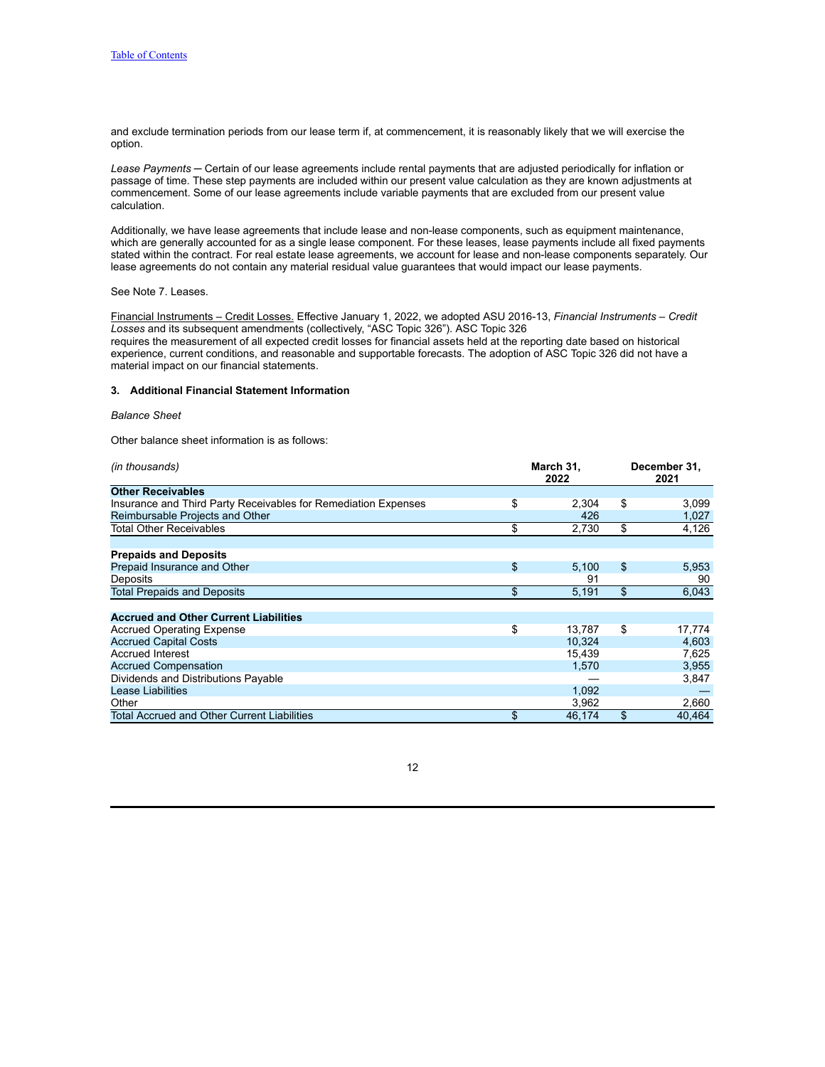and exclude termination periods from our lease term if, at commencement, it is reasonably likely that we will exercise the option.

*Lease Payments* — Certain of our lease agreements include rental payments that are adjusted periodically for inflation or passage of time. These step payments are included within our present value calculation as they are known adjustments at commencement. Some of our lease agreements include variable payments that are excluded from our present value calculation.

Additionally, we have lease agreements that include lease and non-lease components, such as equipment maintenance, which are generally accounted for as a single lease component. For these leases, lease payments include all fixed payments stated within the contract. For real estate lease agreements, we account for lease and non-lease components separately. Our lease agreements do not contain any material residual value guarantees that would impact our lease payments.

See Note 7. Leases.

Financial Instruments – Credit Losses. Effective January 1, 2022, we adopted ASU 2016-13, *Financial Instruments – Credit Losses* and its subsequent amendments (collectively, "ASC Topic 326"). ASC Topic 326 requires the measurement of all expected credit losses for financial assets held at the reporting date based on historical experience, current conditions, and reasonable and supportable forecasts. The adoption of ASC Topic 326 did not have a material impact on our financial statements.

### 3. Additional Financial Statement Information

*Balance Sheet*

Other balance sheet information is as follows:

| *(in thousands)* | March 31, 2022 | December 31, 2021 |
|---|---|---|
| **Other Receivables** | | |
| Insurance and Third Party Receivables for Remediation Expenses | $ 2,304 | $ 3,099 |
| Reimbursable Projects and Other | 426 | 1,027 |
| Total Other Receivables | $ 2,730 | $ 4,126 |
| | | |
| **Prepaids and Deposits** | | |
| Prepaid Insurance and Other | $ 5,100 | $ 5,953 |
| Deposits | 91 | 90 |
| Total Prepaids and Deposits | $ 5,191 | $ 6,043 |
| | | |
| **Accrued and Other Current Liabilities** | | |
| Accrued Operating Expense | $ 13,787 | $ 17,774 |
| Accrued Capital Costs | 10,324 | 4,603 |
| Accrued Interest | 15,439 | 7,625 |
| Accrued Compensation | 1,570 | 3,955 |
| Dividends and Distributions Payable | — | 3,847 |
| Lease Liabilities | 1,092 | — |
| Other | 3,962 | 2,660 |
| Total Accrued and Other Current Liabilities | $ 46,174 | $ 40,464 |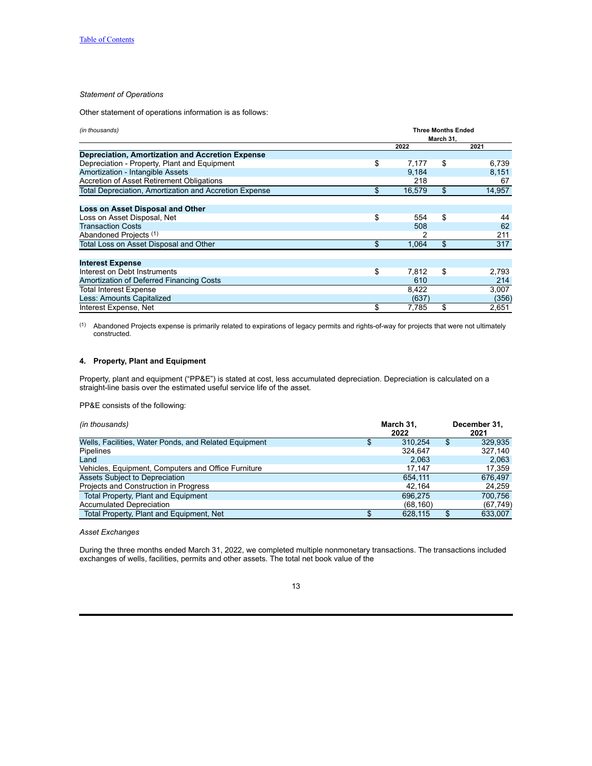*Statement of Operations*

Other statement of operations information is as follows:

| *(in thousands)* | Three Months Ended March 31, | |
|---|---|---|
| | 2022 | 2021 |
| **Depreciation, Amortization and Accretion Expense** | | |
| Depreciation - Property, Plant and Equipment | $ 7,177 | $ 6,739 |
| Amortization - Intangible Assets | 9,184 | 8,151 |
| Accretion of Asset Retirement Obligations | 218 | 67 |
| Total Depreciation, Amortization and Accretion Expense | $ 16,579 | $ 14,957 |
| | | |
| **Loss on Asset Disposal and Other** | | |
| Loss on Asset Disposal, Net | $ 554 | $ 44 |
| Transaction Costs | 508 | 62 |
| Abandoned Projects [1] | 2 | 211 |
| Total Loss on Asset Disposal and Other | $ 1,064 | $ 317 |
| | | |
| **Interest Expense** | | |
| Interest on Debt Instruments | $ 7,812 | $ 2,793 |
| Amortization of Deferred Financing Costs | 610 | 214 |
| Total Interest Expense | 8,422 | 3,007 |
| Less: Amounts Capitalized | (637) | (356) |
| Interest Expense, Net | $ 7,785 | $ 2,651 |

[1] Abandoned Projects expense is primarily related to expirations of legacy permits and rights-of-way for projects that were not ultimately constructed.

### 4. Property, Plant and Equipment

Property, plant and equipment ("PP&E") is stated at cost, less accumulated depreciation. Depreciation is calculated on a straight-line basis over the estimated useful service life of the asset.

PP&E consists of the following:

| *(in thousands)* | March 31, 2022 | December 31, 2021 |
|---|---|---|
| Wells, Facilities, Water Ponds, and Related Equipment | $ 310,254 | $ 329,935 |
| Pipelines | 324,647 | 327,140 |
| Land | 2,063 | 2,063 |
| Vehicles, Equipment, Computers and Office Furniture | 17,147 | 17,359 |
| Assets Subject to Depreciation | 654,111 | 676,497 |
| Projects and Construction in Progress | 42,164 | 24,259 |
| Total Property, Plant and Equipment | 696,275 | 700,756 |
| Accumulated Depreciation | (68,160) | (67,749) |
| Total Property, Plant and Equipment, Net | $ 628,115 | $ 633,007 |

*Asset Exchanges*

During the three months ended March 31, 2022, we completed multiple nonmonetary transactions. The transactions included exchanges of wells, facilities, permits and other assets. The total net book value of the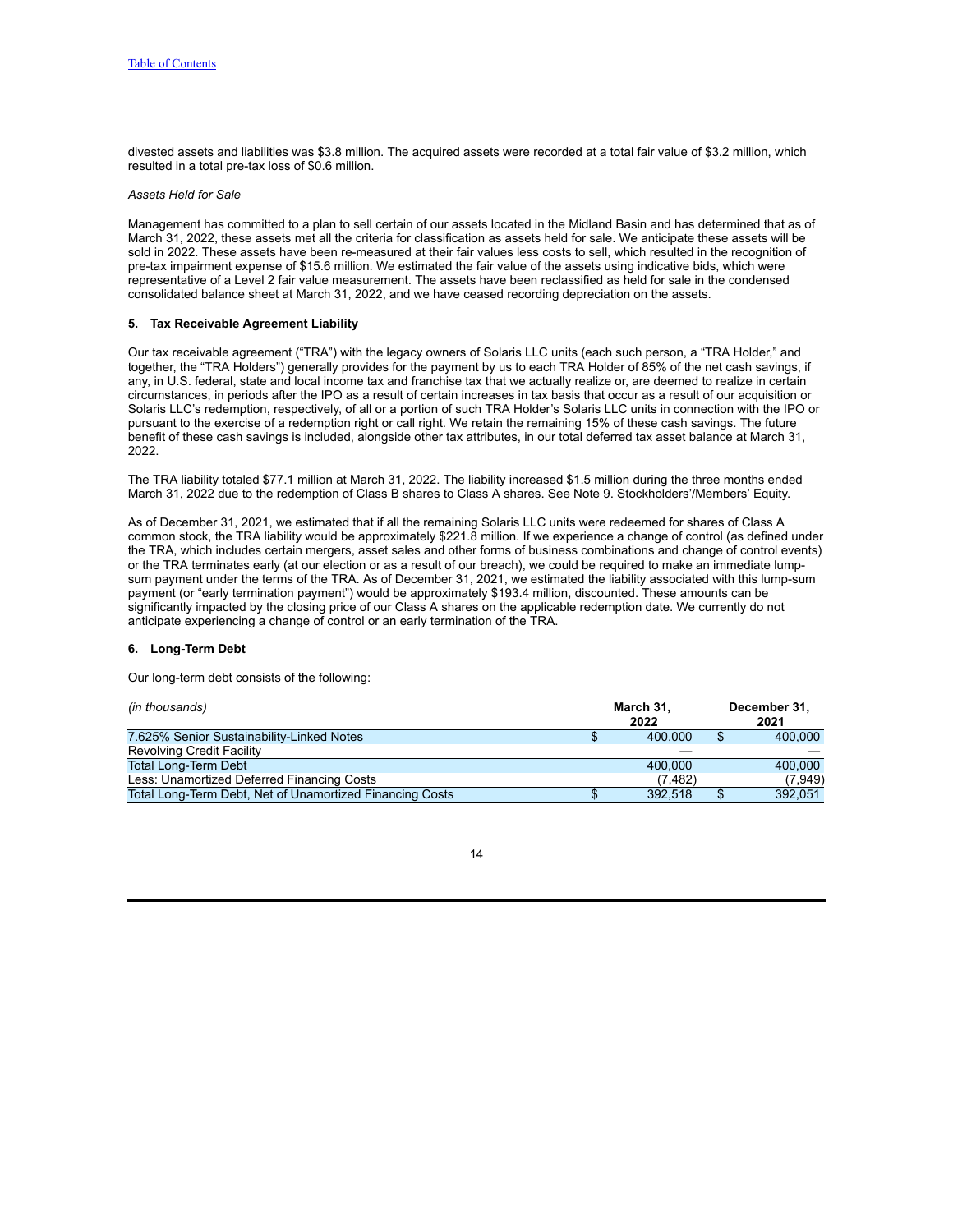divested assets and liabilities was $3.8 million. The acquired assets were recorded at a total fair value of $3.2 million, which resulted in a total pre-tax loss of $0.6 million.

*Assets Held for Sale*

Management has committed to a plan to sell certain of our assets located in the Midland Basin and has determined that as of March 31, 2022, these assets met all the criteria for classification as assets held for sale. We anticipate these assets will be sold in 2022. These assets have been re-measured at their fair values less costs to sell, which resulted in the recognition of pre-tax impairment expense of $15.6 million. We estimated the fair value of the assets using indicative bids, which were representative of a Level 2 fair value measurement. The assets have been reclassified as held for sale in the condensed consolidated balance sheet at March 31, 2022, and we have ceased recording depreciation on the assets.

### 5. Tax Receivable Agreement Liability

Our tax receivable agreement ("TRA") with the legacy owners of Solaris LLC units (each such person, a "TRA Holder," and together, the "TRA Holders") generally provides for the payment by us to each TRA Holder of 85% of the net cash savings, if any, in U.S. federal, state and local income tax and franchise tax that we actually realize or, are deemed to realize in certain circumstances, in periods after the IPO as a result of certain increases in tax basis that occur as a result of our acquisition or Solaris LLC's redemption, respectively, of all or a portion of such TRA Holder's Solaris LLC units in connection with the IPO or pursuant to the exercise of a redemption right or call right. We retain the remaining 15% of these cash savings. The future benefit of these cash savings is included, alongside other tax attributes, in our total deferred tax asset balance at March 31, 2022.

The TRA liability totaled $77.1 million at March 31, 2022. The liability increased $1.5 million during the three months ended March 31, 2022 due to the redemption of Class B shares to Class A shares. See Note 9. Stockholders'/Members' Equity.

As of December 31, 2021, we estimated that if all the remaining Solaris LLC units were redeemed for shares of Class A common stock, the TRA liability would be approximately $221.8 million. If we experience a change of control (as defined under the TRA, which includes certain mergers, asset sales and other forms of business combinations and change of control events) or the TRA terminates early (at our election or as a result of our breach), we could be required to make an immediate lump-sum payment under the terms of the TRA. As of December 31, 2021, we estimated the liability associated with this lump-sum payment (or "early termination payment") would be approximately $193.4 million, discounted. These amounts can be significantly impacted by the closing price of our Class A shares on the applicable redemption date. We currently do not anticipate experiencing a change of control or an early termination of the TRA.

### 6. Long-Term Debt

Our long-term debt consists of the following:

| *(in thousands)* | March 31, 2022 | December 31, 2021 |
|---|---|---|
| 7.625% Senior Sustainability-Linked Notes | $ 400,000 | $ 400,000 |
| Revolving Credit Facility | — | — |
| Total Long-Term Debt | 400,000 | 400,000 |
| Less: Unamortized Deferred Financing Costs | (7,482) | (7,949) |
| Total Long-Term Debt, Net of Unamortized Financing Costs | $ 392,518 | $ 392,051 |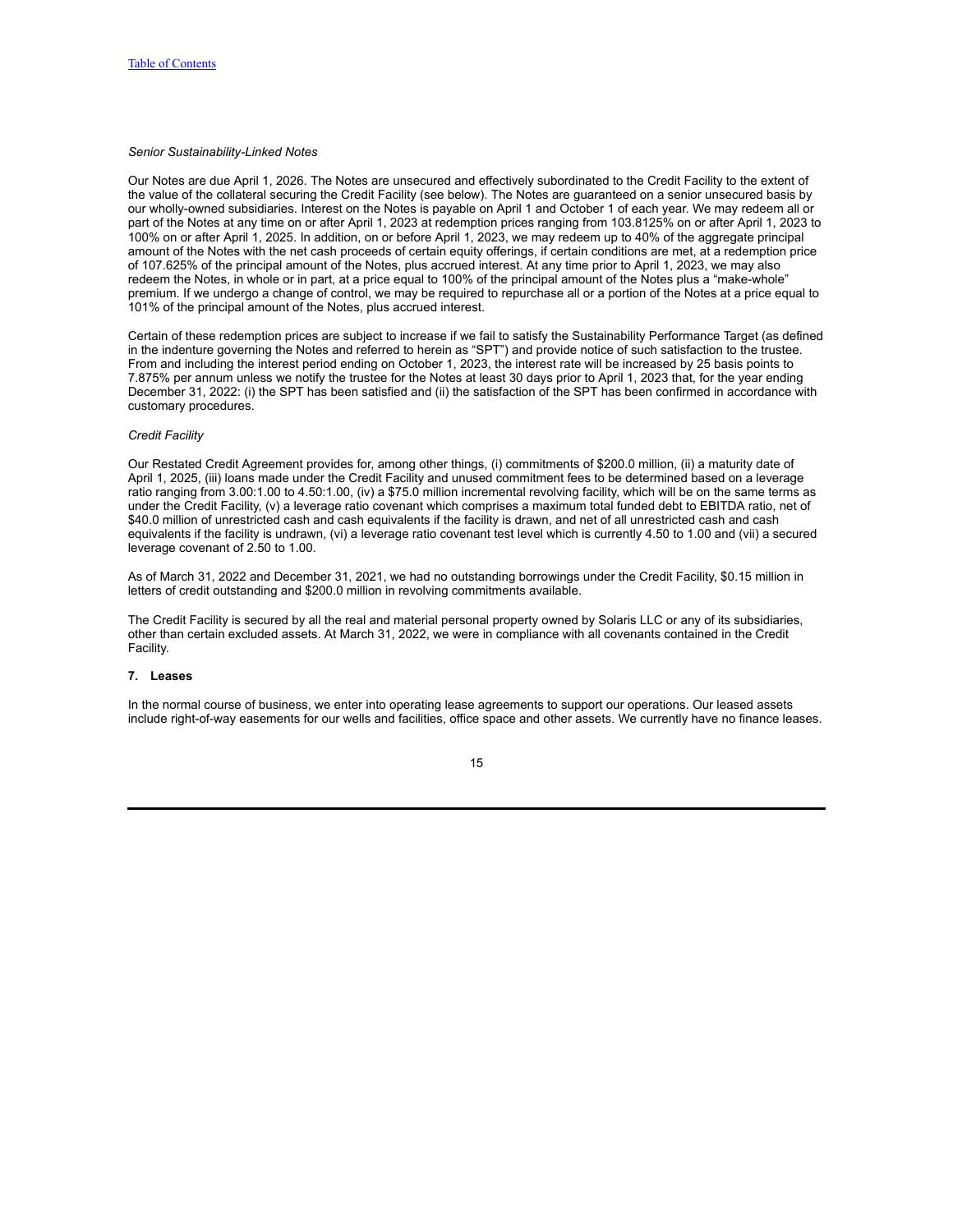*Senior Sustainability-Linked Notes*

Our Notes are due April 1, 2026. The Notes are unsecured and effectively subordinated to the Credit Facility to the extent of the value of the collateral securing the Credit Facility (see below). The Notes are guaranteed on a senior unsecured basis by our wholly-owned subsidiaries. Interest on the Notes is payable on April 1 and October 1 of each year. We may redeem all or part of the Notes at any time on or after April 1, 2023 at redemption prices ranging from 103.8125% on or after April 1, 2023 to 100% on or after April 1, 2025. In addition, on or before April 1, 2023, we may redeem up to 40% of the aggregate principal amount of the Notes with the net cash proceeds of certain equity offerings, if certain conditions are met, at a redemption price of 107.625% of the principal amount of the Notes, plus accrued interest. At any time prior to April 1, 2023, we may also redeem the Notes, in whole or in part, at a price equal to 100% of the principal amount of the Notes plus a "make-whole" premium. If we undergo a change of control, we may be required to repurchase all or a portion of the Notes at a price equal to 101% of the principal amount of the Notes, plus accrued interest.

Certain of these redemption prices are subject to increase if we fail to satisfy the Sustainability Performance Target (as defined in the indenture governing the Notes and referred to herein as "SPT") and provide notice of such satisfaction to the trustee. From and including the interest period ending on October 1, 2023, the interest rate will be increased by 25 basis points to 7.875% per annum unless we notify the trustee for the Notes at least 30 days prior to April 1, 2023 that, for the year ending December 31, 2022: (i) the SPT has been satisfied and (ii) the satisfaction of the SPT has been confirmed in accordance with customary procedures.

*Credit Facility*

Our Restated Credit Agreement provides for, among other things, (i) commitments of $200.0 million, (ii) a maturity date of April 1, 2025, (iii) loans made under the Credit Facility and unused commitment fees to be determined based on a leverage ratio ranging from 3.00:1.00 to 4.50:1.00, (iv) a $75.0 million incremental revolving facility, which will be on the same terms as under the Credit Facility, (v) a leverage ratio covenant which comprises a maximum total funded debt to EBITDA ratio, net of $40.0 million of unrestricted cash and cash equivalents if the facility is drawn, and net of all unrestricted cash and cash equivalents if the facility is undrawn, (vi) a leverage ratio covenant test level which is currently 4.50 to 1.00 and (vii) a secured leverage covenant of 2.50 to 1.00.

As of March 31, 2022 and December 31, 2021, we had no outstanding borrowings under the Credit Facility, $0.15 million in letters of credit outstanding and $200.0 million in revolving commitments available.

The Credit Facility is secured by all the real and material personal property owned by Solaris LLC or any of its subsidiaries, other than certain excluded assets. At March 31, 2022, we were in compliance with all covenants contained in the Credit Facility.

## 7. Leases

In the normal course of business, we enter into operating lease agreements to support our operations. Our leased assets include right-of-way easements for our wells and facilities, office space and other assets. We currently have no finance leases.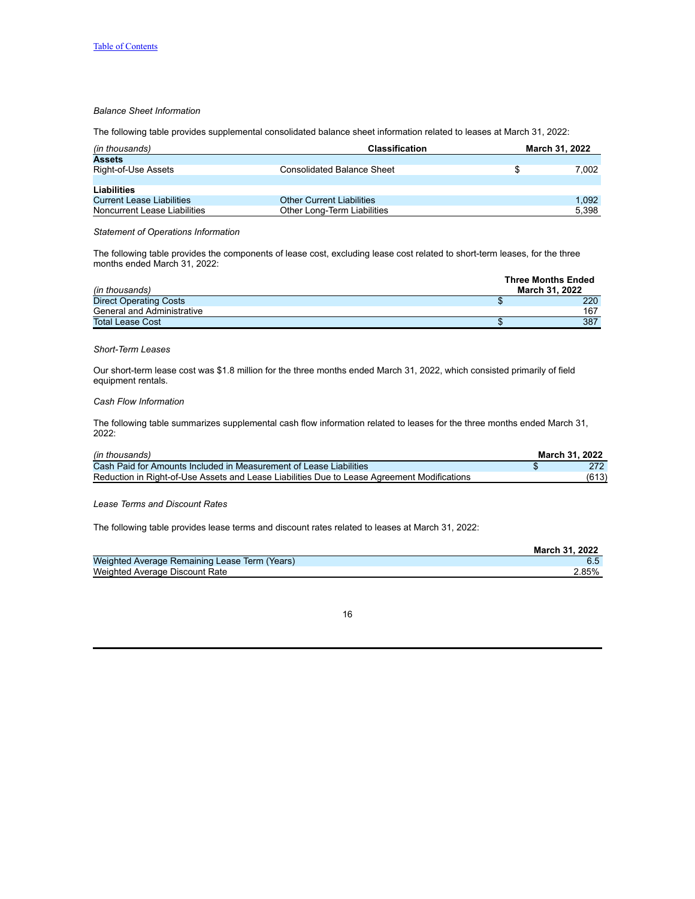*Balance Sheet Information*

The following table provides supplemental consolidated balance sheet information related to leases at March 31, 2022:

| *(in thousands)* | Classification | March 31, 2022 |
|---|---|---|
| **Assets** | | |
| Right-of-Use Assets | Consolidated Balance Sheet | $ 7,002 |
| | | |
| **Liabilities** | | |
| Current Lease Liabilities | Other Current Liabilities | 1,092 |
| Noncurrent Lease Liabilities | Other Long-Term Liabilities | 5,398 |

*Statement of Operations Information*

The following table provides the components of lease cost, excluding lease cost related to short-term leases, for the three months ended March 31, 2022:

| *(in thousands)* | Three Months Ended March 31, 2022 |
|---|---|
| Direct Operating Costs | $ 220 |
| General and Administrative | 167 |
| Total Lease Cost | $ 387 |

*Short-Term Leases*

Our short-term lease cost was $1.8 million for the three months ended March 31, 2022, which consisted primarily of field equipment rentals.

*Cash Flow Information*

The following table summarizes supplemental cash flow information related to leases for the three months ended March 31, 2022:

| *(in thousands)* | March 31, 2022 |
|---|---|
| Cash Paid for Amounts Included in Measurement of Lease Liabilities | $ 272 |
| Reduction in Right-of-Use Assets and Lease Liabilities Due to Lease Agreement Modifications | (613) |

*Lease Terms and Discount Rates*

The following table provides lease terms and discount rates related to leases at March 31, 2022:

| | March 31, 2022 |
|---|---|
| Weighted Average Remaining Lease Term (Years) | 6.5 |
| Weighted Average Discount Rate | 2.85% |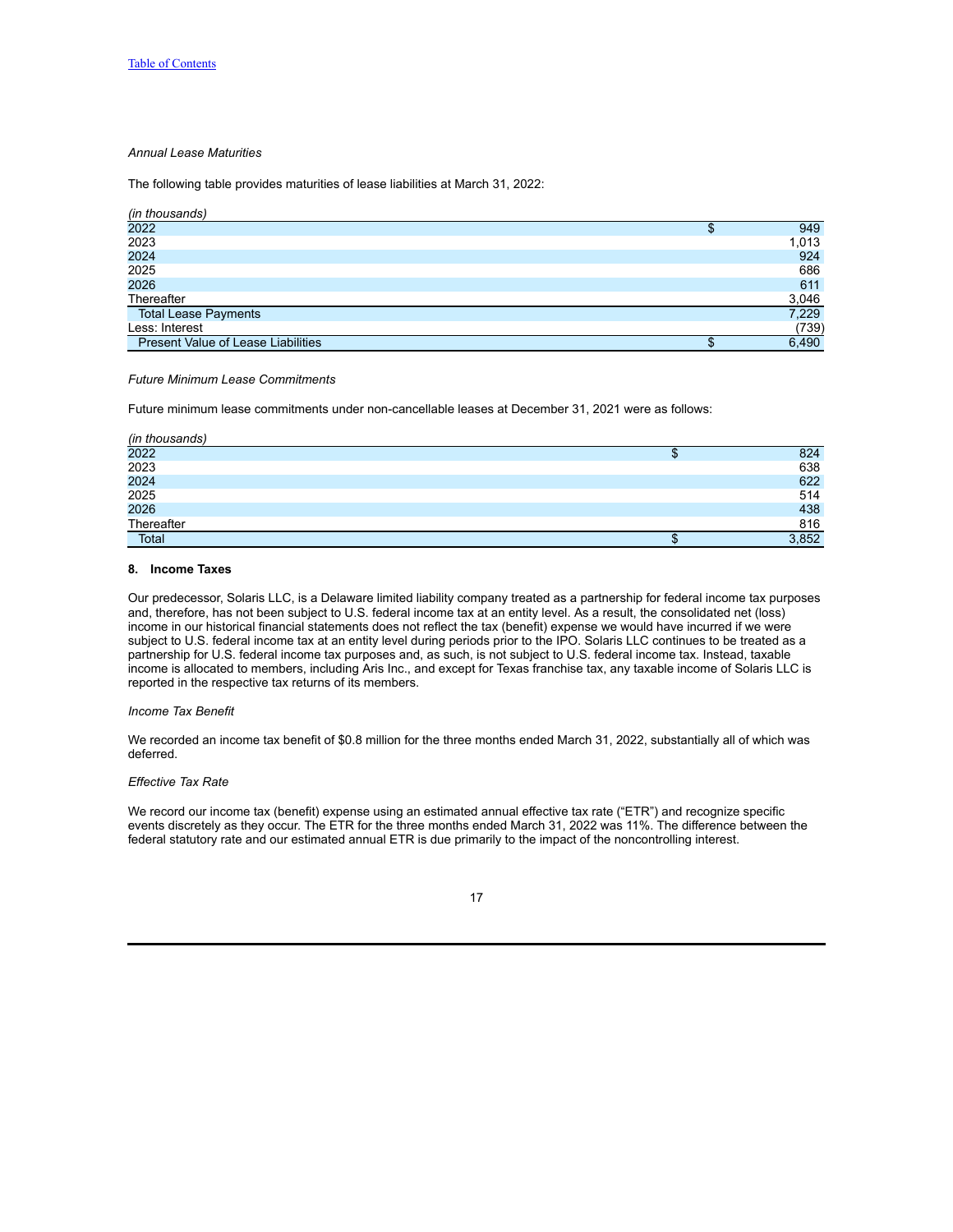*Annual Lease Maturities*

The following table provides maturities of lease liabilities at March 31, 2022:

| *(in thousands)* | |
|---|---|
| 2022 | $ 949 |
| 2023 | 1,013 |
| 2024 | 924 |
| 2025 | 686 |
| 2026 | 611 |
| Thereafter | 3,046 |
| Total Lease Payments | 7,229 |
| Less: Interest | (739) |
| Present Value of Lease Liabilities | $ 6,490 |

*Future Minimum Lease Commitments*

Future minimum lease commitments under non-cancellable leases at December 31, 2021 were as follows:

| *(in thousands)* | |
|---|---|
| 2022 | $ 824 |
| 2023 | 638 |
| 2024 | 622 |
| 2025 | 514 |
| 2026 | 438 |
| Thereafter | 816 |
| Total | $ 3,852 |

## 8. Income Taxes

Our predecessor, Solaris LLC, is a Delaware limited liability company treated as a partnership for federal income tax purposes and, therefore, has not been subject to U.S. federal income tax at an entity level. As a result, the consolidated net (loss) income in our historical financial statements does not reflect the tax (benefit) expense we would have incurred if we were subject to U.S. federal income tax at an entity level during periods prior to the IPO. Solaris LLC continues to be treated as a partnership for U.S. federal income tax purposes and, as such, is not subject to U.S. federal income tax. Instead, taxable income is allocated to members, including Aris Inc., and except for Texas franchise tax, any taxable income of Solaris LLC is reported in the respective tax returns of its members.

*Income Tax Benefit*

We recorded an income tax benefit of $0.8 million for the three months ended March 31, 2022, substantially all of which was deferred.

*Effective Tax Rate*

We record our income tax (benefit) expense using an estimated annual effective tax rate ("ETR") and recognize specific events discretely as they occur. The ETR for the three months ended March 31, 2022 was 11%. The difference between the federal statutory rate and our estimated annual ETR is due primarily to the impact of the noncontrolling interest.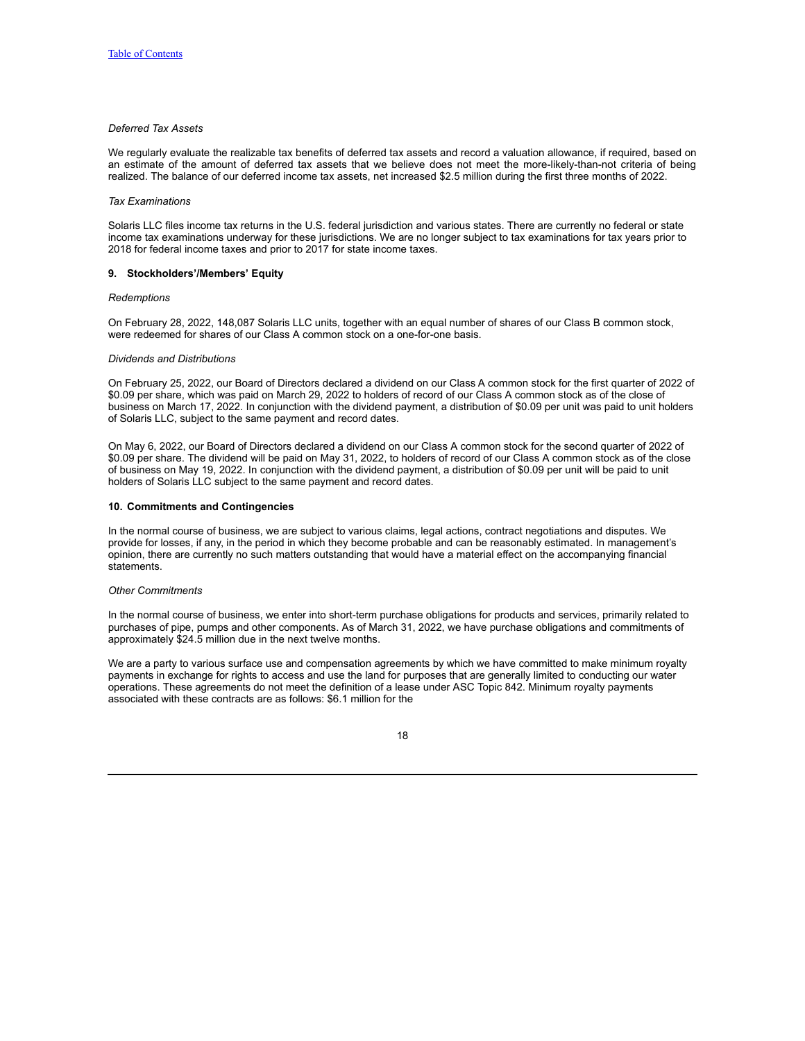*Deferred Tax Assets*

We regularly evaluate the realizable tax benefits of deferred tax assets and record a valuation allowance, if required, based on an estimate of the amount of deferred tax assets that we believe does not meet the more-likely-than-not criteria of being realized. The balance of our deferred income tax assets, net increased $2.5 million during the first three months of 2022.

*Tax Examinations*

Solaris LLC files income tax returns in the U.S. federal jurisdiction and various states. There are currently no federal or state income tax examinations underway for these jurisdictions. We are no longer subject to tax examinations for tax years prior to 2018 for federal income taxes and prior to 2017 for state income taxes.

## 9. Stockholders'/Members' Equity

*Redemptions*

On February 28, 2022, 148,087 Solaris LLC units, together with an equal number of shares of our Class B common stock, were redeemed for shares of our Class A common stock on a one-for-one basis.

*Dividends and Distributions*

On February 25, 2022, our Board of Directors declared a dividend on our Class A common stock for the first quarter of 2022 of $0.09 per share, which was paid on March 29, 2022 to holders of record of our Class A common stock as of the close of business on March 17, 2022. In conjunction with the dividend payment, a distribution of $0.09 per unit was paid to unit holders of Solaris LLC, subject to the same payment and record dates.

On May 6, 2022, our Board of Directors declared a dividend on our Class A common stock for the second quarter of 2022 of $0.09 per share. The dividend will be paid on May 31, 2022, to holders of record of our Class A common stock as of the close of business on May 19, 2022. In conjunction with the dividend payment, a distribution of $0.09 per unit will be paid to unit holders of Solaris LLC subject to the same payment and record dates.

## 10. Commitments and Contingencies

In the normal course of business, we are subject to various claims, legal actions, contract negotiations and disputes. We provide for losses, if any, in the period in which they become probable and can be reasonably estimated. In management's opinion, there are currently no such matters outstanding that would have a material effect on the accompanying financial statements.

*Other Commitments*

In the normal course of business, we enter into short-term purchase obligations for products and services, primarily related to purchases of pipe, pumps and other components. As of March 31, 2022, we have purchase obligations and commitments of approximately $24.5 million due in the next twelve months.

We are a party to various surface use and compensation agreements by which we have committed to make minimum royalty payments in exchange for rights to access and use the land for purposes that are generally limited to conducting our water operations. These agreements do not meet the definition of a lease under ASC Topic 842. Minimum royalty payments associated with these contracts are as follows: $6.1 million for the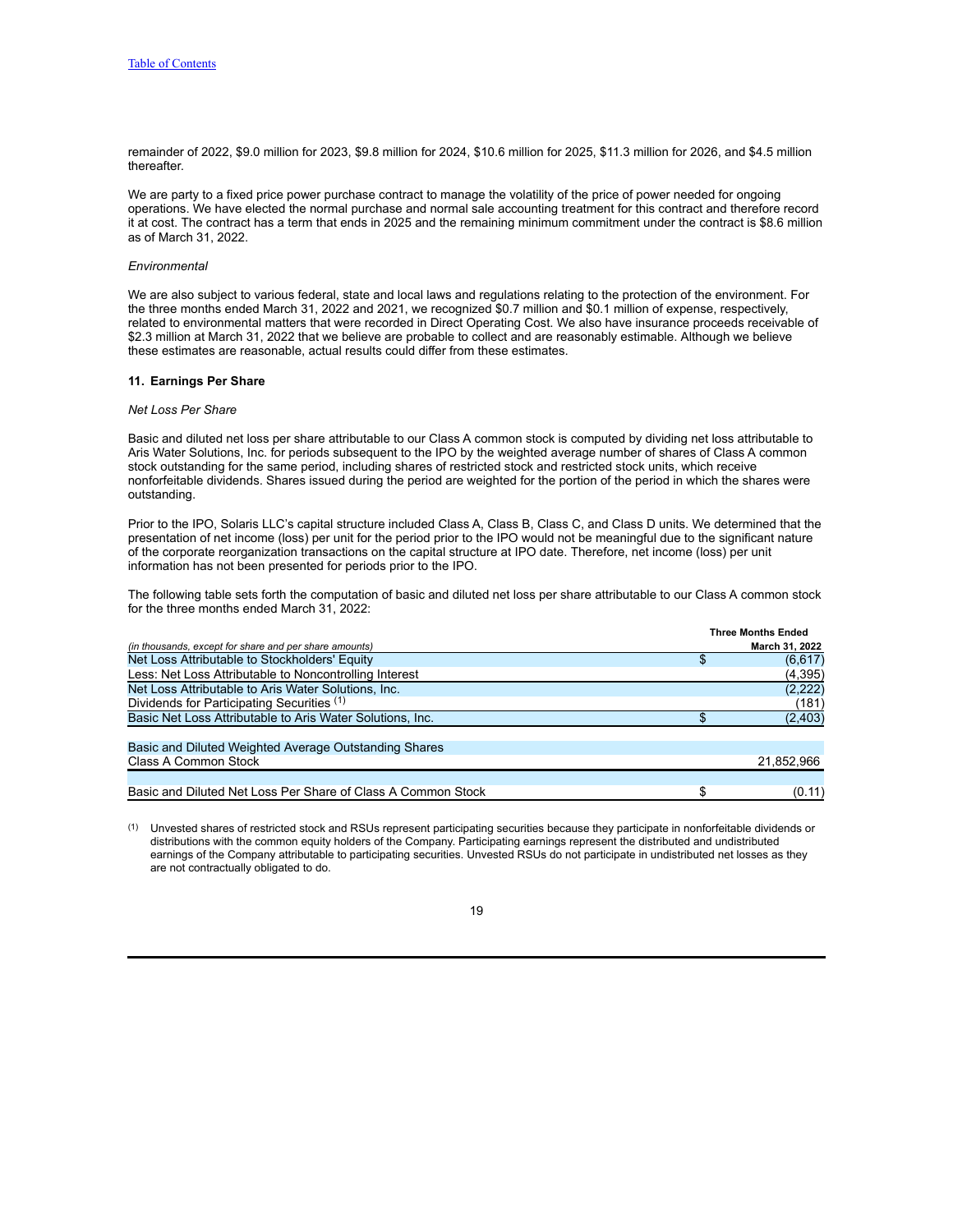remainder of 2022, $9.0 million for 2023, $9.8 million for 2024, $10.6 million for 2025, $11.3 million for 2026, and $4.5 million thereafter.

We are party to a fixed price power purchase contract to manage the volatility of the price of power needed for ongoing operations. We have elected the normal purchase and normal sale accounting treatment for this contract and therefore record it at cost. The contract has a term that ends in 2025 and the remaining minimum commitment under the contract is $8.6 million as of March 31, 2022.

*Environmental*

We are also subject to various federal, state and local laws and regulations relating to the protection of the environment. For the three months ended March 31, 2022 and 2021, we recognized $0.7 million and $0.1 million of expense, respectively, related to environmental matters that were recorded in Direct Operating Cost. We also have insurance proceeds receivable of $2.3 million at March 31, 2022 that we believe are probable to collect and are reasonably estimable. Although we believe these estimates are reasonable, actual results could differ from these estimates.

### 11. Earnings Per Share

*Net Loss Per Share*

Basic and diluted net loss per share attributable to our Class A common stock is computed by dividing net loss attributable to Aris Water Solutions, Inc. for periods subsequent to the IPO by the weighted average number of shares of Class A common stock outstanding for the same period, including shares of restricted stock and restricted stock units, which receive nonforfeitable dividends. Shares issued during the period are weighted for the portion of the period in which the shares were outstanding.

Prior to the IPO, Solaris LLC's capital structure included Class A, Class B, Class C, and Class D units. We determined that the presentation of net income (loss) per unit for the period prior to the IPO would not be meaningful due to the significant nature of the corporate reorganization transactions on the capital structure at IPO date. Therefore, net income (loss) per unit information has not been presented for periods prior to the IPO.

The following table sets forth the computation of basic and diluted net loss per share attributable to our Class A common stock for the three months ended March 31, 2022:

| *(in thousands, except for share and per share amounts)* | Three Months Ended March 31, 2022 |
|---|---|
| Net Loss Attributable to Stockholders' Equity | $ (6,617) |
| Less: Net Loss Attributable to Noncontrolling Interest | (4,395) |
| Net Loss Attributable to Aris Water Solutions, Inc. | (2,222) |
| Dividends for Participating Securities [1] | (181) |
| Basic Net Loss Attributable to Aris Water Solutions, Inc. | $ (2,403) |
| | |
| Basic and Diluted Weighted Average Outstanding Shares | |
| Class A Common Stock | 21,852,966 |
| | |
| Basic and Diluted Net Loss Per Share of Class A Common Stock | $ (0.11) |

[1] Unvested shares of restricted stock and RSUs represent participating securities because they participate in nonforfeitable dividends or distributions with the common equity holders of the Company. Participating earnings represent the distributed and undistributed earnings of the Company attributable to participating securities. Unvested RSUs do not participate in undistributed net losses as they are not contractually obligated to do.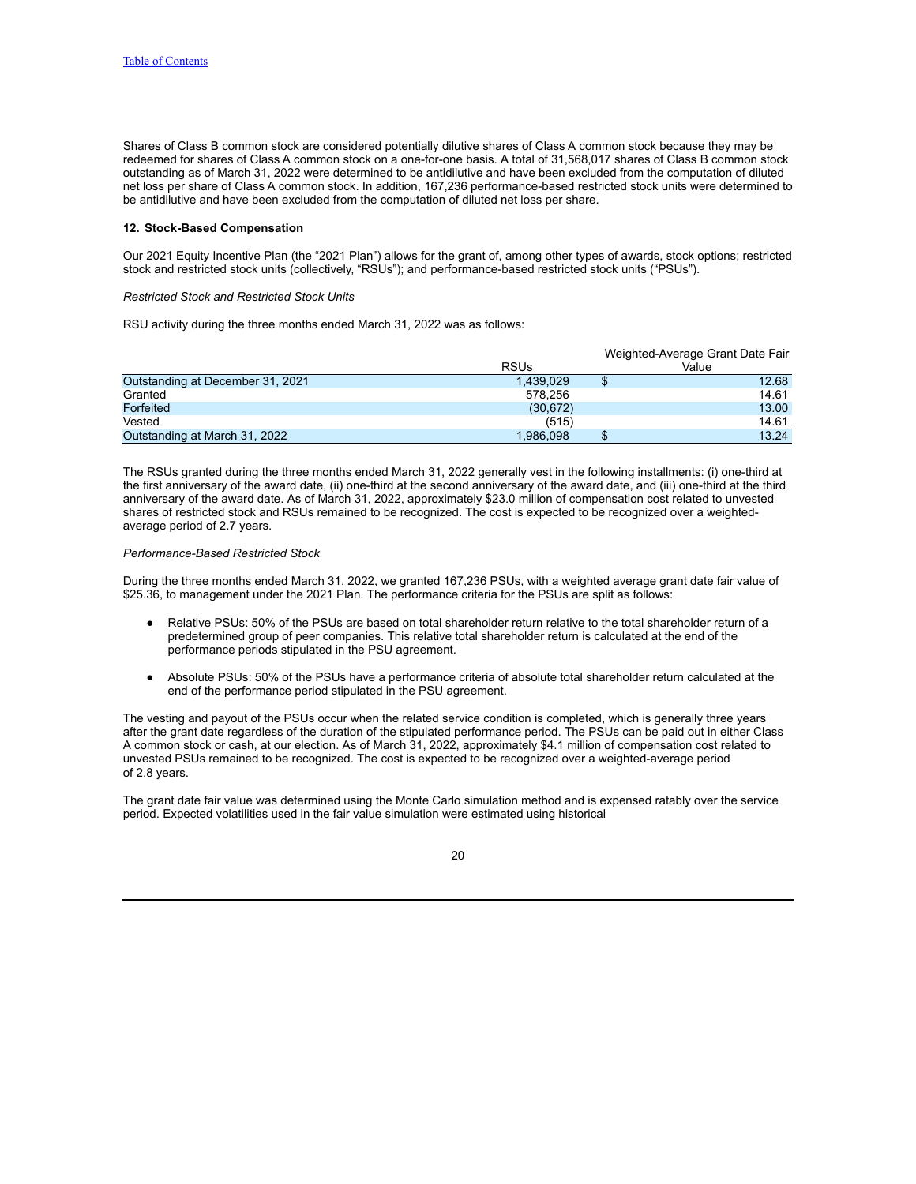Shares of Class B common stock are considered potentially dilutive shares of Class A common stock because they may be redeemed for shares of Class A common stock on a one-for-one basis. A total of 31,568,017 shares of Class B common stock outstanding as of March 31, 2022 were determined to be antidilutive and have been excluded from the computation of diluted net loss per share of Class A common stock. In addition, 167,236 performance-based restricted stock units were determined to be antidilutive and have been excluded from the computation of diluted net loss per share.

**12. Stock-Based Compensation**

Our 2021 Equity Incentive Plan (the "2021 Plan") allows for the grant of, among other types of awards, stock options; restricted stock and restricted stock units (collectively, "RSUs"); and performance-based restricted stock units ("PSUs").

*Restricted Stock and Restricted Stock Units*

RSU activity during the three months ended March 31, 2022 was as follows:

| | RSUs | Weighted-Average Grant Date Fair Value |
|---|---|---|
| Outstanding at December 31, 2021 | 1,439,029 | $ 12.68 |
| Granted | 578,256 | 14.61 |
| Forfeited | (30,672) | 13.00 |
| Vested | (515) | 14.61 |
| Outstanding at March 31, 2022 | 1,986,098 | $ 13.24 |

The RSUs granted during the three months ended March 31, 2022 generally vest in the following installments: (i) one-third at the first anniversary of the award date, (ii) one-third at the second anniversary of the award date, and (iii) one-third at the third anniversary of the award date. As of March 31, 2022, approximately $23.0 million of compensation cost related to unvested shares of restricted stock and RSUs remained to be recognized. The cost is expected to be recognized over a weighted-average period of 2.7 years.

*Performance-Based Restricted Stock*

During the three months ended March 31, 2022, we granted 167,236 PSUs, with a weighted average grant date fair value of $25.36, to management under the 2021 Plan. The performance criteria for the PSUs are split as follows:

- Relative PSUs: 50% of the PSUs are based on total shareholder return relative to the total shareholder return of a predetermined group of peer companies. This relative total shareholder return is calculated at the end of the performance periods stipulated in the PSU agreement.

- Absolute PSUs: 50% of the PSUs have a performance criteria of absolute total shareholder return calculated at the end of the performance period stipulated in the PSU agreement.

The vesting and payout of the PSUs occur when the related service condition is completed, which is generally three years after the grant date regardless of the duration of the stipulated performance period. The PSUs can be paid out in either Class A common stock or cash, at our election. As of March 31, 2022, approximately $4.1 million of compensation cost related to unvested PSUs remained to be recognized. The cost is expected to be recognized over a weighted-average period of 2.8 years.

The grant date fair value was determined using the Monte Carlo simulation method and is expensed ratably over the service period. Expected volatilities used in the fair value simulation were estimated using historical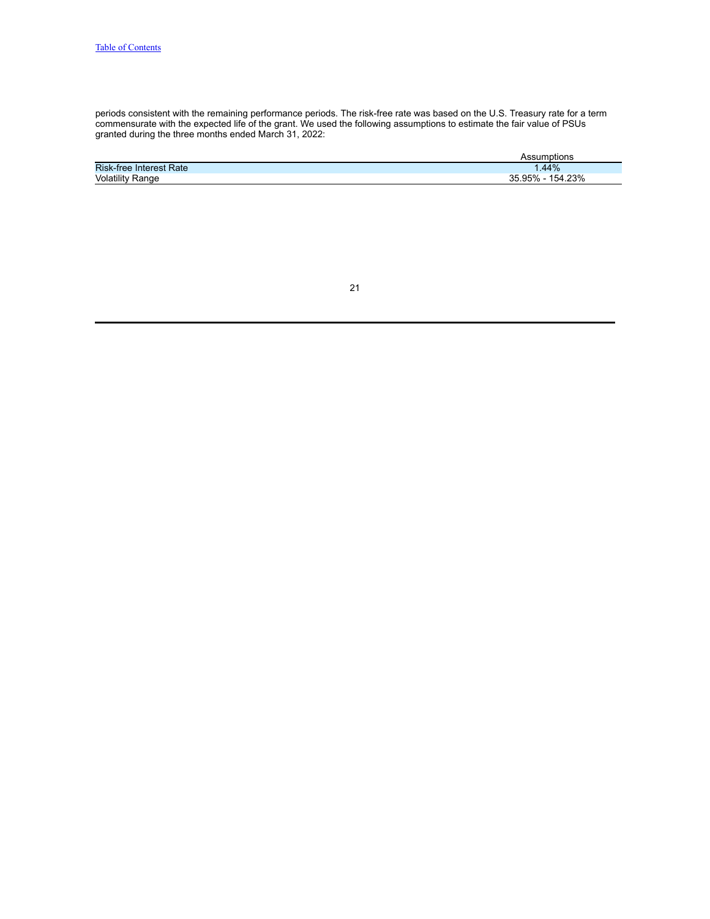periods consistent with the remaining performance periods. The risk-free rate was based on the U.S. Treasury rate for a term commensurate with the expected life of the grant. We used the following assumptions to estimate the fair value of PSUs granted during the three months ended March 31, 2022:

| | Assumptions |
|---|---|
| Risk-free Interest Rate | 1.44% |
| Volatility Range | 35.95% - 154.23% |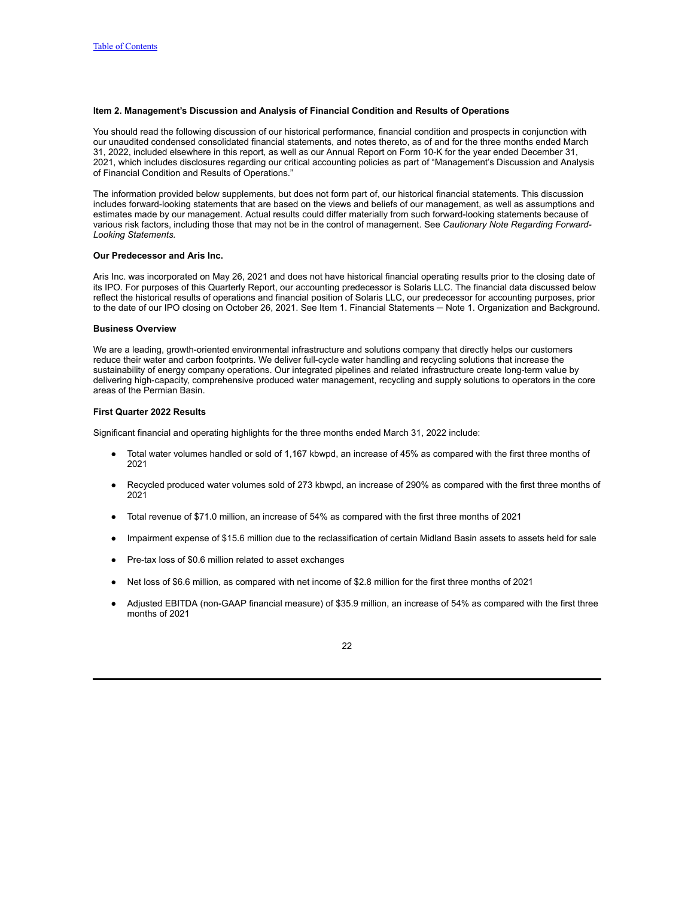[Table of Contents](#)

### Item 2. Management's Discussion and Analysis of Financial Condition and Results of Operations

You should read the following discussion of our historical performance, financial condition and prospects in conjunction with our unaudited condensed consolidated financial statements, and notes thereto, as of and for the three months ended March 31, 2022, included elsewhere in this report, as well as our Annual Report on Form 10-K for the year ended December 31, 2021, which includes disclosures regarding our critical accounting policies as part of "Management's Discussion and Analysis of Financial Condition and Results of Operations."

The information provided below supplements, but does not form part of, our historical financial statements. This discussion includes forward-looking statements that are based on the views and beliefs of our management, as well as assumptions and estimates made by our management. Actual results could differ materially from such forward-looking statements because of various risk factors, including those that may not be in the control of management. See *Cautionary Note Regarding Forward-Looking Statements.*

### Our Predecessor and Aris Inc.

Aris Inc. was incorporated on May 26, 2021 and does not have historical financial operating results prior to the closing date of its IPO. For purposes of this Quarterly Report, our accounting predecessor is Solaris LLC. The financial data discussed below reflect the historical results of operations and financial position of Solaris LLC, our predecessor for accounting purposes, prior to the date of our IPO closing on October 26, 2021. See Item 1. Financial Statements ─ Note 1. Organization and Background.

### Business Overview

We are a leading, growth-oriented environmental infrastructure and solutions company that directly helps our customers reduce their water and carbon footprints. We deliver full-cycle water handling and recycling solutions that increase the sustainability of energy company operations. Our integrated pipelines and related infrastructure create long-term value by delivering high-capacity, comprehensive produced water management, recycling and supply solutions to operators in the core areas of the Permian Basin.

### First Quarter 2022 Results

Significant financial and operating highlights for the three months ended March 31, 2022 include:

- Total water volumes handled or sold of 1,167 kbwpd, an increase of 45% as compared with the first three months of 2021
- Recycled produced water volumes sold of 273 kbwpd, an increase of 290% as compared with the first three months of 2021
- Total revenue of $71.0 million, an increase of 54% as compared with the first three months of 2021
- Impairment expense of $15.6 million due to the reclassification of certain Midland Basin assets to assets held for sale
- Pre-tax loss of $0.6 million related to asset exchanges
- Net loss of $6.6 million, as compared with net income of $2.8 million for the first three months of 2021
- Adjusted EBITDA (non-GAAP financial measure) of $35.9 million, an increase of 54% as compared with the first three months of 2021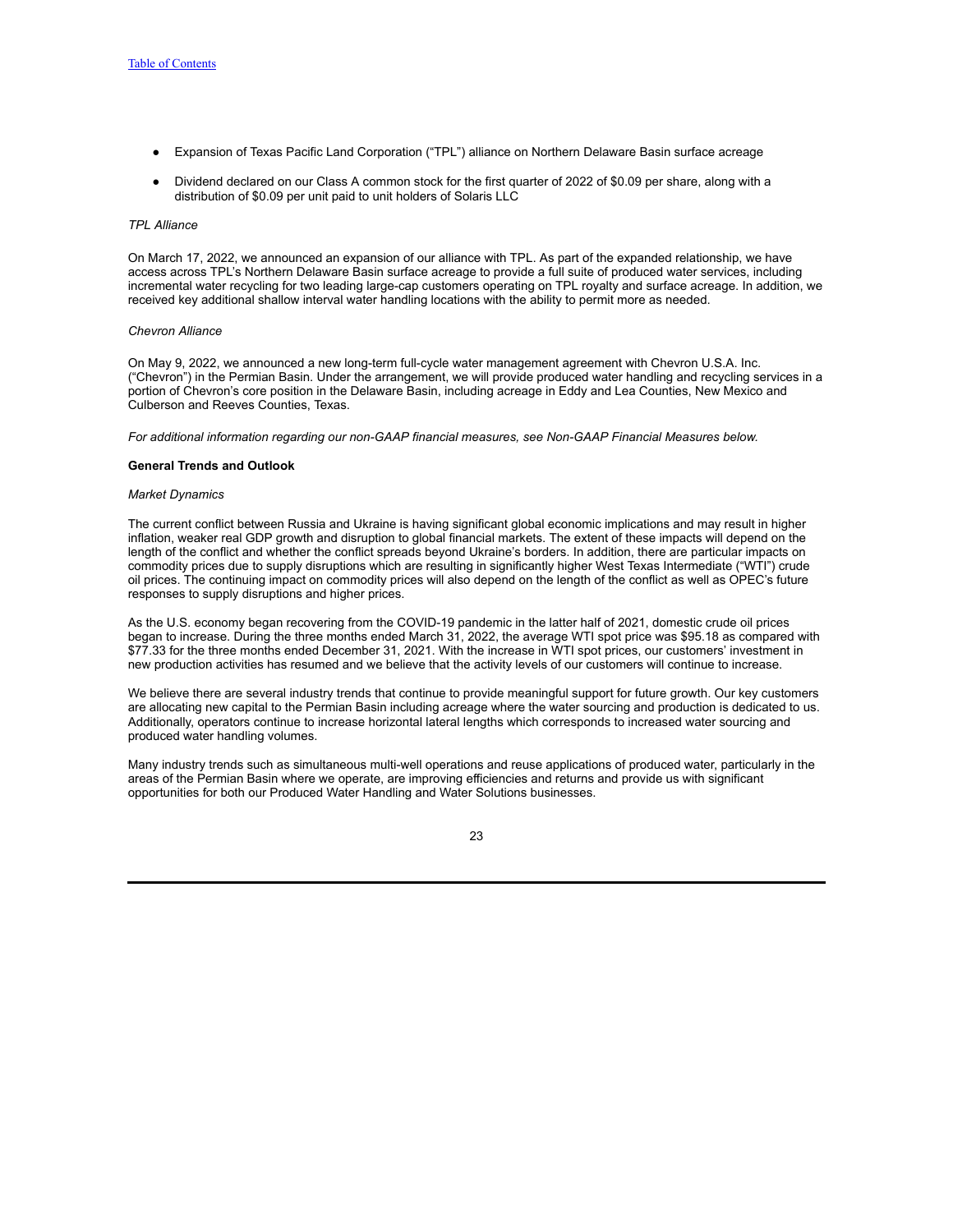- Expansion of Texas Pacific Land Corporation ("TPL") alliance on Northern Delaware Basin surface acreage
- Dividend declared on our Class A common stock for the first quarter of 2022 of $0.09 per share, along with a distribution of $0.09 per unit paid to unit holders of Solaris LLC

*TPL Alliance*

On March 17, 2022, we announced an expansion of our alliance with TPL. As part of the expanded relationship, we have access across TPL's Northern Delaware Basin surface acreage to provide a full suite of produced water services, including incremental water recycling for two leading large-cap customers operating on TPL royalty and surface acreage. In addition, we received key additional shallow interval water handling locations with the ability to permit more as needed.

*Chevron Alliance*

On May 9, 2022, we announced a new long-term full-cycle water management agreement with Chevron U.S.A. Inc. ("Chevron") in the Permian Basin. Under the arrangement, we will provide produced water handling and recycling services in a portion of Chevron's core position in the Delaware Basin, including acreage in Eddy and Lea Counties, New Mexico and Culberson and Reeves Counties, Texas.

*For additional information regarding our non-GAAP financial measures, see Non-GAAP Financial Measures below.*

**General Trends and Outlook**

*Market Dynamics*

The current conflict between Russia and Ukraine is having significant global economic implications and may result in higher inflation, weaker real GDP growth and disruption to global financial markets. The extent of these impacts will depend on the length of the conflict and whether the conflict spreads beyond Ukraine's borders. In addition, there are particular impacts on commodity prices due to supply disruptions which are resulting in significantly higher West Texas Intermediate ("WTI") crude oil prices. The continuing impact on commodity prices will also depend on the length of the conflict as well as OPEC's future responses to supply disruptions and higher prices.

As the U.S. economy began recovering from the COVID-19 pandemic in the latter half of 2021, domestic crude oil prices began to increase. During the three months ended March 31, 2022, the average WTI spot price was $95.18 as compared with $77.33 for the three months ended December 31, 2021. With the increase in WTI spot prices, our customers' investment in new production activities has resumed and we believe that the activity levels of our customers will continue to increase.

We believe there are several industry trends that continue to provide meaningful support for future growth. Our key customers are allocating new capital to the Permian Basin including acreage where the water sourcing and production is dedicated to us. Additionally, operators continue to increase horizontal lateral lengths which corresponds to increased water sourcing and produced water handling volumes.

Many industry trends such as simultaneous multi-well operations and reuse applications of produced water, particularly in the areas of the Permian Basin where we operate, are improving efficiencies and returns and provide us with significant opportunities for both our Produced Water Handling and Water Solutions businesses.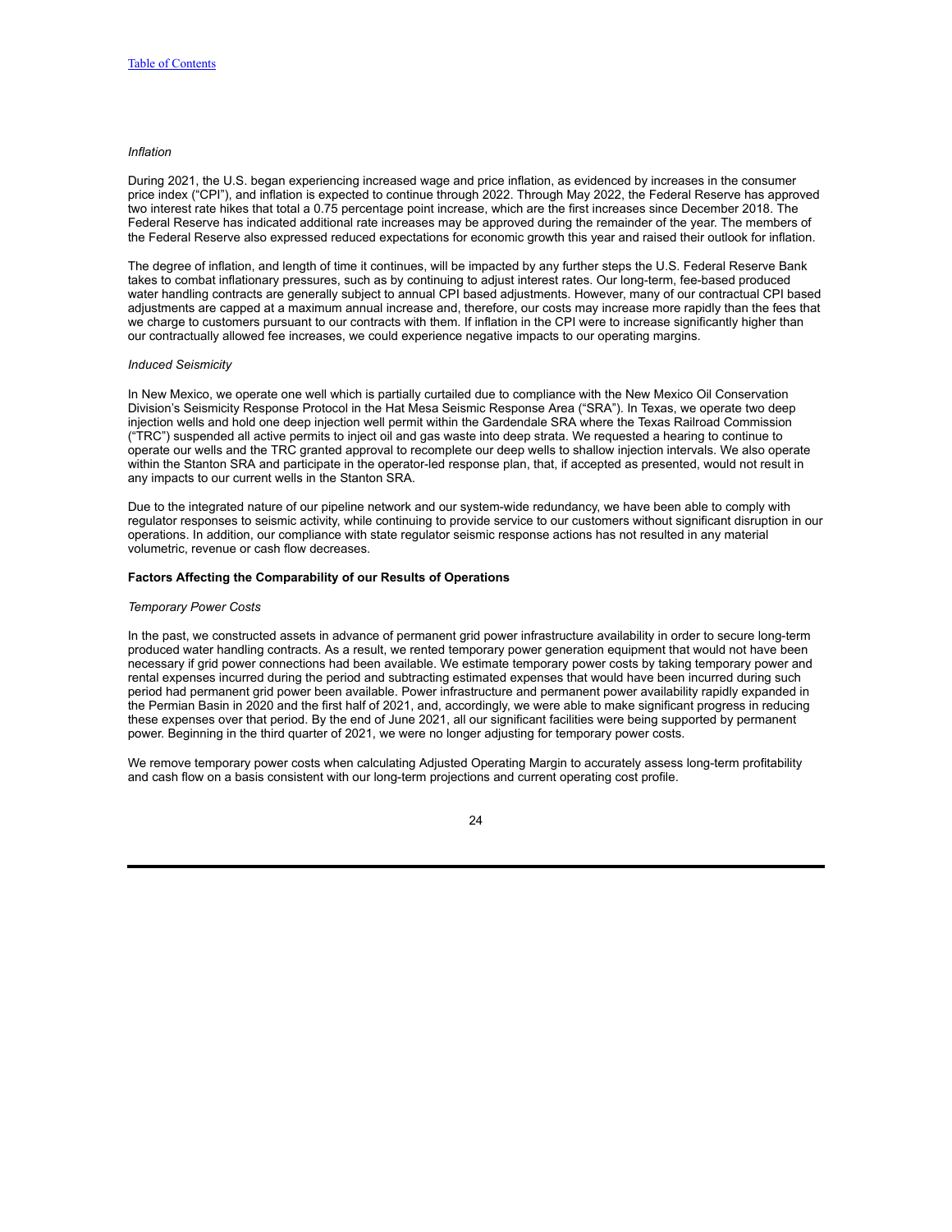*Inflation*

During 2021, the U.S. began experiencing increased wage and price inflation, as evidenced by increases in the consumer price index ("CPI"), and inflation is expected to continue through 2022. Through May 2022, the Federal Reserve has approved two interest rate hikes that total a 0.75 percentage point increase, which are the first increases since December 2018. The Federal Reserve has indicated additional rate increases may be approved during the remainder of the year. The members of the Federal Reserve also expressed reduced expectations for economic growth this year and raised their outlook for inflation.

The degree of inflation, and length of time it continues, will be impacted by any further steps the U.S. Federal Reserve Bank takes to combat inflationary pressures, such as by continuing to adjust interest rates. Our long-term, fee-based produced water handling contracts are generally subject to annual CPI based adjustments. However, many of our contractual CPI based adjustments are capped at a maximum annual increase and, therefore, our costs may increase more rapidly than the fees that we charge to customers pursuant to our contracts with them. If inflation in the CPI were to increase significantly higher than our contractually allowed fee increases, we could experience negative impacts to our operating margins.

*Induced Seismicity*

In New Mexico, we operate one well which is partially curtailed due to compliance with the New Mexico Oil Conservation Division's Seismicity Response Protocol in the Hat Mesa Seismic Response Area ("SRA"). In Texas, we operate two deep injection wells and hold one deep injection well permit within the Gardendale SRA where the Texas Railroad Commission ("TRC") suspended all active permits to inject oil and gas waste into deep strata. We requested a hearing to continue to operate our wells and the TRC granted approval to recomplete our deep wells to shallow injection intervals. We also operate within the Stanton SRA and participate in the operator-led response plan, that, if accepted as presented, would not result in any impacts to our current wells in the Stanton SRA.

Due to the integrated nature of our pipeline network and our system-wide redundancy, we have been able to comply with regulator responses to seismic activity, while continuing to provide service to our customers without significant disruption in our operations. In addition, our compliance with state regulator seismic response actions has not resulted in any material volumetric, revenue or cash flow decreases.

**Factors Affecting the Comparability of our Results of Operations**

*Temporary Power Costs*

In the past, we constructed assets in advance of permanent grid power infrastructure availability in order to secure long-term produced water handling contracts. As a result, we rented temporary power generation equipment that would not have been necessary if grid power connections had been available. We estimate temporary power costs by taking temporary power and rental expenses incurred during the period and subtracting estimated expenses that would have been incurred during such period had permanent grid power been available. Power infrastructure and permanent power availability rapidly expanded in the Permian Basin in 2020 and the first half of 2021, and, accordingly, we were able to make significant progress in reducing these expenses over that period. By the end of June 2021, all our significant facilities were being supported by permanent power. Beginning in the third quarter of 2021, we were no longer adjusting for temporary power costs.

We remove temporary power costs when calculating Adjusted Operating Margin to accurately assess long-term profitability and cash flow on a basis consistent with our long-term projections and current operating cost profile.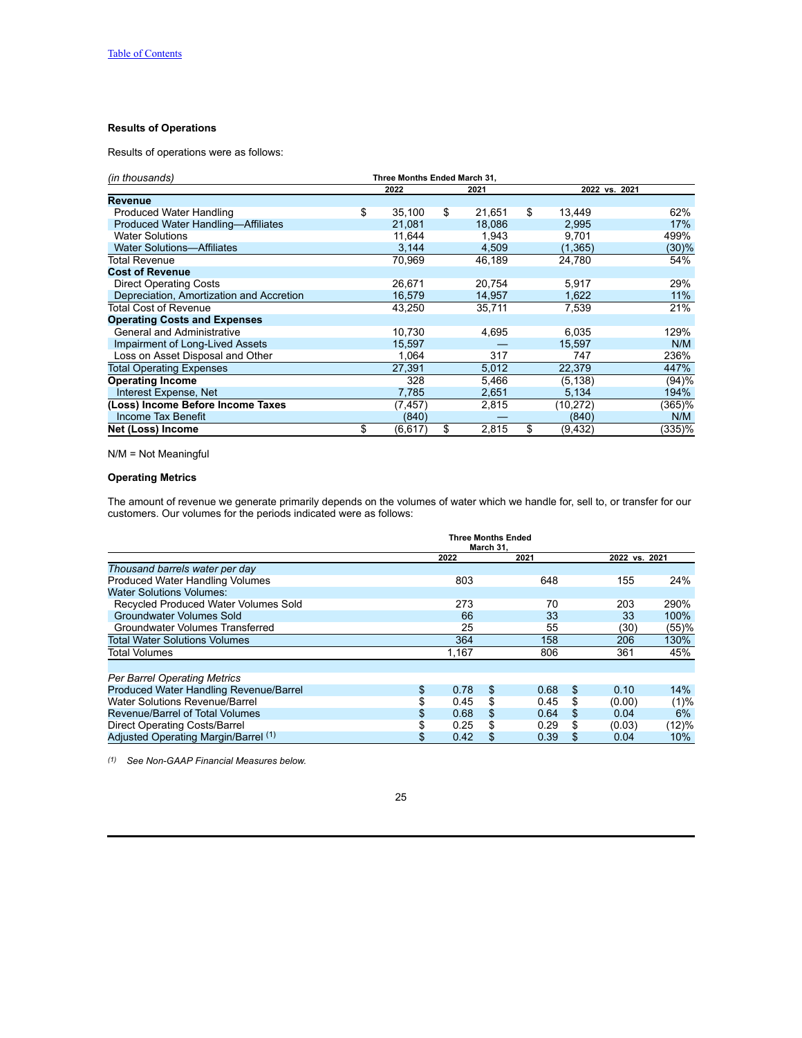[Table of Contents](#)

**Results of Operations**

Results of operations were as follows:

| *(in thousands)* | Three Months Ended March 31, | | | | 2022 vs. 2021 | | |
|---|---|---|---|---|---|---|---|
| | | 2022 | | 2021 | | | |
| **Revenue** | | | | | | | |
| Produced Water Handling | $ | 35,100 | $ | 21,651 | $ | 13,449 | 62% |
| Produced Water Handling—Affiliates | | 21,081 | | 18,086 | | 2,995 | 17% |
| Water Solutions | | 11,644 | | 1,943 | | 9,701 | 499% |
| Water Solutions—Affiliates | | 3,144 | | 4,509 | | (1,365) | (30)% |
| Total Revenue | | 70,969 | | 46,189 | | 24,780 | 54% |
| **Cost of Revenue** | | | | | | | |
| Direct Operating Costs | | 26,671 | | 20,754 | | 5,917 | 29% |
| Depreciation, Amortization and Accretion | | 16,579 | | 14,957 | | 1,622 | 11% |
| Total Cost of Revenue | | 43,250 | | 35,711 | | 7,539 | 21% |
| **Operating Costs and Expenses** | | | | | | | |
| General and Administrative | | 10,730 | | 4,695 | | 6,035 | 129% |
| Impairment of Long-Lived Assets | | 15,597 | | — | | 15,597 | N/M |
| Loss on Asset Disposal and Other | | 1,064 | | 317 | | 747 | 236% |
| Total Operating Expenses | | 27,391 | | 5,012 | | 22,379 | 447% |
| **Operating Income** | | 328 | | 5,466 | | (5,138) | (94)% |
| Interest Expense, Net | | 7,785 | | 2,651 | | 5,134 | 194% |
| **(Loss) Income Before Income Taxes** | | (7,457) | | 2,815 | | (10,272) | (365)% |
| Income Tax Benefit | | (840) | | — | | (840) | N/M |
| **Net (Loss) Income** | $ | (6,617) | $ | 2,815 | $ | (9,432) | (335)% |

N/M = Not Meaningful

**Operating Metrics**

The amount of revenue we generate primarily depends on the volumes of water which we handle for, sell to, or transfer for our customers. Our volumes for the periods indicated were as follows:

| | Three Months Ended March 31, | | | | 2022 vs. 2021 | | |
|---|---|---|---|---|---|---|---|
| | | 2022 | | 2021 | | | |
| *Thousand barrels water per day* | | | | | | | |
| Produced Water Handling Volumes | | 803 | | 648 | | 155 | 24% |
| Water Solutions Volumes: | | | | | | | |
| Recycled Produced Water Volumes Sold | | 273 | | 70 | | 203 | 290% |
| Groundwater Volumes Sold | | 66 | | 33 | | 33 | 100% |
| Groundwater Volumes Transferred | | 25 | | 55 | | (30) | (55)% |
| Total Water Solutions Volumes | | 364 | | 158 | | 206 | 130% |
| Total Volumes | | 1,167 | | 806 | | 361 | 45% |
| | | | | | | | |
| *Per Barrel Operating Metrics* | | | | | | | |
| Produced Water Handling Revenue/Barrel | $ | 0.78 | $ | 0.68 | $ | 0.10 | 14% |
| Water Solutions Revenue/Barrel | $ | 0.45 | $ | 0.45 | $ | (0.00) | (1)% |
| Revenue/Barrel of Total Volumes | $ | 0.68 | $ | 0.64 | $ | 0.04 | 6% |
| Direct Operating Costs/Barrel | $ | 0.25 | $ | 0.29 | $ | (0.03) | (12)% |
| Adjusted Operating Margin/Barrel [(1)] | $ | 0.42 | $ | 0.39 | $ | 0.04 | 10% |

*(1) See Non-GAAP Financial Measures below.*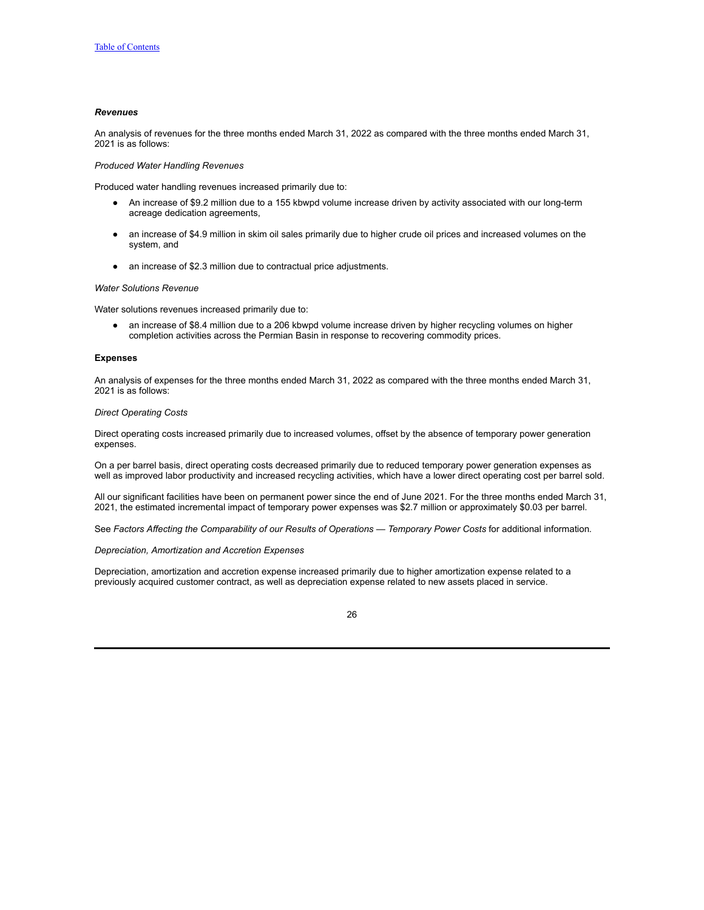### ***Revenues***

An analysis of revenues for the three months ended March 31, 2022 as compared with the three months ended March 31, 2021 is as follows:

*Produced Water Handling Revenues*

Produced water handling revenues increased primarily due to:

- An increase of $9.2 million due to a 155 kbwpd volume increase driven by activity associated with our long-term acreage dedication agreements,
- an increase of $4.9 million in skim oil sales primarily due to higher crude oil prices and increased volumes on the system, and
- an increase of $2.3 million due to contractual price adjustments.

*Water Solutions Revenue*

Water solutions revenues increased primarily due to:

- an increase of $8.4 million due to a 206 kbwpd volume increase driven by higher recycling volumes on higher completion activities across the Permian Basin in response to recovering commodity prices.

### **Expenses**

An analysis of expenses for the three months ended March 31, 2022 as compared with the three months ended March 31, 2021 is as follows:

*Direct Operating Costs*

Direct operating costs increased primarily due to increased volumes, offset by the absence of temporary power generation expenses.

On a per barrel basis, direct operating costs decreased primarily due to reduced temporary power generation expenses as well as improved labor productivity and increased recycling activities, which have a lower direct operating cost per barrel sold.

All our significant facilities have been on permanent power since the end of June 2021. For the three months ended March 31, 2021, the estimated incremental impact of temporary power expenses was $2.7 million or approximately $0.03 per barrel.

See *Factors Affecting the Comparability of our Results of Operations — Temporary Power Costs* for additional information.

*Depreciation, Amortization and Accretion Expenses*

Depreciation, amortization and accretion expense increased primarily due to higher amortization expense related to a previously acquired customer contract, as well as depreciation expense related to new assets placed in service.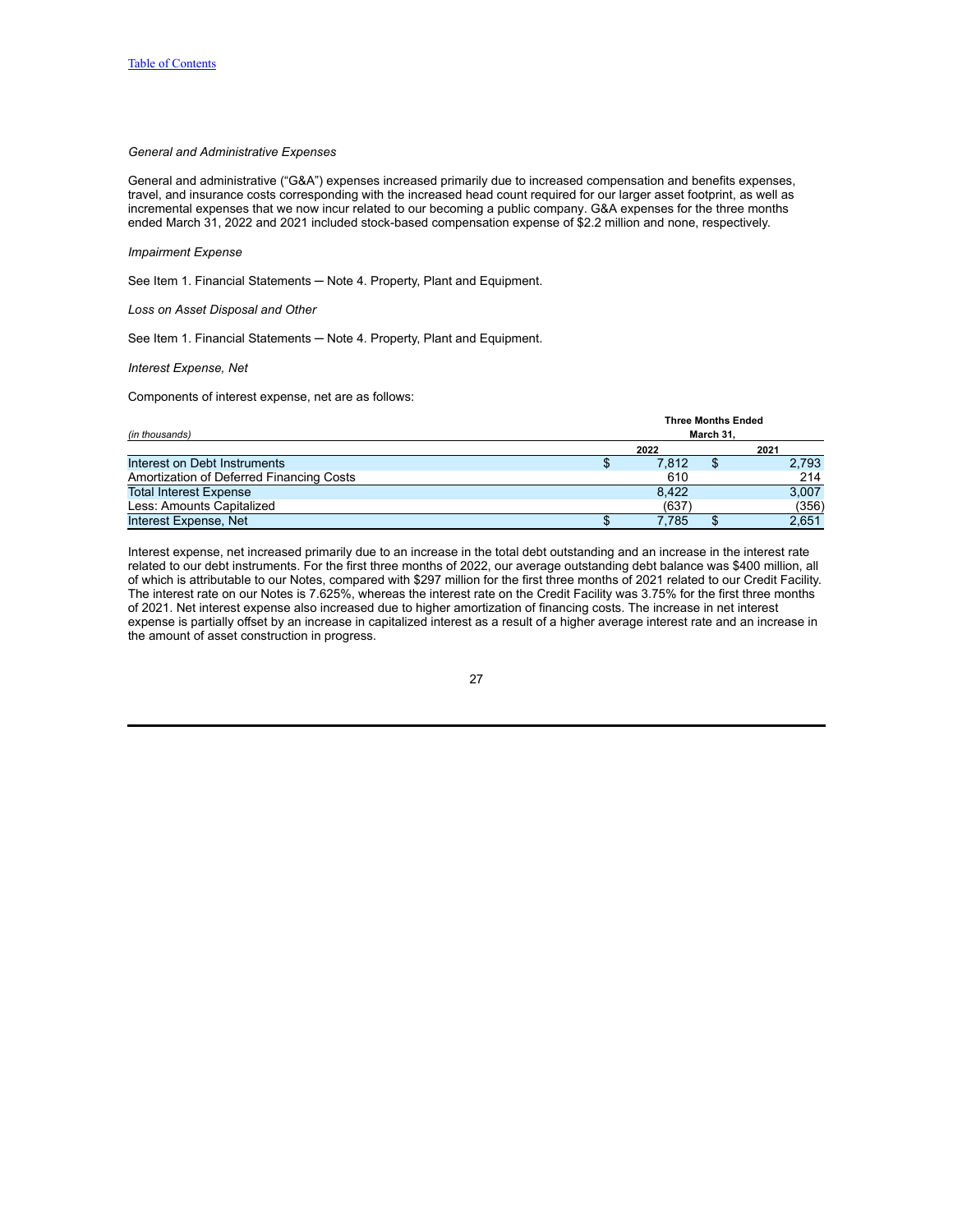*General and Administrative Expenses*

General and administrative ("G&A") expenses increased primarily due to increased compensation and benefits expenses, travel, and insurance costs corresponding with the increased head count required for our larger asset footprint, as well as incremental expenses that we now incur related to our becoming a public company. G&A expenses for the three months ended March 31, 2022 and 2021 included stock-based compensation expense of $2.2 million and none, respectively.

*Impairment Expense*

See Item 1. Financial Statements ─ Note 4. Property, Plant and Equipment.

*Loss on Asset Disposal and Other*

See Item 1. Financial Statements ─ Note 4. Property, Plant and Equipment.

*Interest Expense, Net*

Components of interest expense, net are as follows:

| *(in thousands)* | Three Months Ended March 31, | |
|---|---|---|
| | 2022 | 2021 |
| Interest on Debt Instruments | $ 7,812 | $ 2,793 |
| Amortization of Deferred Financing Costs | 610 | 214 |
| Total Interest Expense | 8,422 | 3,007 |
| Less: Amounts Capitalized | (637) | (356) |
| Interest Expense, Net | $ 7,785 | $ 2,651 |

Interest expense, net increased primarily due to an increase in the total debt outstanding and an increase in the interest rate related to our debt instruments. For the first three months of 2022, our average outstanding debt balance was $400 million, all of which is attributable to our Notes, compared with $297 million for the first three months of 2021 related to our Credit Facility. The interest rate on our Notes is 7.625%, whereas the interest rate on the Credit Facility was 3.75% for the first three months of 2021. Net interest expense also increased due to higher amortization of financing costs. The increase in net interest expense is partially offset by an increase in capitalized interest as a result of a higher average interest rate and an increase in the amount of asset construction in progress.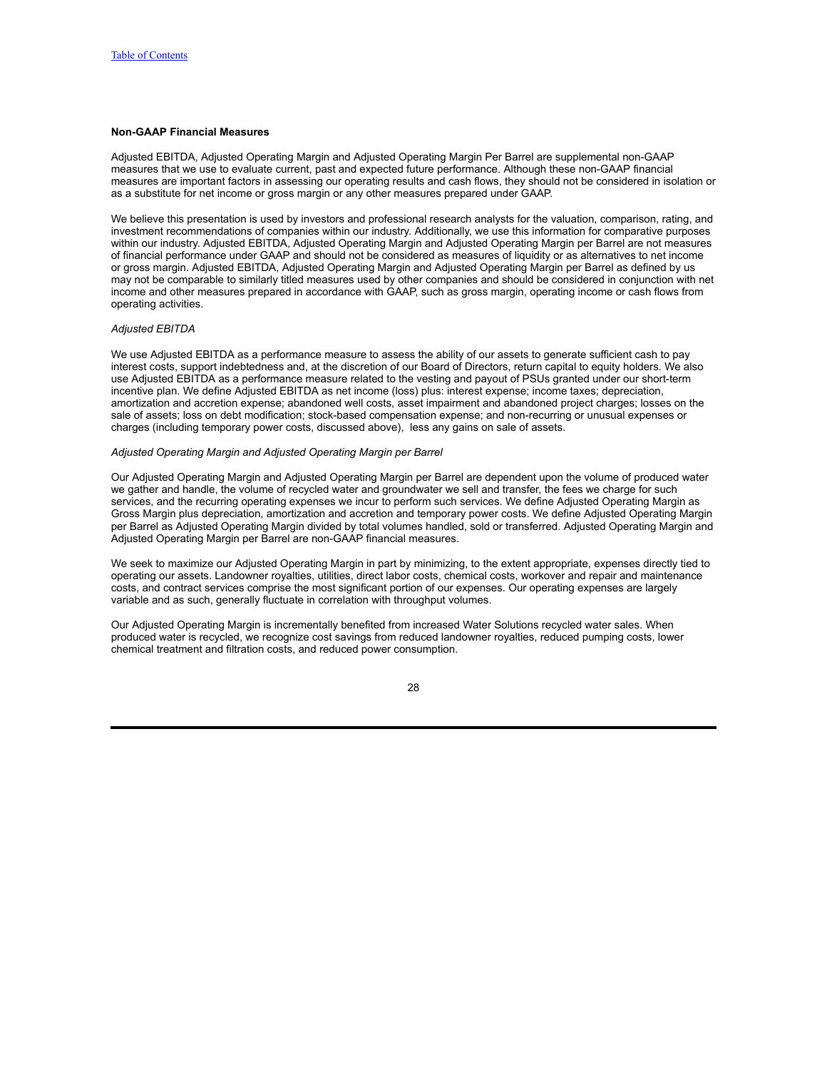### Non-GAAP Financial Measures

Adjusted EBITDA, Adjusted Operating Margin and Adjusted Operating Margin Per Barrel are supplemental non-GAAP measures that we use to evaluate current, past and expected future performance. Although these non-GAAP financial measures are important factors in assessing our operating results and cash flows, they should not be considered in isolation or as a substitute for net income or gross margin or any other measures prepared under GAAP.

We believe this presentation is used by investors and professional research analysts for the valuation, comparison, rating, and investment recommendations of companies within our industry. Additionally, we use this information for comparative purposes within our industry. Adjusted EBITDA, Adjusted Operating Margin and Adjusted Operating Margin per Barrel are not measures of financial performance under GAAP and should not be considered as measures of liquidity or as alternatives to net income or gross margin. Adjusted EBITDA, Adjusted Operating Margin and Adjusted Operating Margin per Barrel as defined by us may not be comparable to similarly titled measures used by other companies and should be considered in conjunction with net income and other measures prepared in accordance with GAAP, such as gross margin, operating income or cash flows from operating activities.

*Adjusted EBITDA*

We use Adjusted EBITDA as a performance measure to assess the ability of our assets to generate sufficient cash to pay interest costs, support indebtedness and, at the discretion of our Board of Directors, return capital to equity holders. We also use Adjusted EBITDA as a performance measure related to the vesting and payout of PSUs granted under our short-term incentive plan. We define Adjusted EBITDA as net income (loss) plus: interest expense; income taxes; depreciation, amortization and accretion expense; abandoned well costs, asset impairment and abandoned project charges; losses on the sale of assets; loss on debt modification; stock-based compensation expense; and non-recurring or unusual expenses or charges (including temporary power costs, discussed above), less any gains on sale of assets.

*Adjusted Operating Margin and Adjusted Operating Margin per Barrel*

Our Adjusted Operating Margin and Adjusted Operating Margin per Barrel are dependent upon the volume of produced water we gather and handle, the volume of recycled water and groundwater we sell and transfer, the fees we charge for such services, and the recurring operating expenses we incur to perform such services. We define Adjusted Operating Margin as Gross Margin plus depreciation, amortization and accretion and temporary power costs. We define Adjusted Operating Margin per Barrel as Adjusted Operating Margin divided by total volumes handled, sold or transferred. Adjusted Operating Margin and Adjusted Operating Margin per Barrel are non-GAAP financial measures.

We seek to maximize our Adjusted Operating Margin in part by minimizing, to the extent appropriate, expenses directly tied to operating our assets. Landowner royalties, utilities, direct labor costs, chemical costs, workover and repair and maintenance costs, and contract services comprise the most significant portion of our expenses. Our operating expenses are largely variable and as such, generally fluctuate in correlation with throughput volumes.

Our Adjusted Operating Margin is incrementally benefited from increased Water Solutions recycled water sales. When produced water is recycled, we recognize cost savings from reduced landowner royalties, reduced pumping costs, lower chemical treatment and filtration costs, and reduced power consumption.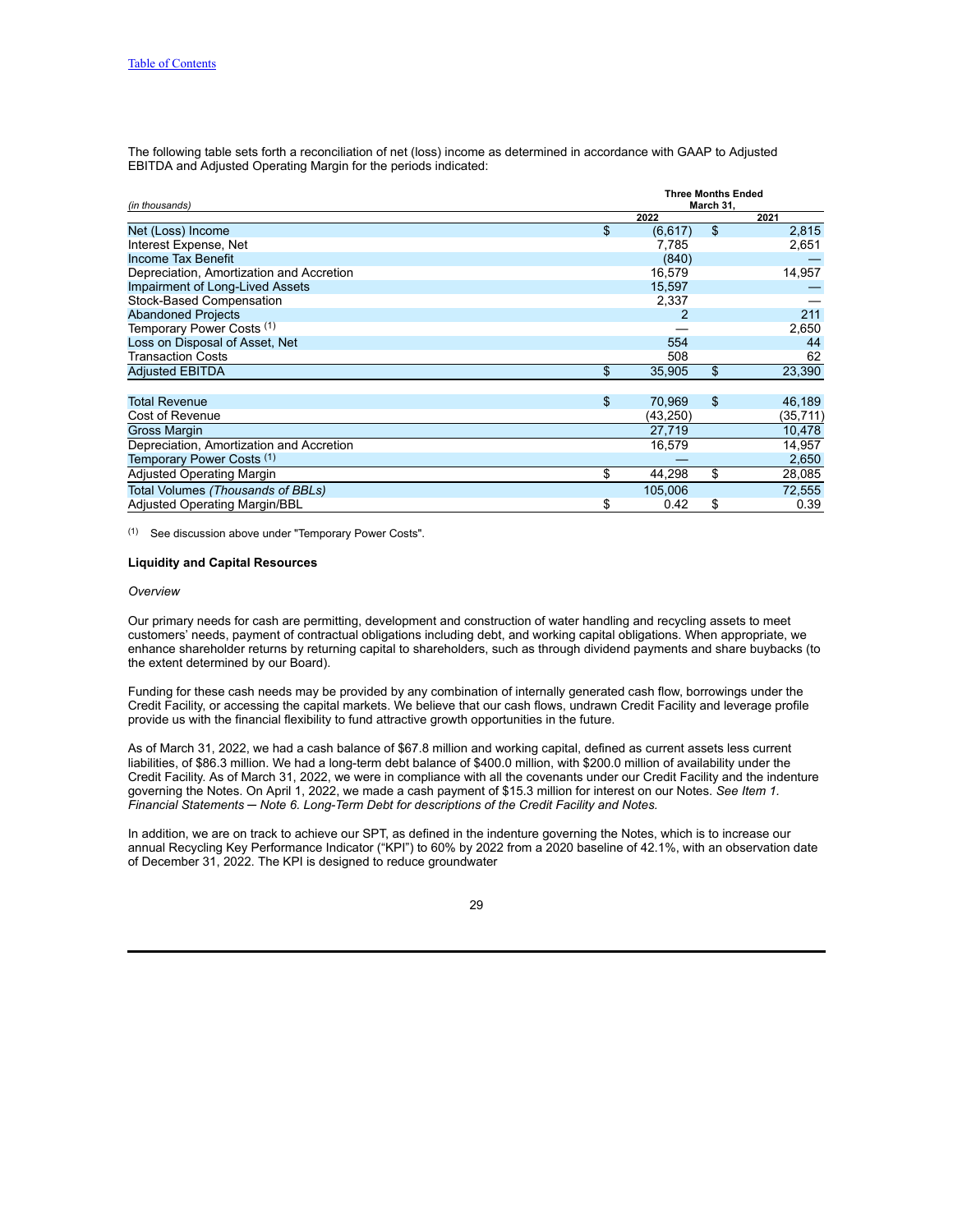Table of Contents

The following table sets forth a reconciliation of net (loss) income as determined in accordance with GAAP to Adjusted EBITDA and Adjusted Operating Margin for the periods indicated:

| *(in thousands)* | Three Months Ended March 31, 2022 | Three Months Ended March 31, 2021 |
|---|---|---|
| Net (Loss) Income | $ (6,617) | $ 2,815 |
| Interest Expense, Net | 7,785 | 2,651 |
| Income Tax Benefit | (840) | — |
| Depreciation, Amortization and Accretion | 16,579 | 14,957 |
| Impairment of Long-Lived Assets | 15,597 | — |
| Stock-Based Compensation | 2,337 | — |
| Abandoned Projects | 2 | 211 |
| Temporary Power Costs [1] | — | 2,650 |
| Loss on Disposal of Asset, Net | 554 | 44 |
| Transaction Costs | 508 | 62 |
| Adjusted EBITDA | $ 35,905 | $ 23,390 |
| | | |
| Total Revenue | $ 70,969 | $ 46,189 |
| Cost of Revenue | (43,250) | (35,711) |
| Gross Margin | 27,719 | 10,478 |
| Depreciation, Amortization and Accretion | 16,579 | 14,957 |
| Temporary Power Costs [1] | — | 2,650 |
| Adjusted Operating Margin | $ 44,298 | $ 28,085 |
| Total Volumes *(Thousands of BBLs)* | 105,006 | 72,555 |
| Adjusted Operating Margin/BBL | $ 0.42 | $ 0.39 |

[1] See discussion above under "Temporary Power Costs".

**Liquidity and Capital Resources**

*Overview*

Our primary needs for cash are permitting, development and construction of water handling and recycling assets to meet customers' needs, payment of contractual obligations including debt, and working capital obligations. When appropriate, we enhance shareholder returns by returning capital to shareholders, such as through dividend payments and share buybacks (to the extent determined by our Board).

Funding for these cash needs may be provided by any combination of internally generated cash flow, borrowings under the Credit Facility, or accessing the capital markets. We believe that our cash flows, undrawn Credit Facility and leverage profile provide us with the financial flexibility to fund attractive growth opportunities in the future.

As of March 31, 2022, we had a cash balance of $67.8 million and working capital, defined as current assets less current liabilities, of $86.3 million. We had a long-term debt balance of $400.0 million, with $200.0 million of availability under the Credit Facility. As of March 31, 2022, we were in compliance with all the covenants under our Credit Facility and the indenture governing the Notes. On April 1, 2022, we made a cash payment of $15.3 million for interest on our Notes. *See Item 1. Financial Statements ─ Note 6. Long-Term Debt for descriptions of the Credit Facility and Notes.*

In addition, we are on track to achieve our SPT, as defined in the indenture governing the Notes, which is to increase our annual Recycling Key Performance Indicator ("KPI") to 60% by 2022 from a 2020 baseline of 42.1%, with an observation date of December 31, 2022. The KPI is designed to reduce groundwater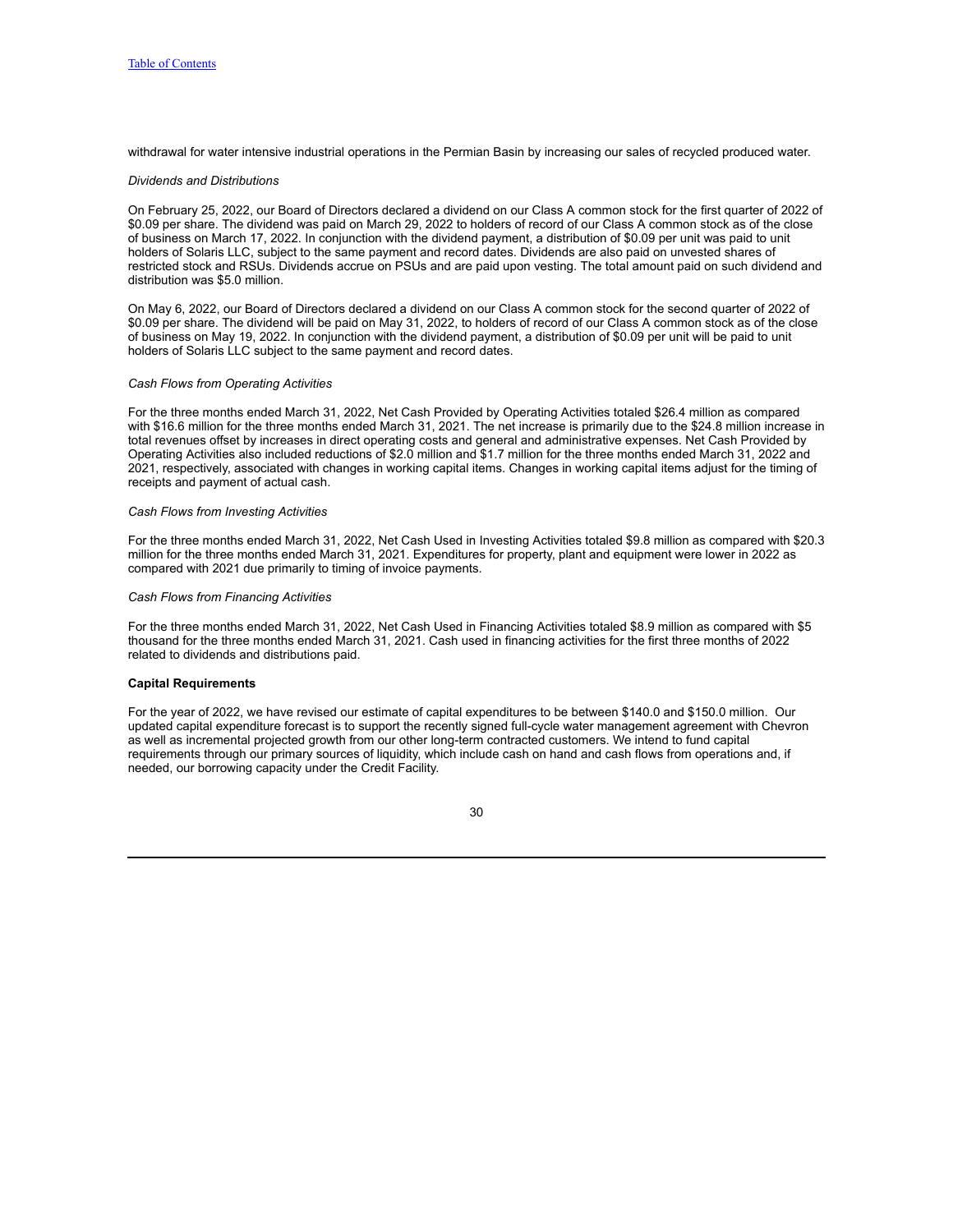withdrawal for water intensive industrial operations in the Permian Basin by increasing our sales of recycled produced water.

*Dividends and Distributions*

On February 25, 2022, our Board of Directors declared a dividend on our Class A common stock for the first quarter of 2022 of $0.09 per share. The dividend was paid on March 29, 2022 to holders of record of our Class A common stock as of the close of business on March 17, 2022. In conjunction with the dividend payment, a distribution of $0.09 per unit was paid to unit holders of Solaris LLC, subject to the same payment and record dates. Dividends are also paid on unvested shares of restricted stock and RSUs. Dividends accrue on PSUs and are paid upon vesting. The total amount paid on such dividend and distribution was $5.0 million.

On May 6, 2022, our Board of Directors declared a dividend on our Class A common stock for the second quarter of 2022 of $0.09 per share. The dividend will be paid on May 31, 2022, to holders of record of our Class A common stock as of the close of business on May 19, 2022. In conjunction with the dividend payment, a distribution of $0.09 per unit will be paid to unit holders of Solaris LLC subject to the same payment and record dates.

*Cash Flows from Operating Activities*

For the three months ended March 31, 2022, Net Cash Provided by Operating Activities totaled $26.4 million as compared with $16.6 million for the three months ended March 31, 2021. The net increase is primarily due to the $24.8 million increase in total revenues offset by increases in direct operating costs and general and administrative expenses. Net Cash Provided by Operating Activities also included reductions of $2.0 million and $1.7 million for the three months ended March 31, 2022 and 2021, respectively, associated with changes in working capital items. Changes in working capital items adjust for the timing of receipts and payment of actual cash.

*Cash Flows from Investing Activities*

For the three months ended March 31, 2022, Net Cash Used in Investing Activities totaled $9.8 million as compared with $20.3 million for the three months ended March 31, 2021. Expenditures for property, plant and equipment were lower in 2022 as compared with 2021 due primarily to timing of invoice payments.

*Cash Flows from Financing Activities*

For the three months ended March 31, 2022, Net Cash Used in Financing Activities totaled $8.9 million as compared with $5 thousand for the three months ended March 31, 2021. Cash used in financing activities for the first three months of 2022 related to dividends and distributions paid.

**Capital Requirements**

For the year of 2022, we have revised our estimate of capital expenditures to be between $140.0 and $150.0 million. Our updated capital expenditure forecast is to support the recently signed full-cycle water management agreement with Chevron as well as incremental projected growth from our other long-term contracted customers. We intend to fund capital requirements through our primary sources of liquidity, which include cash on hand and cash flows from operations and, if needed, our borrowing capacity under the Credit Facility.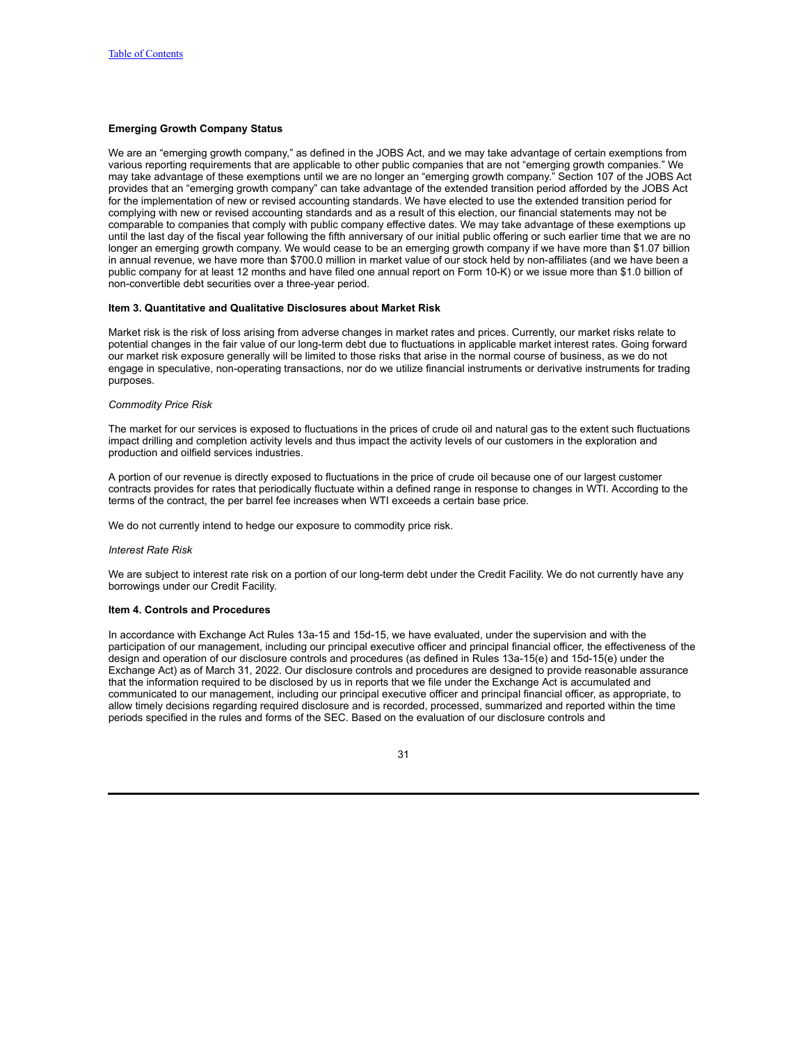### Emerging Growth Company Status

We are an "emerging growth company," as defined in the JOBS Act, and we may take advantage of certain exemptions from various reporting requirements that are applicable to other public companies that are not "emerging growth companies." We may take advantage of these exemptions until we are no longer an "emerging growth company." Section 107 of the JOBS Act provides that an "emerging growth company" can take advantage of the extended transition period afforded by the JOBS Act for the implementation of new or revised accounting standards. We have elected to use the extended transition period for complying with new or revised accounting standards and as a result of this election, our financial statements may not be comparable to companies that comply with public company effective dates. We may take advantage of these exemptions up until the last day of the fiscal year following the fifth anniversary of our initial public offering or such earlier time that we are no longer an emerging growth company. We would cease to be an emerging growth company if we have more than $1.07 billion in annual revenue, we have more than $700.0 million in market value of our stock held by non-affiliates (and we have been a public company for at least 12 months and have filed one annual report on Form 10-K) or we issue more than $1.0 billion of non-convertible debt securities over a three-year period.

## Item 3. Quantitative and Qualitative Disclosures about Market Risk

Market risk is the risk of loss arising from adverse changes in market rates and prices. Currently, our market risks relate to potential changes in the fair value of our long-term debt due to fluctuations in applicable market interest rates. Going forward our market risk exposure generally will be limited to those risks that arise in the normal course of business, as we do not engage in speculative, non-operating transactions, nor do we utilize financial instruments or derivative instruments for trading purposes.

*Commodity Price Risk*

The market for our services is exposed to fluctuations in the prices of crude oil and natural gas to the extent such fluctuations impact drilling and completion activity levels and thus impact the activity levels of our customers in the exploration and production and oilfield services industries.

A portion of our revenue is directly exposed to fluctuations in the price of crude oil because one of our largest customer contracts provides for rates that periodically fluctuate within a defined range in response to changes in WTI. According to the terms of the contract, the per barrel fee increases when WTI exceeds a certain base price.

We do not currently intend to hedge our exposure to commodity price risk.

*Interest Rate Risk*

We are subject to interest rate risk on a portion of our long-term debt under the Credit Facility. We do not currently have any borrowings under our Credit Facility.

## Item 4. Controls and Procedures

In accordance with Exchange Act Rules 13a-15 and 15d-15, we have evaluated, under the supervision and with the participation of our management, including our principal executive officer and principal financial officer, the effectiveness of the design and operation of our disclosure controls and procedures (as defined in Rules 13a-15(e) and 15d-15(e) under the Exchange Act) as of March 31, 2022. Our disclosure controls and procedures are designed to provide reasonable assurance that the information required to be disclosed by us in reports that we file under the Exchange Act is accumulated and communicated to our management, including our principal executive officer and principal financial officer, as appropriate, to allow timely decisions regarding required disclosure and is recorded, processed, summarized and reported within the time periods specified in the rules and forms of the SEC. Based on the evaluation of our disclosure controls and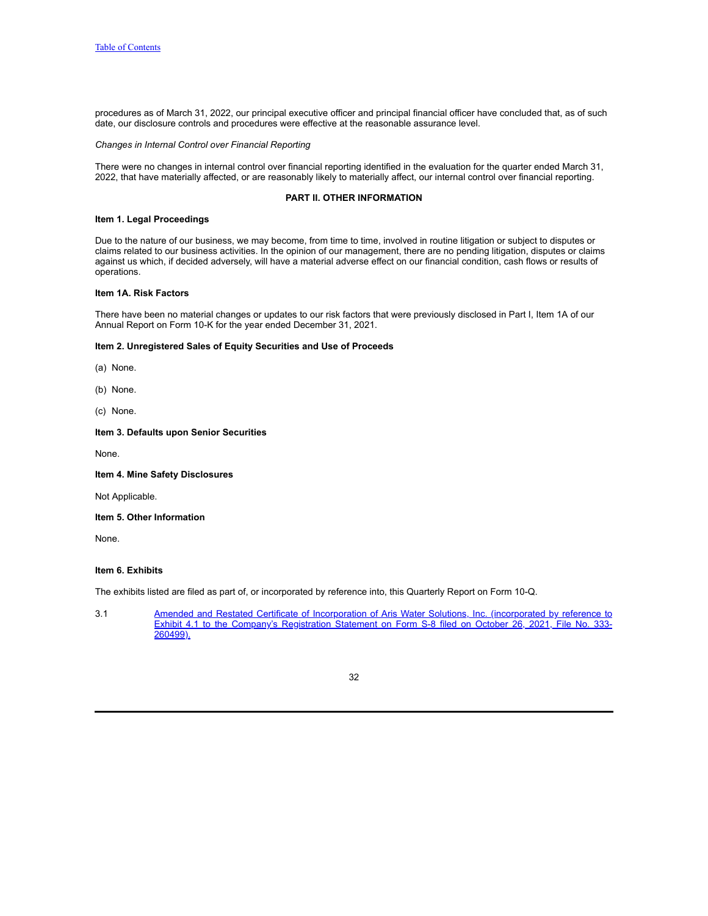procedures as of March 31, 2022, our principal executive officer and principal financial officer have concluded that, as of such date, our disclosure controls and procedures were effective at the reasonable assurance level.

*Changes in Internal Control over Financial Reporting*

There were no changes in internal control over financial reporting identified in the evaluation for the quarter ended March 31, 2022, that have materially affected, or are reasonably likely to materially affect, our internal control over financial reporting.

## PART II. OTHER INFORMATION

### Item 1. Legal Proceedings

Due to the nature of our business, we may become, from time to time, involved in routine litigation or subject to disputes or claims related to our business activities. In the opinion of our management, there are no pending litigation, disputes or claims against us which, if decided adversely, will have a material adverse effect on our financial condition, cash flows or results of operations.

### Item 1A. Risk Factors

There have been no material changes or updates to our risk factors that were previously disclosed in Part I, Item 1A of our Annual Report on Form 10-K for the year ended December 31, 2021.

### Item 2. Unregistered Sales of Equity Securities and Use of Proceeds

(a) None.

(b) None.

(c) None.

### Item 3. Defaults upon Senior Securities

None.

### Item 4. Mine Safety Disclosures

Not Applicable.

### Item 5. Other Information

None.

### Item 6. Exhibits

The exhibits listed are filed as part of, or incorporated by reference into, this Quarterly Report on Form 10-Q.

3.1 Amended and Restated Certificate of Incorporation of Aris Water Solutions, Inc. (incorporated by reference to Exhibit 4.1 to the Company's Registration Statement on Form S-8 filed on October 26, 2021, File No. 333-260499).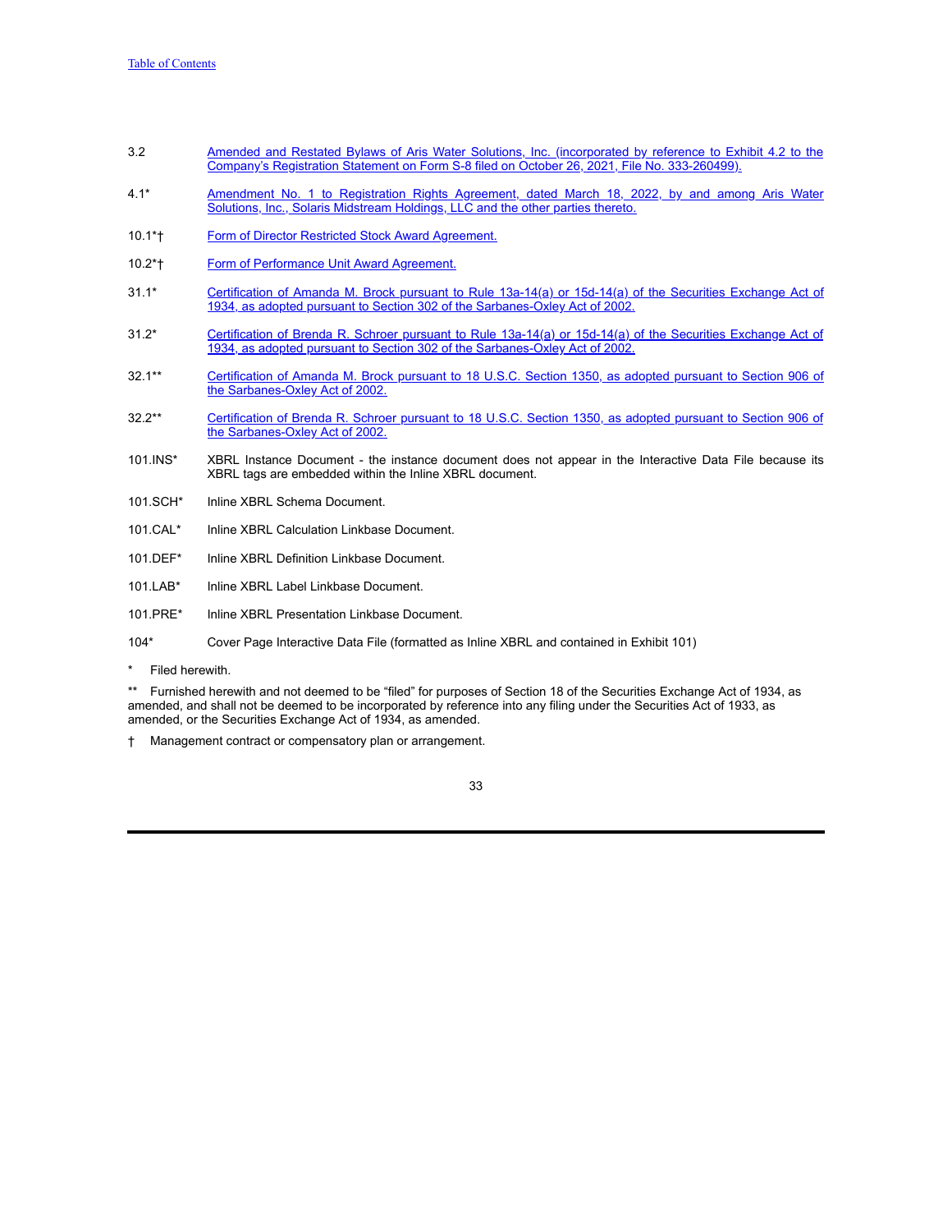| | |
|---|---|
| 3.2 | Amended and Restated Bylaws of Aris Water Solutions, Inc. (incorporated by reference to Exhibit 4.2 to the Company's Registration Statement on Form S-8 filed on October 26, 2021, File No. 333-260499). |
| 4.1* | Amendment No. 1 to Registration Rights Agreement, dated March 18, 2022, by and among Aris Water Solutions, Inc., Solaris Midstream Holdings, LLC and the other parties thereto. |
| 10.1*† | Form of Director Restricted Stock Award Agreement. |
| 10.2*† | Form of Performance Unit Award Agreement. |
| 31.1* | Certification of Amanda M. Brock pursuant to Rule 13a-14(a) or 15d-14(a) of the Securities Exchange Act of 1934, as adopted pursuant to Section 302 of the Sarbanes-Oxley Act of 2002. |
| 31.2* | Certification of Brenda R. Schroer pursuant to Rule 13a-14(a) or 15d-14(a) of the Securities Exchange Act of 1934, as adopted pursuant to Section 302 of the Sarbanes-Oxley Act of 2002. |
| 32.1** | Certification of Amanda M. Brock pursuant to 18 U.S.C. Section 1350, as adopted pursuant to Section 906 of the Sarbanes-Oxley Act of 2002. |
| 32.2** | Certification of Brenda R. Schroer pursuant to 18 U.S.C. Section 1350, as adopted pursuant to Section 906 of the Sarbanes-Oxley Act of 2002. |
| 101.INS* | XBRL Instance Document - the instance document does not appear in the Interactive Data File because its XBRL tags are embedded within the Inline XBRL document. |
| 101.SCH* | Inline XBRL Schema Document. |
| 101.CAL* | Inline XBRL Calculation Linkbase Document. |
| 101.DEF* | Inline XBRL Definition Linkbase Document. |
| 101.LAB* | Inline XBRL Label Linkbase Document. |
| 101.PRE* | Inline XBRL Presentation Linkbase Document. |
| 104* | Cover Page Interactive Data File (formatted as Inline XBRL and contained in Exhibit 101) |

\* Filed herewith.

** Furnished herewith and not deemed to be "filed" for purposes of Section 18 of the Securities Exchange Act of 1934, as amended, and shall not be deemed to be incorporated by reference into any filing under the Securities Act of 1933, as amended, or the Securities Exchange Act of 1934, as amended.

† Management contract or compensatory plan or arrangement.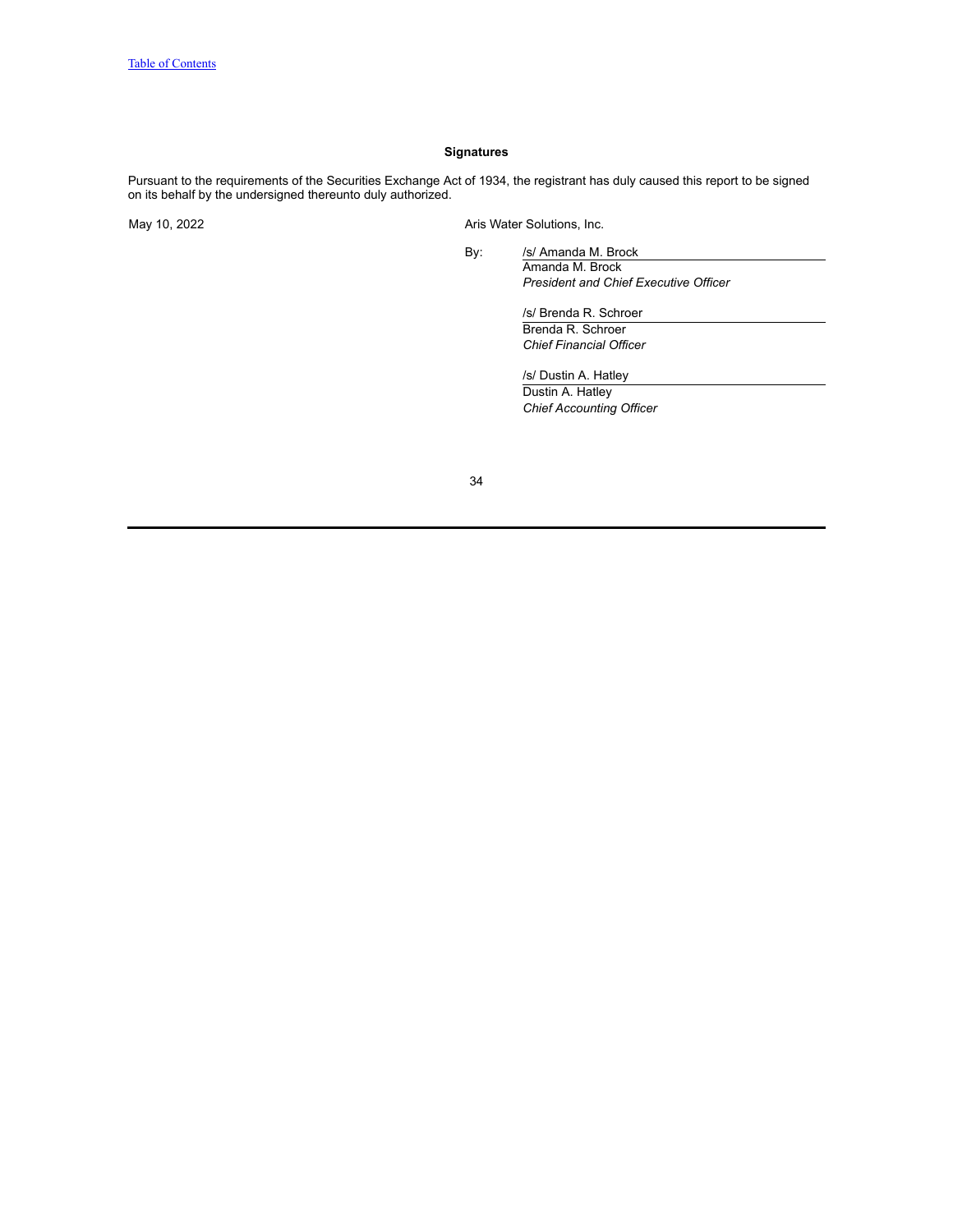**Signatures**

Pursuant to the requirements of the Securities Exchange Act of 1934, the registrant has duly caused this report to be signed on its behalf by the undersigned thereunto duly authorized.

May 10, 2022

Aris Water Solutions, Inc.

By: /s/ Amanda M. Brock
Amanda M. Brock
*President and Chief Executive Officer*

/s/ Brenda R. Schroer
Brenda R. Schroer
*Chief Financial Officer*

/s/ Dustin A. Hatley
Dustin A. Hatley
*Chief Accounting Officer*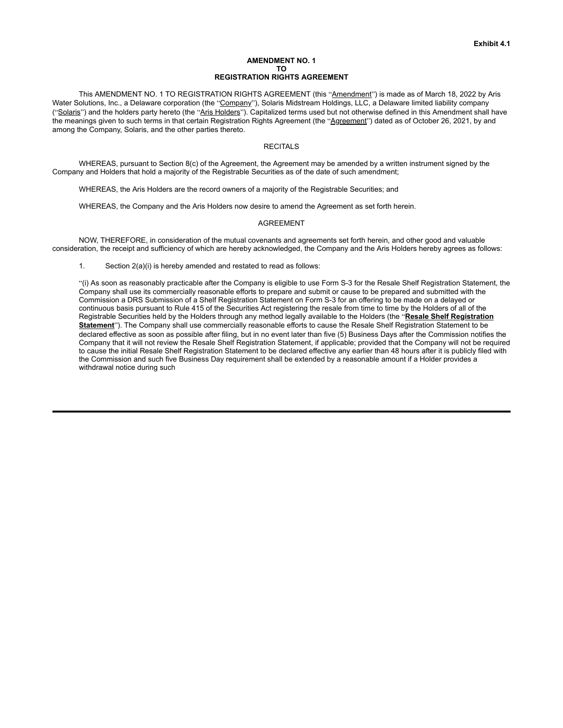**Exhibit 4.1**

**AMENDMENT NO. 1**
**TO**
**REGISTRATION RIGHTS AGREEMENT**

This AMENDMENT NO. 1 TO REGISTRATION RIGHTS AGREEMENT (this "Amendment") is made as of March 18, 2022 by Aris Water Solutions, Inc., a Delaware corporation (the "Company"), Solaris Midstream Holdings, LLC, a Delaware limited liability company ("Solaris") and the holders party hereto (the "Aris Holders"). Capitalized terms used but not otherwise defined in this Amendment shall have the meanings given to such terms in that certain Registration Rights Agreement (the "Agreement") dated as of October 26, 2021, by and among the Company, Solaris, and the other parties thereto.

RECITALS

WHEREAS, pursuant to Section 8(c) of the Agreement, the Agreement may be amended by a written instrument signed by the Company and Holders that hold a majority of the Registrable Securities as of the date of such amendment;

WHEREAS, the Aris Holders are the record owners of a majority of the Registrable Securities; and

WHEREAS, the Company and the Aris Holders now desire to amend the Agreement as set forth herein.

AGREEMENT

NOW, THEREFORE, in consideration of the mutual covenants and agreements set forth herein, and other good and valuable consideration, the receipt and sufficiency of which are hereby acknowledged, the Company and the Aris Holders hereby agrees as follows:

1. Section 2(a)(i) is hereby amended and restated to read as follows:

"(i) As soon as reasonably practicable after the Company is eligible to use Form S-3 for the Resale Shelf Registration Statement, the Company shall use its commercially reasonable efforts to prepare and submit or cause to be prepared and submitted with the Commission a DRS Submission of a Shelf Registration Statement on Form S-3 for an offering to be made on a delayed or continuous basis pursuant to Rule 415 of the Securities Act registering the resale from time to time by the Holders of all of the Registrable Securities held by the Holders through any method legally available to the Holders (the "**Resale Shelf Registration Statement**"). The Company shall use commercially reasonable efforts to cause the Resale Shelf Registration Statement to be declared effective as soon as possible after filing, but in no event later than five (5) Business Days after the Commission notifies the Company that it will not review the Resale Shelf Registration Statement, if applicable; provided that the Company will not be required to cause the initial Resale Shelf Registration Statement to be declared effective any earlier than 48 hours after it is publicly filed with the Commission and such five Business Day requirement shall be extended by a reasonable amount if a Holder provides a withdrawal notice during such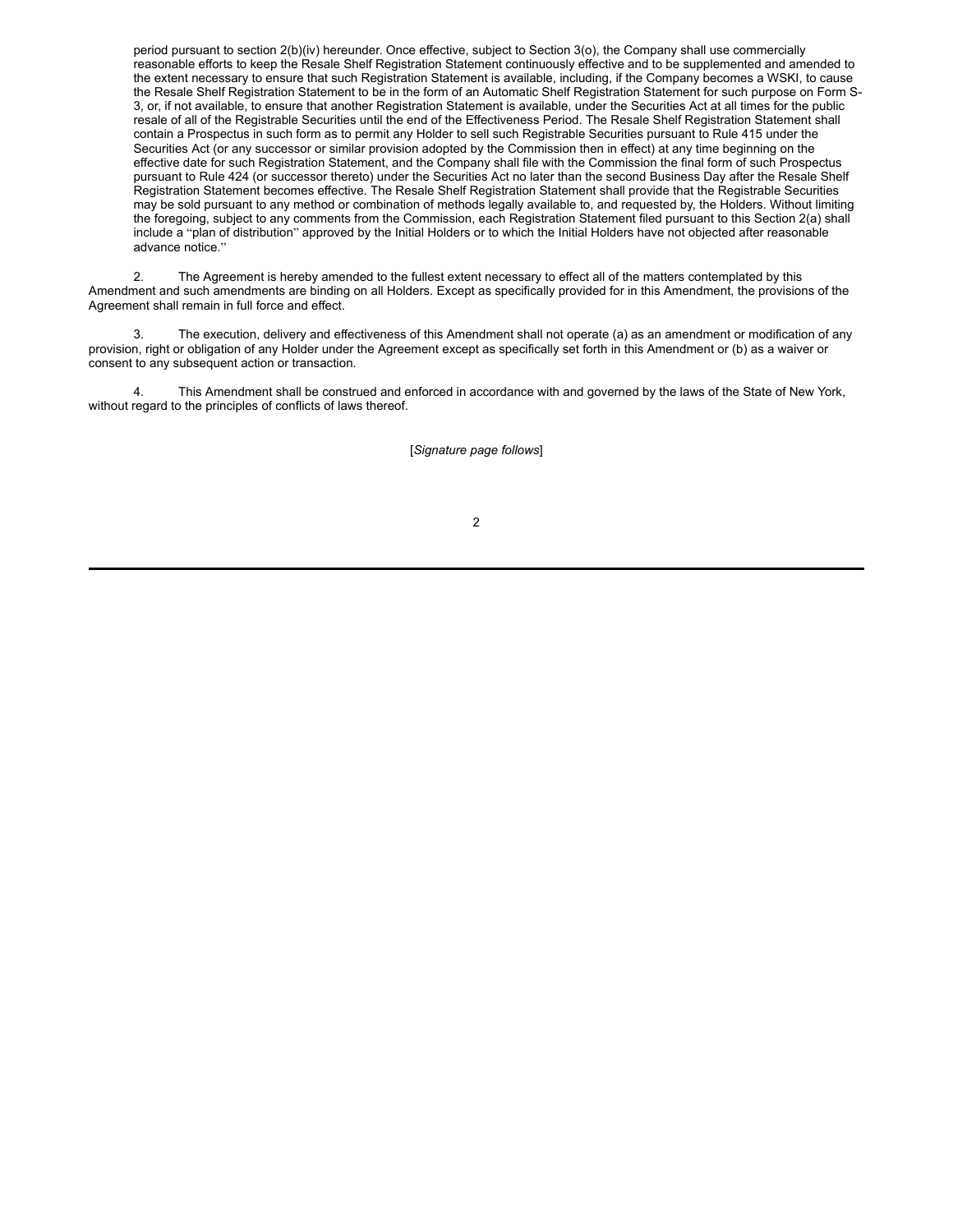period pursuant to section 2(b)(iv) hereunder. Once effective, subject to Section 3(o), the Company shall use commercially reasonable efforts to keep the Resale Shelf Registration Statement continuously effective and to be supplemented and amended to the extent necessary to ensure that such Registration Statement is available, including, if the Company becomes a WSKI, to cause the Resale Shelf Registration Statement to be in the form of an Automatic Shelf Registration Statement for such purpose on Form S-3, or, if not available, to ensure that another Registration Statement is available, under the Securities Act at all times for the public resale of all of the Registrable Securities until the end of the Effectiveness Period. The Resale Shelf Registration Statement shall contain a Prospectus in such form as to permit any Holder to sell such Registrable Securities pursuant to Rule 415 under the Securities Act (or any successor or similar provision adopted by the Commission then in effect) at any time beginning on the effective date for such Registration Statement, and the Company shall file with the Commission the final form of such Prospectus pursuant to Rule 424 (or successor thereto) under the Securities Act no later than the second Business Day after the Resale Shelf Registration Statement becomes effective. The Resale Shelf Registration Statement shall provide that the Registrable Securities may be sold pursuant to any method or combination of methods legally available to, and requested by, the Holders. Without limiting the foregoing, subject to any comments from the Commission, each Registration Statement filed pursuant to this Section 2(a) shall include a "plan of distribution" approved by the Initial Holders or to which the Initial Holders have not objected after reasonable advance notice."

2. The Agreement is hereby amended to the fullest extent necessary to effect all of the matters contemplated by this Amendment and such amendments are binding on all Holders. Except as specifically provided for in this Amendment, the provisions of the Agreement shall remain in full force and effect.

3. The execution, delivery and effectiveness of this Amendment shall not operate (a) as an amendment or modification of any provision, right or obligation of any Holder under the Agreement except as specifically set forth in this Amendment or (b) as a waiver or consent to any subsequent action or transaction.

4. This Amendment shall be construed and enforced in accordance with and governed by the laws of the State of New York, without regard to the principles of conflicts of laws thereof.

[*Signature page follows*]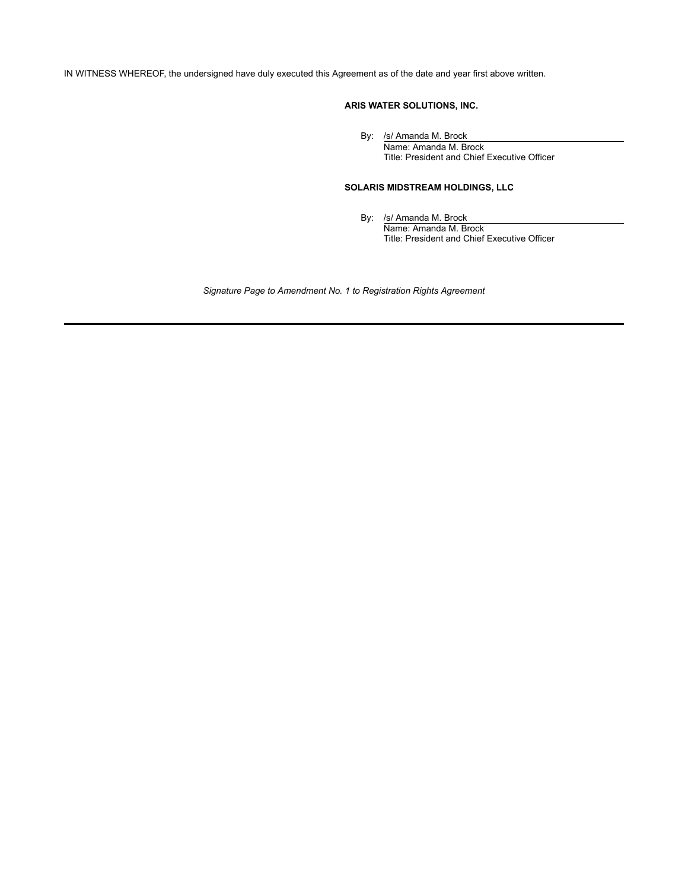IN WITNESS WHEREOF, the undersigned have duly executed this Agreement as of the date and year first above written.

**ARIS WATER SOLUTIONS, INC.**

By: /s/ Amanda M. Brock
Name: Amanda M. Brock
Title: President and Chief Executive Officer

**SOLARIS MIDSTREAM HOLDINGS, LLC**

By: /s/ Amanda M. Brock
Name: Amanda M. Brock
Title: President and Chief Executive Officer

*Signature Page to Amendment No. 1 to Registration Rights Agreement*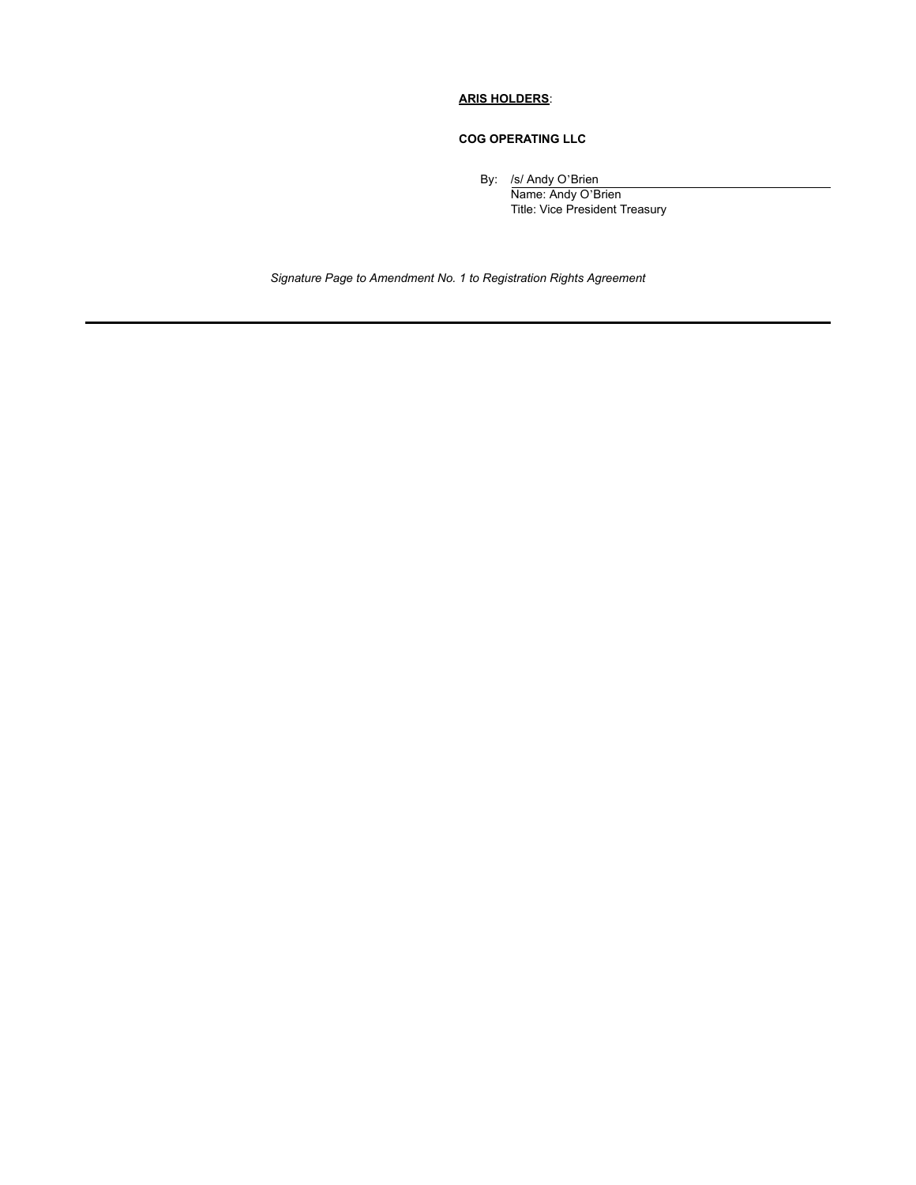**ARIS HOLDERS**:

**COG OPERATING LLC**

By: /s/ Andy O'Brien
Name: Andy O'Brien
Title: Vice President Treasury

*Signature Page to Amendment No. 1 to Registration Rights Agreement*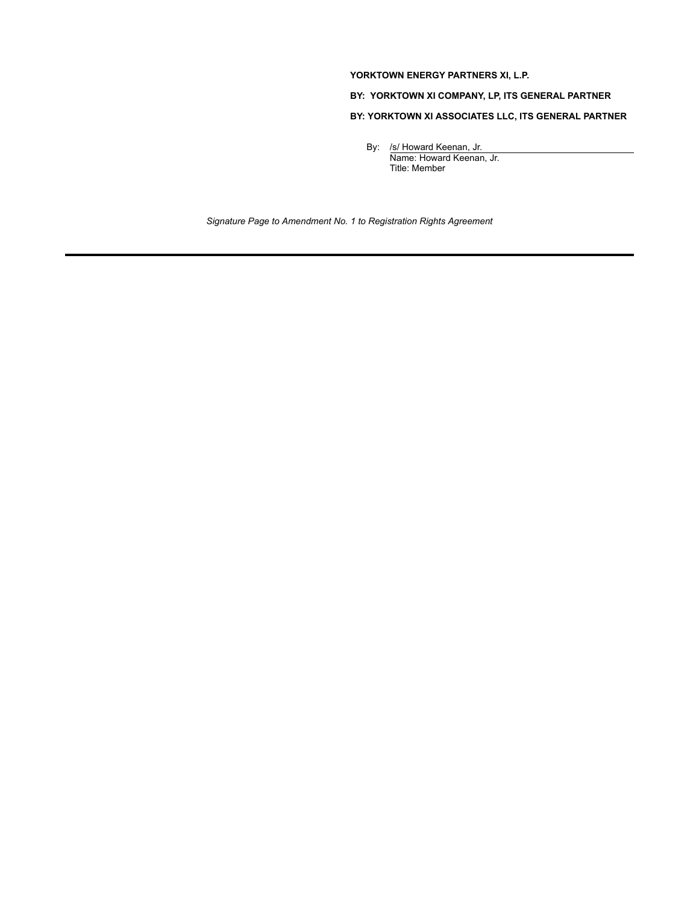**YORKTOWN ENERGY PARTNERS XI, L.P.**

**BY: YORKTOWN XI COMPANY, LP, ITS GENERAL PARTNER**

**BY: YORKTOWN XI ASSOCIATES LLC, ITS GENERAL PARTNER**

By: /s/ Howard Keenan, Jr.
Name: Howard Keenan, Jr.
Title: Member

*Signature Page to Amendment No. 1 to Registration Rights Agreement*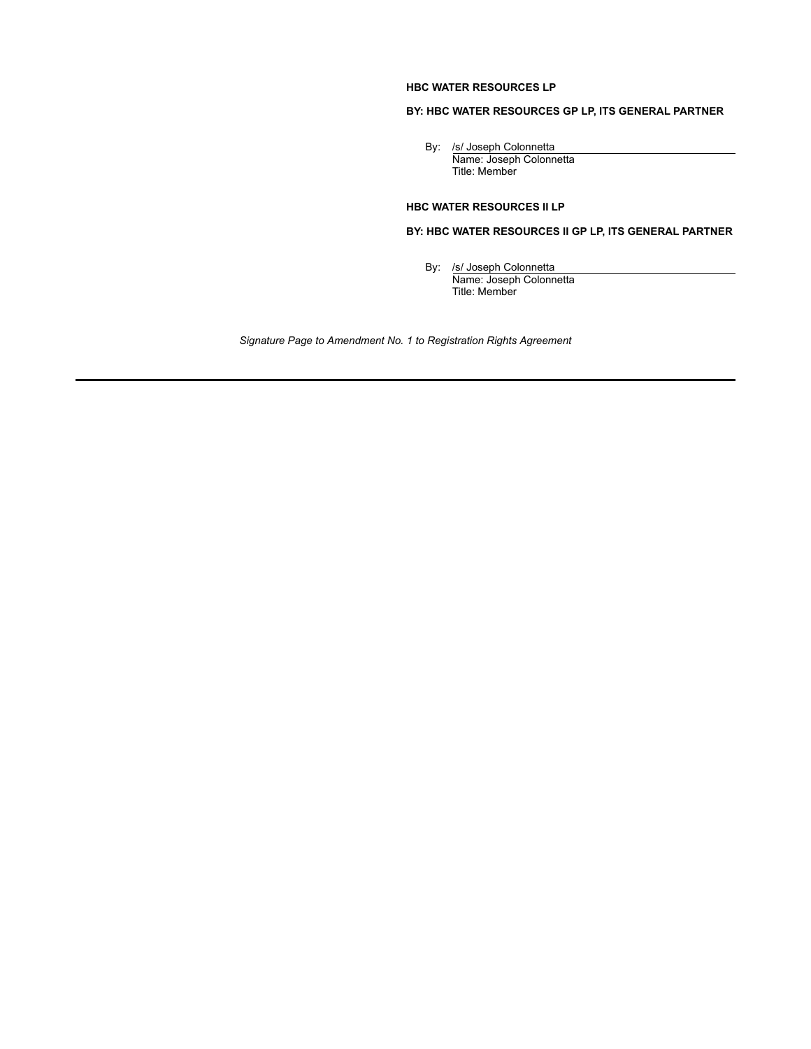**HBC WATER RESOURCES LP**

**BY: HBC WATER RESOURCES GP LP, ITS GENERAL PARTNER**

By: /s/ Joseph Colonnetta
Name: Joseph Colonnetta
Title: Member

**HBC WATER RESOURCES II LP**

**BY: HBC WATER RESOURCES II GP LP, ITS GENERAL PARTNER**

By: /s/ Joseph Colonnetta
Name: Joseph Colonnetta
Title: Member

*Signature Page to Amendment No. 1 to Registration Rights Agreement*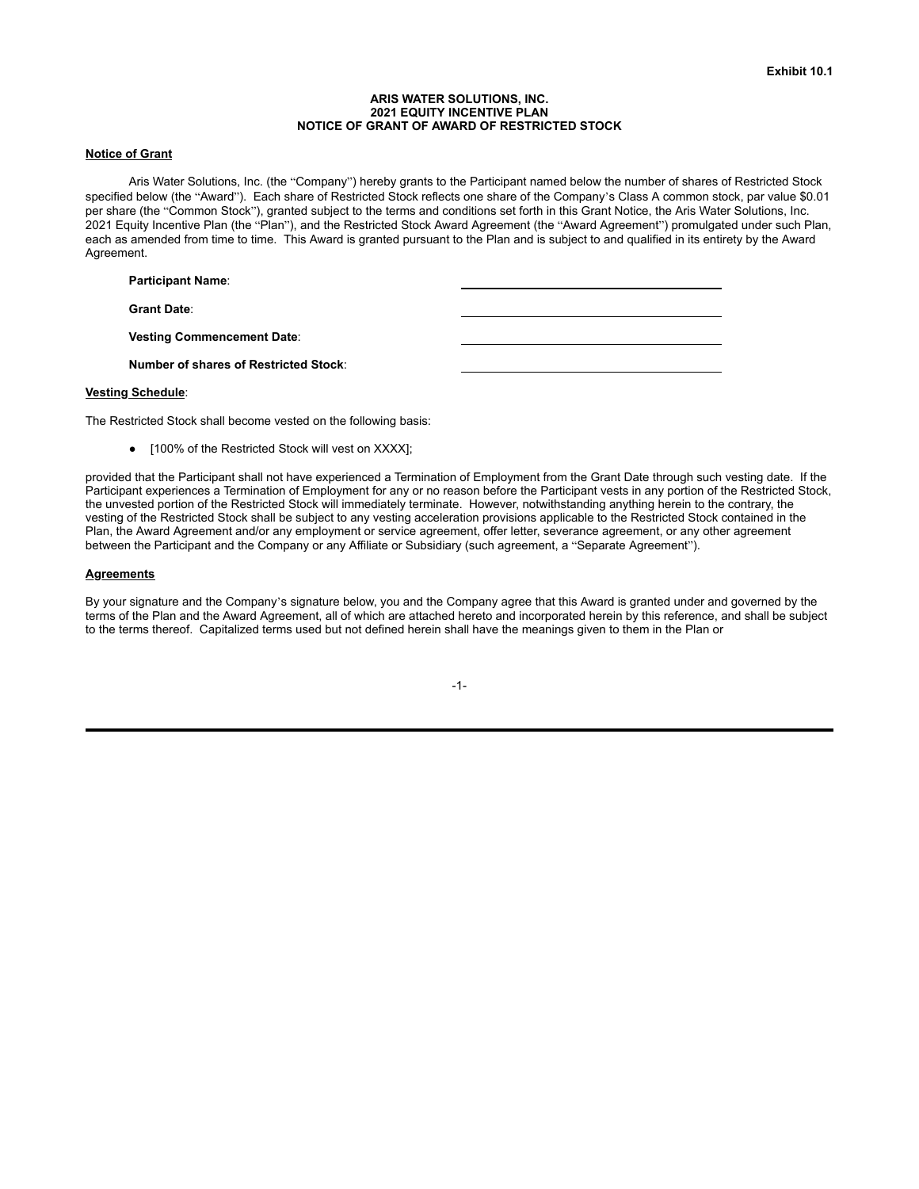**Exhibit 10.1**

**ARIS WATER SOLUTIONS, INC.**
**2021 EQUITY INCENTIVE PLAN**
**NOTICE OF GRANT OF AWARD OF RESTRICTED STOCK**

**Notice of Grant**

Aris Water Solutions, Inc. (the "Company") hereby grants to the Participant named below the number of shares of Restricted Stock specified below (the "Award"). Each share of Restricted Stock reflects one share of the Company's Class A common stock, par value $0.01 per share (the "Common Stock"), granted subject to the terms and conditions set forth in this Grant Notice, the Aris Water Solutions, Inc. 2021 Equity Incentive Plan (the "Plan"), and the Restricted Stock Award Agreement (the "Award Agreement") promulgated under such Plan, each as amended from time to time. This Award is granted pursuant to the Plan and is subject to and qualified in its entirety by the Award Agreement.

**Participant Name**: ______________________________

**Grant Date**: ______________________________

**Vesting Commencement Date**: ______________________________

**Number of shares of Restricted Stock**: ______________________________

**Vesting Schedule**:

The Restricted Stock shall become vested on the following basis:

- [100% of the Restricted Stock will vest on XXXX];

provided that the Participant shall not have experienced a Termination of Employment from the Grant Date through such vesting date. If the Participant experiences a Termination of Employment for any or no reason before the Participant vests in any portion of the Restricted Stock, the unvested portion of the Restricted Stock will immediately terminate. However, notwithstanding anything herein to the contrary, the vesting of the Restricted Stock shall be subject to any vesting acceleration provisions applicable to the Restricted Stock contained in the Plan, the Award Agreement and/or any employment or service agreement, offer letter, severance agreement, or any other agreement between the Participant and the Company or any Affiliate or Subsidiary (such agreement, a "Separate Agreement").

**Agreements**

By your signature and the Company's signature below, you and the Company agree that this Award is granted under and governed by the terms of the Plan and the Award Agreement, all of which are attached hereto and incorporated herein by this reference, and shall be subject to the terms thereof. Capitalized terms used but not defined herein shall have the meanings given to them in the Plan or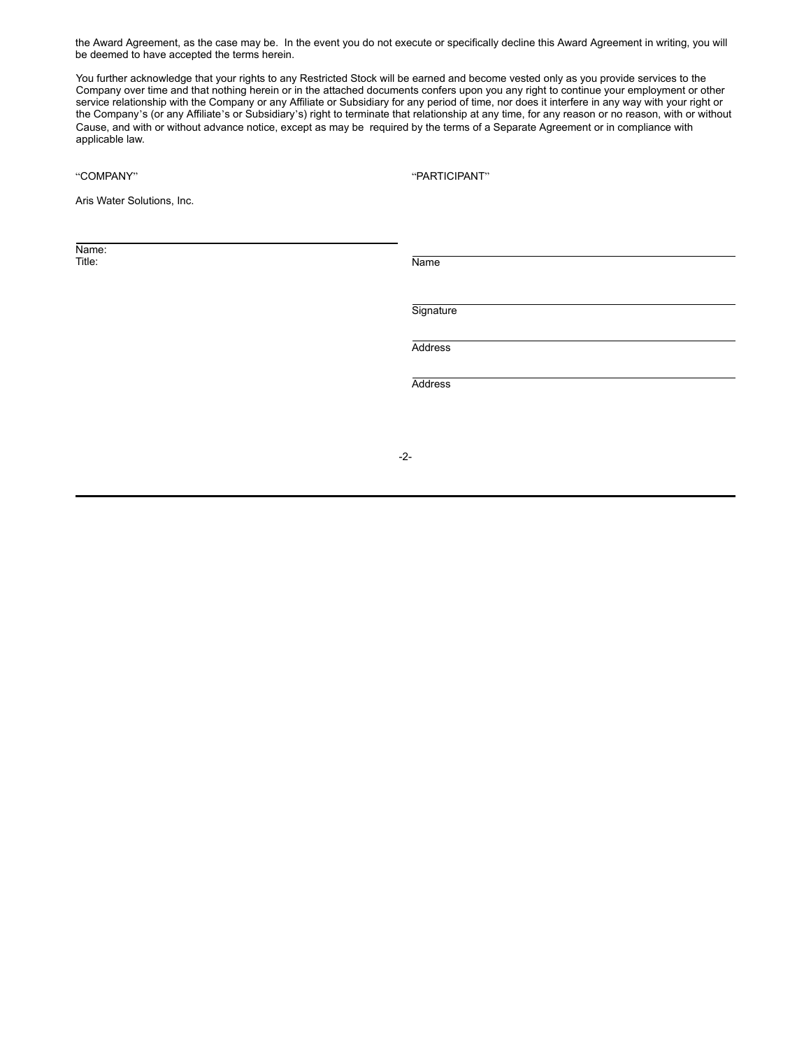the Award Agreement, as the case may be. In the event you do not execute or specifically decline this Award Agreement in writing, you will be deemed to have accepted the terms herein.

You further acknowledge that your rights to any Restricted Stock will be earned and become vested only as you provide services to the Company over time and that nothing herein or in the attached documents confers upon you any right to continue your employment or other service relationship with the Company or any Affiliate or Subsidiary for any period of time, nor does it interfere in any way with your right or the Company's (or any Affiliate's or Subsidiary's) right to terminate that relationship at any time, for any reason or no reason, with or without Cause, and with or without advance notice, except as may be required by the terms of a Separate Agreement or in compliance with applicable law.

"COMPANY"

Aris Water Solutions, Inc.

\_\_\_\_\_\_\_\_\_\_\_\_\_\_\_\_\_\_\_\_\_\_\_\_\_\_\_\_\_\_\_\_\_\_\_\_\_\_\_\_

Name:

Title:

"PARTICIPANT"

\_\_\_\_\_\_\_\_\_\_\_\_\_\_\_\_\_\_\_\_\_\_\_\_\_\_\_\_\_\_\_\_\_\_\_\_\_\_\_\_

Name

\_\_\_\_\_\_\_\_\_\_\_\_\_\_\_\_\_\_\_\_\_\_\_\_\_\_\_\_\_\_\_\_\_\_\_\_\_\_\_\_

Signature

\_\_\_\_\_\_\_\_\_\_\_\_\_\_\_\_\_\_\_\_\_\_\_\_\_\_\_\_\_\_\_\_\_\_\_\_\_\_\_\_

Address

\_\_\_\_\_\_\_\_\_\_\_\_\_\_\_\_\_\_\_\_\_\_\_\_\_\_\_\_\_\_\_\_\_\_\_\_\_\_\_\_

Address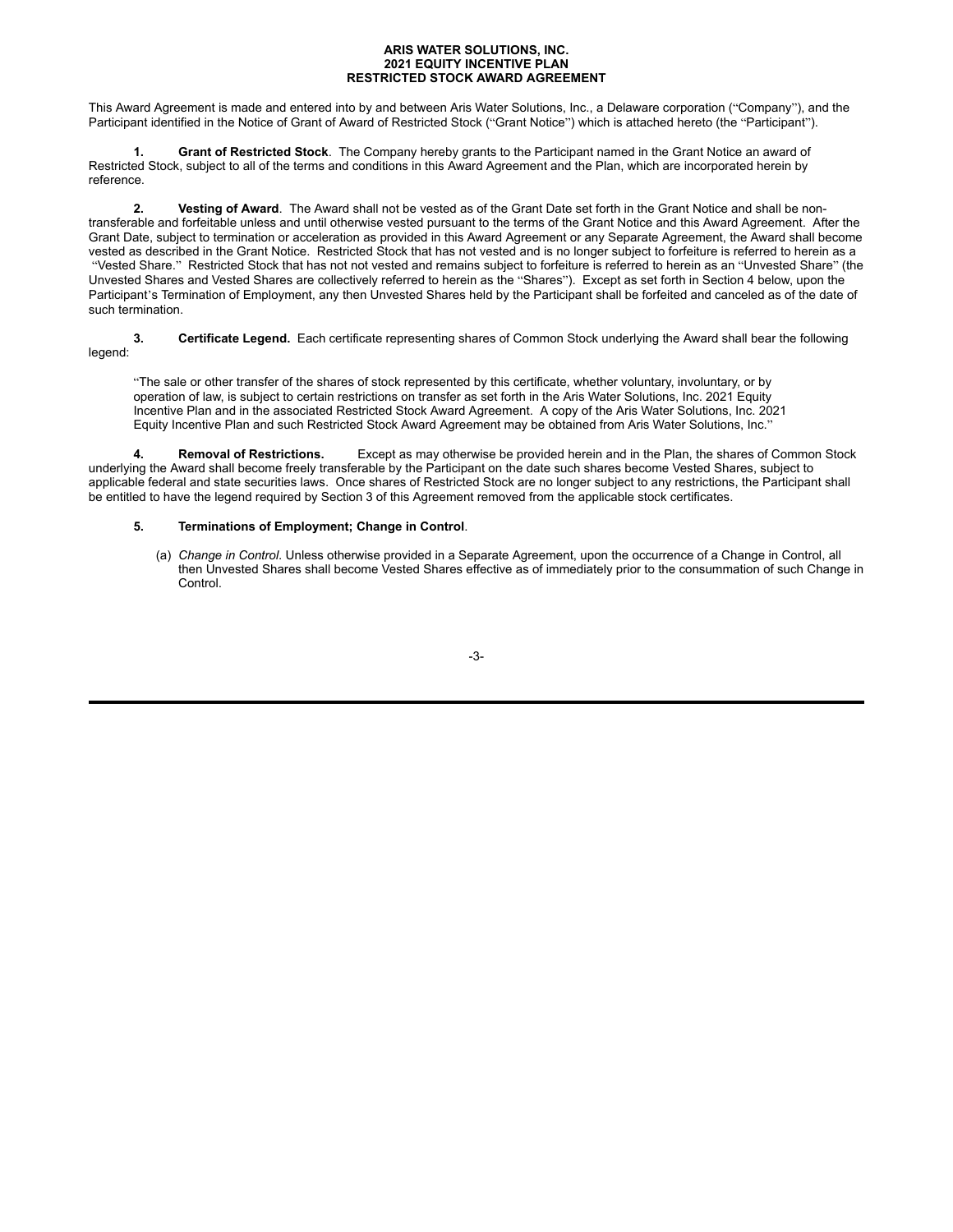**ARIS WATER SOLUTIONS, INC.**
**2021 EQUITY INCENTIVE PLAN**
**RESTRICTED STOCK AWARD AGREEMENT**

This Award Agreement is made and entered into by and between Aris Water Solutions, Inc., a Delaware corporation ("Company"), and the Participant identified in the Notice of Grant of Award of Restricted Stock ("Grant Notice") which is attached hereto (the "Participant").

**1. Grant of Restricted Stock**. The Company hereby grants to the Participant named in the Grant Notice an award of Restricted Stock, subject to all of the terms and conditions in this Award Agreement and the Plan, which are incorporated herein by reference.

**2. Vesting of Award**. The Award shall not be vested as of the Grant Date set forth in the Grant Notice and shall be non-transferable and forfeitable unless and until otherwise vested pursuant to the terms of the Grant Notice and this Award Agreement. After the Grant Date, subject to termination or acceleration as provided in this Award Agreement or any Separate Agreement, the Award shall become vested as described in the Grant Notice. Restricted Stock that has not vested and is no longer subject to forfeiture is referred to herein as a "Vested Share." Restricted Stock that has not not vested and remains subject to forfeiture is referred to herein as an "Unvested Share" (the Unvested Shares and Vested Shares are collectively referred to herein as the "Shares"). Except as set forth in Section 4 below, upon the Participant's Termination of Employment, any then Unvested Shares held by the Participant shall be forfeited and canceled as of the date of such termination.

**3. Certificate Legend.** Each certificate representing shares of Common Stock underlying the Award shall bear the following legend:

"The sale or other transfer of the shares of stock represented by this certificate, whether voluntary, involuntary, or by operation of law, is subject to certain restrictions on transfer as set forth in the Aris Water Solutions, Inc. 2021 Equity Incentive Plan and in the associated Restricted Stock Award Agreement. A copy of the Aris Water Solutions, Inc. 2021 Equity Incentive Plan and such Restricted Stock Award Agreement may be obtained from Aris Water Solutions, Inc."

**4. Removal of Restrictions.** Except as may otherwise be provided herein and in the Plan, the shares of Common Stock underlying the Award shall become freely transferable by the Participant on the date such shares become Vested Shares, subject to applicable federal and state securities laws. Once shares of Restricted Stock are no longer subject to any restrictions, the Participant shall be entitled to have the legend required by Section 3 of this Agreement removed from the applicable stock certificates.

**5. Terminations of Employment; Change in Control**.

(a) *Change in Control*. Unless otherwise provided in a Separate Agreement, upon the occurrence of a Change in Control, all then Unvested Shares shall become Vested Shares effective as of immediately prior to the consummation of such Change in Control.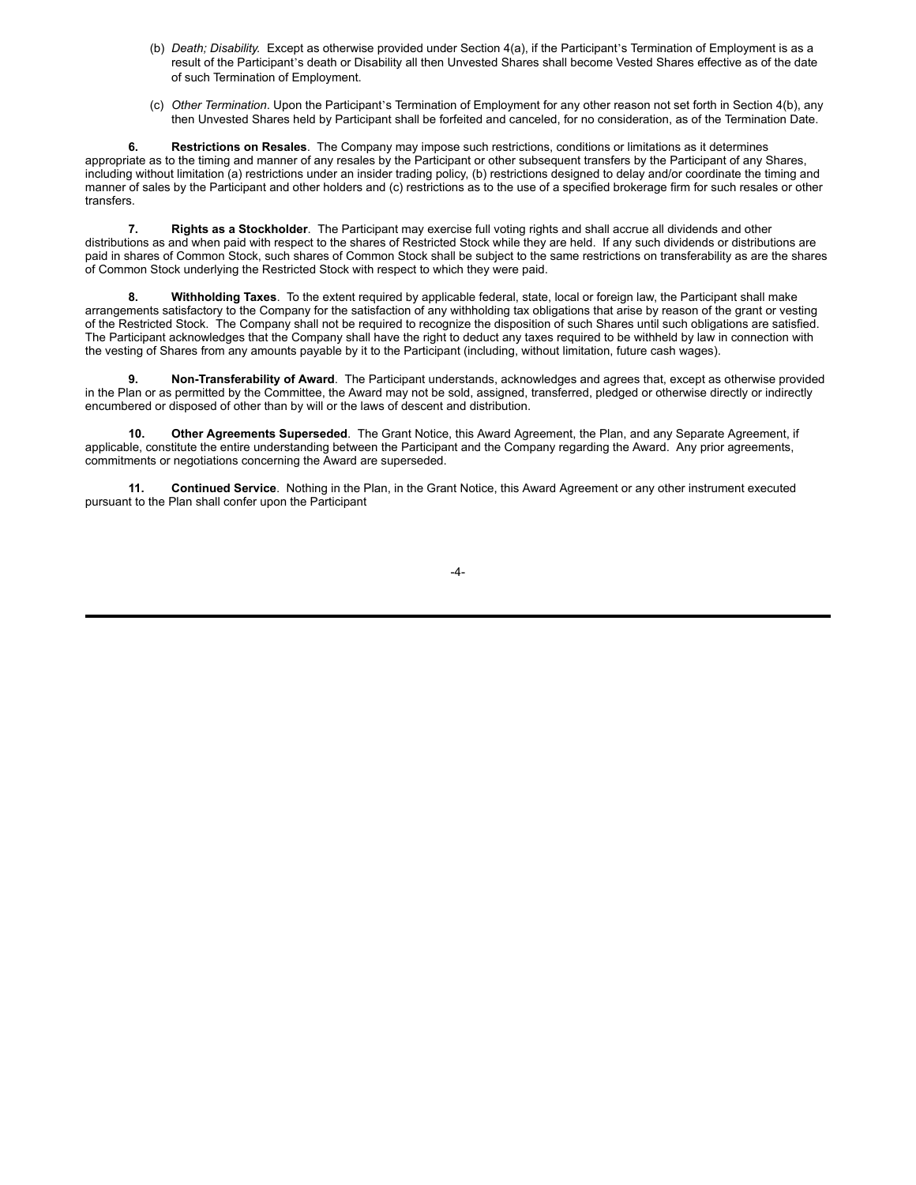(b) *Death; Disability.* Except as otherwise provided under Section 4(a), if the Participant's Termination of Employment is as a result of the Participant's death or Disability all then Unvested Shares shall become Vested Shares effective as of the date of such Termination of Employment.

(c) *Other Termination*. Upon the Participant's Termination of Employment for any other reason not set forth in Section 4(b), any then Unvested Shares held by Participant shall be forfeited and canceled, for no consideration, as of the Termination Date.

**6. Restrictions on Resales**. The Company may impose such restrictions, conditions or limitations as it determines appropriate as to the timing and manner of any resales by the Participant or other subsequent transfers by the Participant of any Shares, including without limitation (a) restrictions under an insider trading policy, (b) restrictions designed to delay and/or coordinate the timing and manner of sales by the Participant and other holders and (c) restrictions as to the use of a specified brokerage firm for such resales or other transfers.

**7. Rights as a Stockholder**. The Participant may exercise full voting rights and shall accrue all dividends and other distributions as and when paid with respect to the shares of Restricted Stock while they are held. If any such dividends or distributions are paid in shares of Common Stock, such shares of Common Stock shall be subject to the same restrictions on transferability as are the shares of Common Stock underlying the Restricted Stock with respect to which they were paid.

**8. Withholding Taxes**. To the extent required by applicable federal, state, local or foreign law, the Participant shall make arrangements satisfactory to the Company for the satisfaction of any withholding tax obligations that arise by reason of the grant or vesting of the Restricted Stock. The Company shall not be required to recognize the disposition of such Shares until such obligations are satisfied. The Participant acknowledges that the Company shall have the right to deduct any taxes required to be withheld by law in connection with the vesting of Shares from any amounts payable by it to the Participant (including, without limitation, future cash wages).

**9. Non-Transferability of Award**. The Participant understands, acknowledges and agrees that, except as otherwise provided in the Plan or as permitted by the Committee, the Award may not be sold, assigned, transferred, pledged or otherwise directly or indirectly encumbered or disposed of other than by will or the laws of descent and distribution.

**10. Other Agreements Superseded**. The Grant Notice, this Award Agreement, the Plan, and any Separate Agreement, if applicable, constitute the entire understanding between the Participant and the Company regarding the Award. Any prior agreements, commitments or negotiations concerning the Award are superseded.

**11. Continued Service**. Nothing in the Plan, in the Grant Notice, this Award Agreement or any other instrument executed pursuant to the Plan shall confer upon the Participant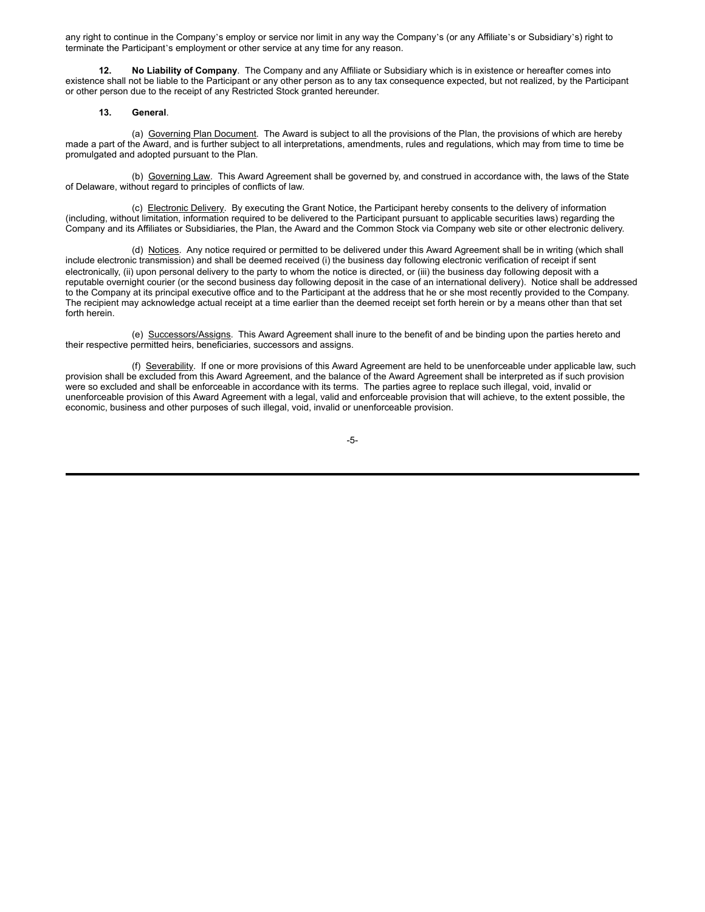any right to continue in the Company's employ or service nor limit in any way the Company's (or any Affiliate's or Subsidiary's) right to terminate the Participant's employment or other service at any time for any reason.

**12. No Liability of Company**. The Company and any Affiliate or Subsidiary which is in existence or hereafter comes into existence shall not be liable to the Participant or any other person as to any tax consequence expected, but not realized, by the Participant or other person due to the receipt of any Restricted Stock granted hereunder.

**13. General**.

(a) Governing Plan Document. The Award is subject to all the provisions of the Plan, the provisions of which are hereby made a part of the Award, and is further subject to all interpretations, amendments, rules and regulations, which may from time to time be promulgated and adopted pursuant to the Plan.

(b) Governing Law. This Award Agreement shall be governed by, and construed in accordance with, the laws of the State of Delaware, without regard to principles of conflicts of law.

(c) Electronic Delivery. By executing the Grant Notice, the Participant hereby consents to the delivery of information (including, without limitation, information required to be delivered to the Participant pursuant to applicable securities laws) regarding the Company and its Affiliates or Subsidiaries, the Plan, the Award and the Common Stock via Company web site or other electronic delivery.

(d) Notices. Any notice required or permitted to be delivered under this Award Agreement shall be in writing (which shall include electronic transmission) and shall be deemed received (i) the business day following electronic verification of receipt if sent electronically, (ii) upon personal delivery to the party to whom the notice is directed, or (iii) the business day following deposit with a reputable overnight courier (or the second business day following deposit in the case of an international delivery). Notice shall be addressed to the Company at its principal executive office and to the Participant at the address that he or she most recently provided to the Company. The recipient may acknowledge actual receipt at a time earlier than the deemed receipt set forth herein or by a means other than that set forth herein.

(e) Successors/Assigns. This Award Agreement shall inure to the benefit of and be binding upon the parties hereto and their respective permitted heirs, beneficiaries, successors and assigns.

(f) Severability. If one or more provisions of this Award Agreement are held to be unenforceable under applicable law, such provision shall be excluded from this Award Agreement, and the balance of the Award Agreement shall be interpreted as if such provision were so excluded and shall be enforceable in accordance with its terms. The parties agree to replace such illegal, void, invalid or unenforceable provision of this Award Agreement with a legal, valid and enforceable provision that will achieve, to the extent possible, the economic, business and other purposes of such illegal, void, invalid or unenforceable provision.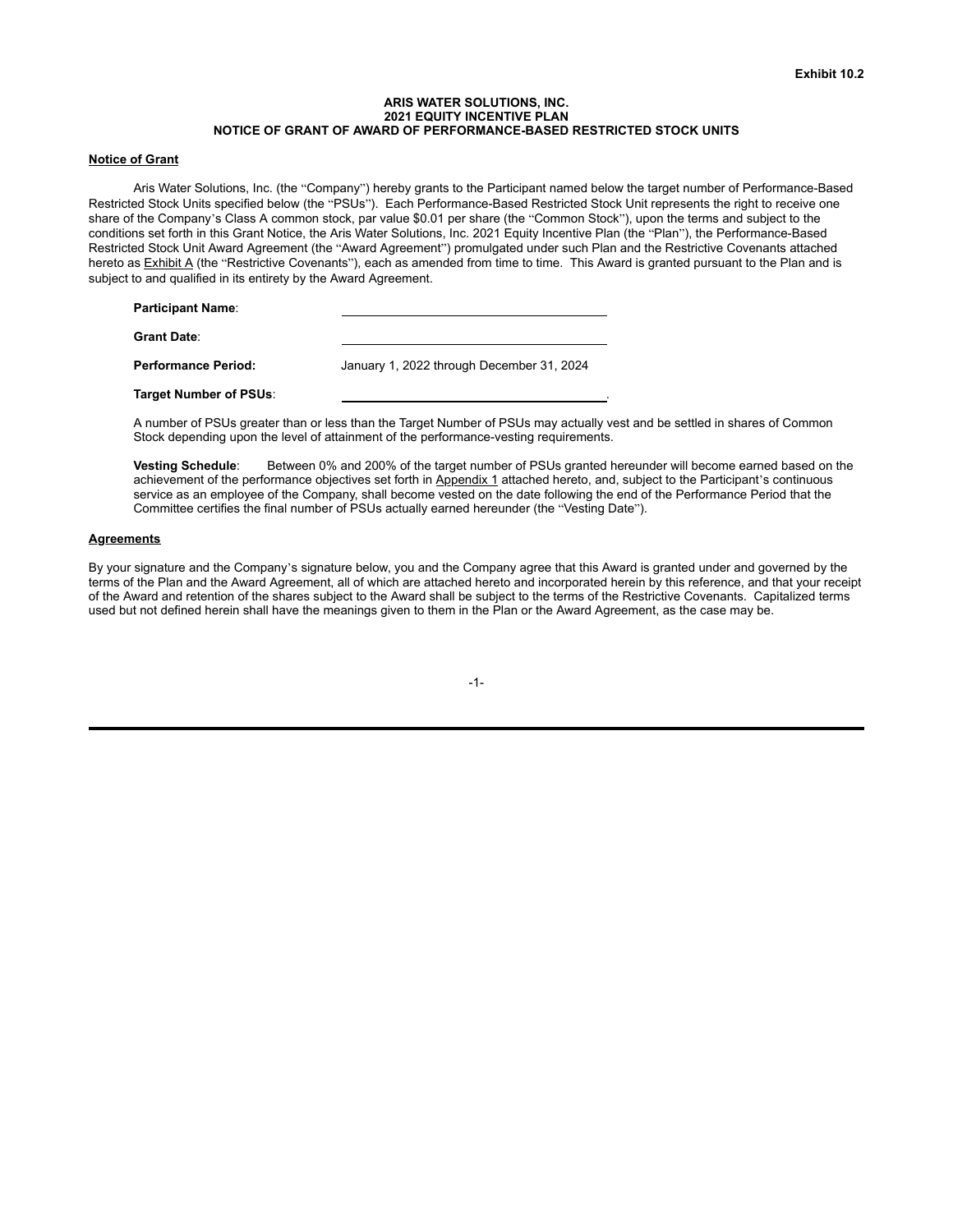**Exhibit 10.2**

**ARIS WATER SOLUTIONS, INC.**
**2021 EQUITY INCENTIVE PLAN**
**NOTICE OF GRANT OF AWARD OF PERFORMANCE-BASED RESTRICTED STOCK UNITS**

**Notice of Grant**

Aris Water Solutions, Inc. (the "Company") hereby grants to the Participant named below the target number of Performance-Based Restricted Stock Units specified below (the "PSUs"). Each Performance-Based Restricted Stock Unit represents the right to receive one share of the Company's Class A common stock, par value $0.01 per share (the "Common Stock"), upon the terms and subject to the conditions set forth in this Grant Notice, the Aris Water Solutions, Inc. 2021 Equity Incentive Plan (the "Plan"), the Performance-Based Restricted Stock Unit Award Agreement (the "Award Agreement") promulgated under such Plan and the Restrictive Covenants attached hereto as Exhibit A (the "Restrictive Covenants"), each as amended from time to time. This Award is granted pursuant to the Plan and is subject to and qualified in its entirety by the Award Agreement.

**Participant Name**: ______________________________

**Grant Date**: ______________________________

**Performance Period:** January 1, 2022 through December 31, 2024

**Target Number of PSUs**: ______________________________.

A number of PSUs greater than or less than the Target Number of PSUs may actually vest and be settled in shares of Common Stock depending upon the level of attainment of the performance-vesting requirements.

**Vesting Schedule**: Between 0% and 200% of the target number of PSUs granted hereunder will become earned based on the achievement of the performance objectives set forth in Appendix 1 attached hereto, and, subject to the Participant's continuous service as an employee of the Company, shall become vested on the date following the end of the Performance Period that the Committee certifies the final number of PSUs actually earned hereunder (the "Vesting Date").

**Agreements**

By your signature and the Company's signature below, you and the Company agree that this Award is granted under and governed by the terms of the Plan and the Award Agreement, all of which are attached hereto and incorporated herein by this reference, and that your receipt of the Award and retention of the shares subject to the Award shall be subject to the terms of the Restrictive Covenants. Capitalized terms used but not defined herein shall have the meanings given to them in the Plan or the Award Agreement, as the case may be.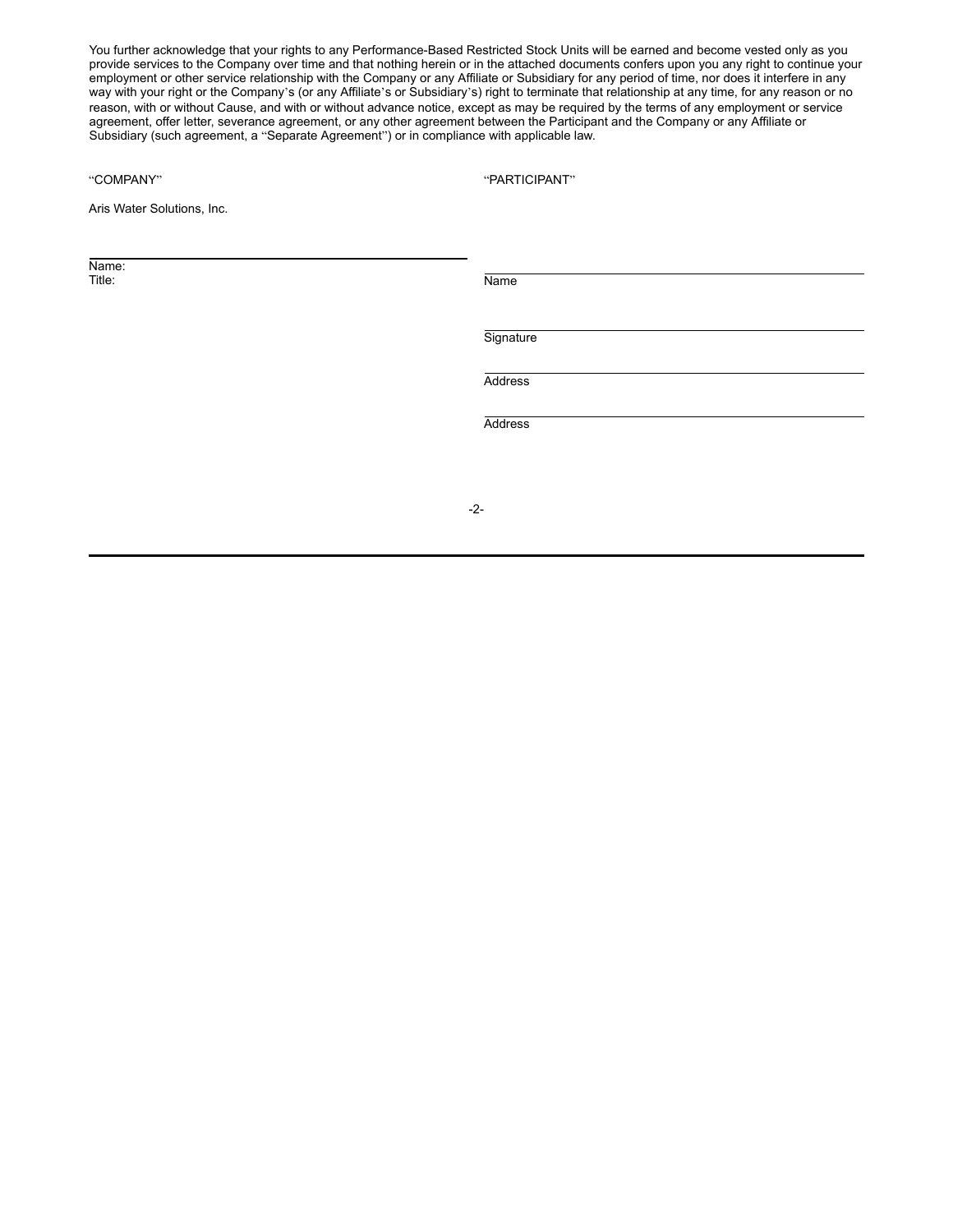You further acknowledge that your rights to any Performance-Based Restricted Stock Units will be earned and become vested only as you provide services to the Company over time and that nothing herein or in the attached documents confers upon you any right to continue your employment or other service relationship with the Company or any Affiliate or Subsidiary for any period of time, nor does it interfere in any way with your right or the Company's (or any Affiliate's or Subsidiary's) right to terminate that relationship at any time, for any reason or no reason, with or without Cause, and with or without advance notice, except as may be required by the terms of any employment or service agreement, offer letter, severance agreement, or any other agreement between the Participant and the Company or any Affiliate or Subsidiary (such agreement, a "Separate Agreement") or in compliance with applicable law.

"COMPANY"

Aris Water Solutions, Inc.

\_\_\_\_\_\_\_\_\_\_\_\_\_\_\_\_\_\_\_\_\_\_\_\_\_\_\_\_\_\_\_\_\_\_\_\_
Name:
Title:

"PARTICIPANT"

\_\_\_\_\_\_\_\_\_\_\_\_\_\_\_\_\_\_\_\_\_\_\_\_\_\_\_\_\_\_\_\_\_\_\_\_
Name

\_\_\_\_\_\_\_\_\_\_\_\_\_\_\_\_\_\_\_\_\_\_\_\_\_\_\_\_\_\_\_\_\_\_\_\_
Signature

\_\_\_\_\_\_\_\_\_\_\_\_\_\_\_\_\_\_\_\_\_\_\_\_\_\_\_\_\_\_\_\_\_\_\_\_
Address

\_\_\_\_\_\_\_\_\_\_\_\_\_\_\_\_\_\_\_\_\_\_\_\_\_\_\_\_\_\_\_\_\_\_\_\_
Address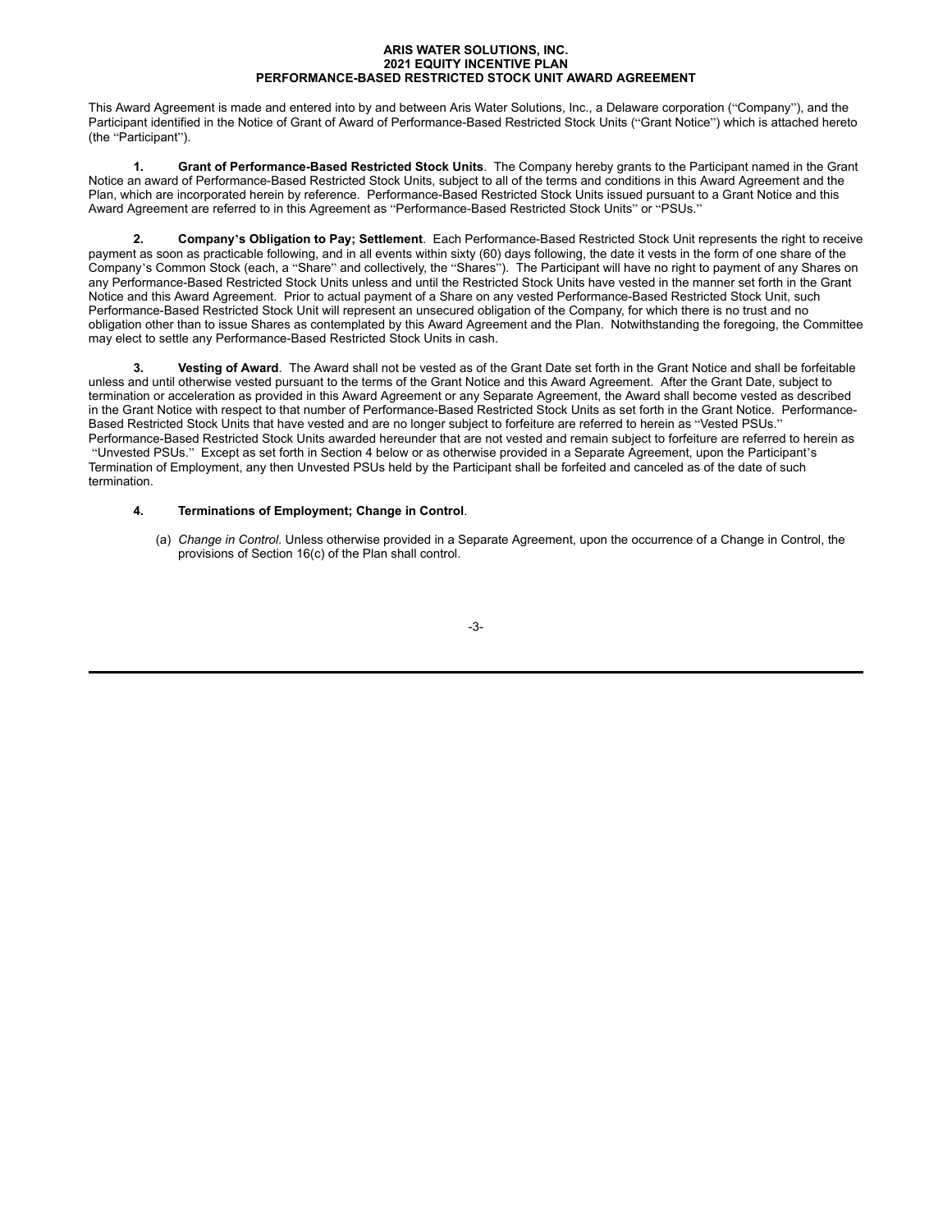**ARIS WATER SOLUTIONS, INC.**
**2021 EQUITY INCENTIVE PLAN**
**PERFORMANCE-BASED RESTRICTED STOCK UNIT AWARD AGREEMENT**

This Award Agreement is made and entered into by and between Aris Water Solutions, Inc., a Delaware corporation ("Company"), and the Participant identified in the Notice of Grant of Award of Performance-Based Restricted Stock Units ("Grant Notice") which is attached hereto (the "Participant").

**1. Grant of Performance-Based Restricted Stock Units**. The Company hereby grants to the Participant named in the Grant Notice an award of Performance-Based Restricted Stock Units, subject to all of the terms and conditions in this Award Agreement and the Plan, which are incorporated herein by reference. Performance-Based Restricted Stock Units issued pursuant to a Grant Notice and this Award Agreement are referred to in this Agreement as "Performance-Based Restricted Stock Units" or "PSUs."

**2. Company's Obligation to Pay; Settlement**. Each Performance-Based Restricted Stock Unit represents the right to receive payment as soon as practicable following, and in all events within sixty (60) days following, the date it vests in the form of one share of the Company's Common Stock (each, a "Share" and collectively, the "Shares"). The Participant will have no right to payment of any Shares on any Performance-Based Restricted Stock Units unless and until the Restricted Stock Units have vested in the manner set forth in the Grant Notice and this Award Agreement. Prior to actual payment of a Share on any vested Performance-Based Restricted Stock Unit, such Performance-Based Restricted Stock Unit will represent an unsecured obligation of the Company, for which there is no trust and no obligation other than to issue Shares as contemplated by this Award Agreement and the Plan. Notwithstanding the foregoing, the Committee may elect to settle any Performance-Based Restricted Stock Units in cash.

**3. Vesting of Award**. The Award shall not be vested as of the Grant Date set forth in the Grant Notice and shall be forfeitable unless and until otherwise vested pursuant to the terms of the Grant Notice and this Award Agreement. After the Grant Date, subject to termination or acceleration as provided in this Award Agreement or any Separate Agreement, the Award shall become vested as described in the Grant Notice with respect to that number of Performance-Based Restricted Stock Units as set forth in the Grant Notice. Performance-Based Restricted Stock Units that have vested and are no longer subject to forfeiture are referred to herein as "Vested PSUs." Performance-Based Restricted Stock Units awarded hereunder that are not vested and remain subject to forfeiture are referred to herein as "Unvested PSUs." Except as set forth in Section 4 below or as otherwise provided in a Separate Agreement, upon the Participant's Termination of Employment, any then Unvested PSUs held by the Participant shall be forfeited and canceled as of the date of such termination.

**4. Terminations of Employment; Change in Control**.

(a) *Change in Control*. Unless otherwise provided in a Separate Agreement, upon the occurrence of a Change in Control, the provisions of Section 16(c) of the Plan shall control.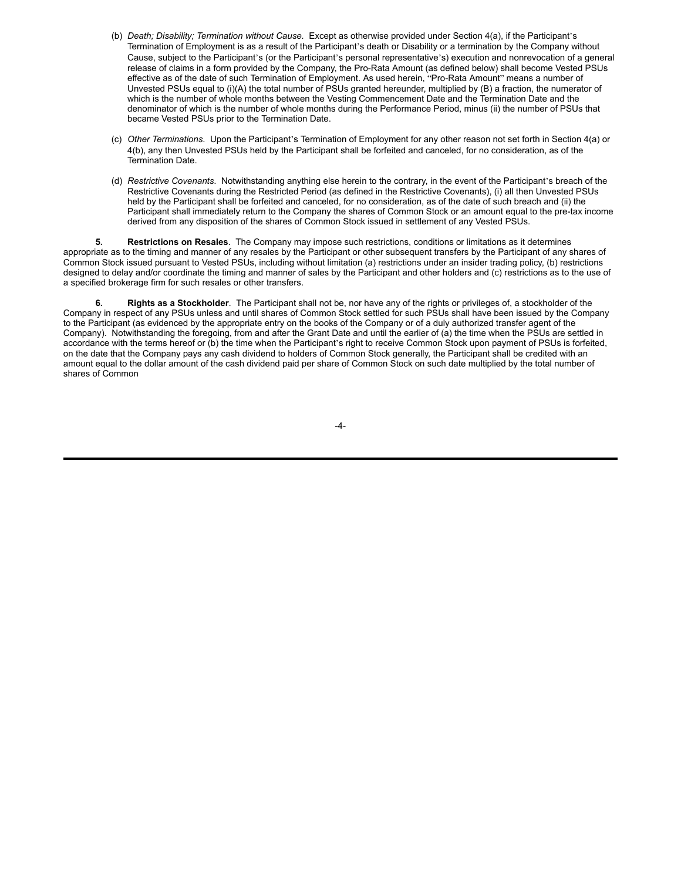(b) *Death; Disability; Termination without Cause.* Except as otherwise provided under Section 4(a), if the Participant's Termination of Employment is as a result of the Participant's death or Disability or a termination by the Company without Cause, subject to the Participant's (or the Participant's personal representative's) execution and nonrevocation of a general release of claims in a form provided by the Company, the Pro-Rata Amount (as defined below) shall become Vested PSUs effective as of the date of such Termination of Employment. As used herein, "Pro-Rata Amount" means a number of Unvested PSUs equal to (i)(A) the total number of PSUs granted hereunder, multiplied by (B) a fraction, the numerator of which is the number of whole months between the Vesting Commencement Date and the Termination Date and the denominator of which is the number of whole months during the Performance Period, minus (ii) the number of PSUs that became Vested PSUs prior to the Termination Date.

(c) *Other Terminations.* Upon the Participant's Termination of Employment for any other reason not set forth in Section 4(a) or 4(b), any then Unvested PSUs held by the Participant shall be forfeited and canceled, for no consideration, as of the Termination Date.

(d) *Restrictive Covenants.* Notwithstanding anything else herein to the contrary, in the event of the Participant's breach of the Restrictive Covenants during the Restricted Period (as defined in the Restrictive Covenants), (i) all then Unvested PSUs held by the Participant shall be forfeited and canceled, for no consideration, as of the date of such breach and (ii) the Participant shall immediately return to the Company the shares of Common Stock or an amount equal to the pre-tax income derived from any disposition of the shares of Common Stock issued in settlement of any Vested PSUs.

**5. Restrictions on Resales**. The Company may impose such restrictions, conditions or limitations as it determines appropriate as to the timing and manner of any resales by the Participant or other subsequent transfers by the Participant of any shares of Common Stock issued pursuant to Vested PSUs, including without limitation (a) restrictions under an insider trading policy, (b) restrictions designed to delay and/or coordinate the timing and manner of sales by the Participant and other holders and (c) restrictions as to the use of a specified brokerage firm for such resales or other transfers.

**6. Rights as a Stockholder**. The Participant shall not be, nor have any of the rights or privileges of, a stockholder of the Company in respect of any PSUs unless and until shares of Common Stock settled for such PSUs shall have been issued by the Company to the Participant (as evidenced by the appropriate entry on the books of the Company or of a duly authorized transfer agent of the Company). Notwithstanding the foregoing, from and after the Grant Date and until the earlier of (a) the time when the PSUs are settled in accordance with the terms hereof or (b) the time when the Participant's right to receive Common Stock upon payment of PSUs is forfeited, on the date that the Company pays any cash dividend to holders of Common Stock generally, the Participant shall be credited with an amount equal to the dollar amount of the cash dividend paid per share of Common Stock on such date multiplied by the total number of shares of Common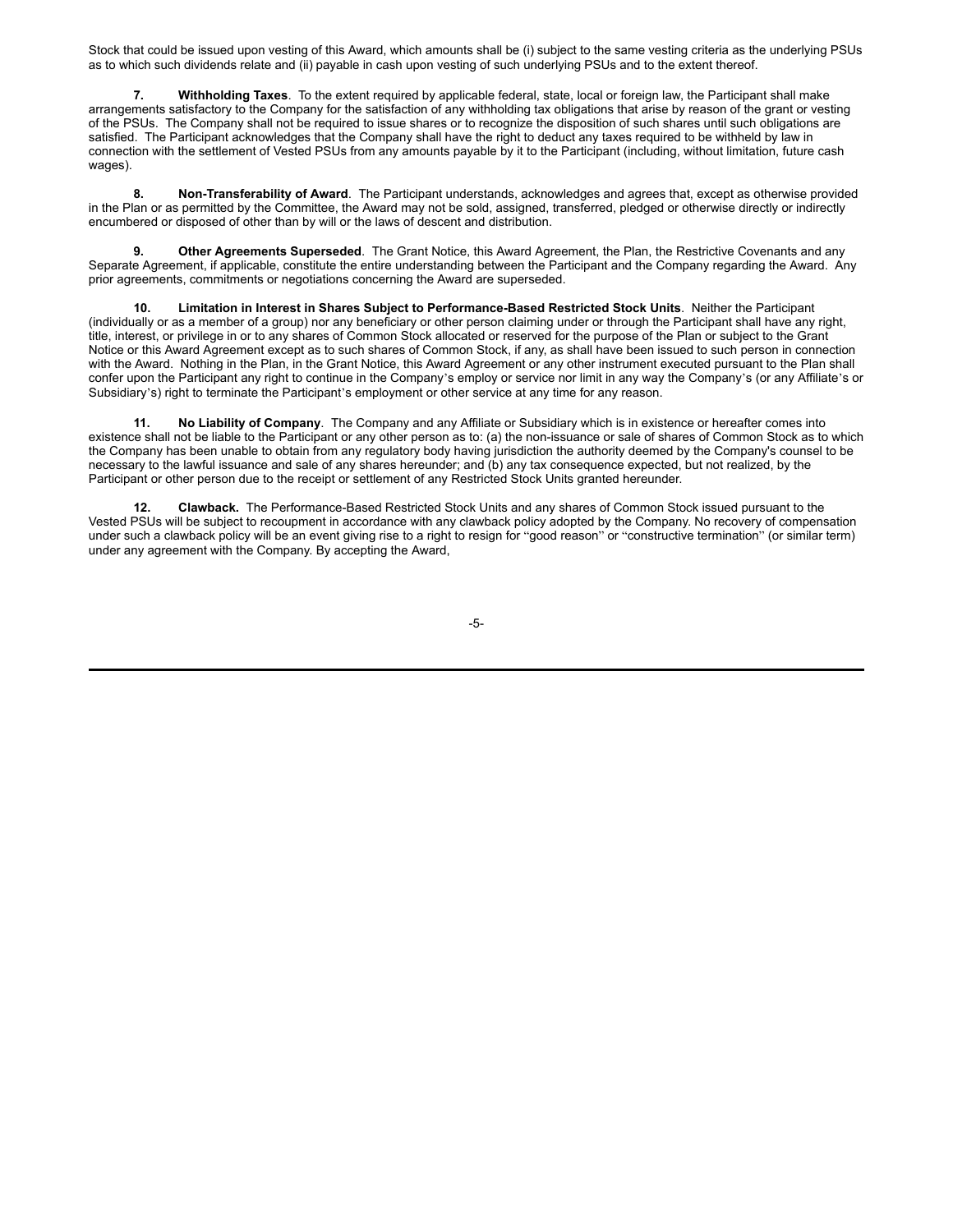Stock that could be issued upon vesting of this Award, which amounts shall be (i) subject to the same vesting criteria as the underlying PSUs as to which such dividends relate and (ii) payable in cash upon vesting of such underlying PSUs and to the extent thereof.

**7. Withholding Taxes**. To the extent required by applicable federal, state, local or foreign law, the Participant shall make arrangements satisfactory to the Company for the satisfaction of any withholding tax obligations that arise by reason of the grant or vesting of the PSUs. The Company shall not be required to issue shares or to recognize the disposition of such shares until such obligations are satisfied. The Participant acknowledges that the Company shall have the right to deduct any taxes required to be withheld by law in connection with the settlement of Vested PSUs from any amounts payable by it to the Participant (including, without limitation, future cash wages).

**8. Non-Transferability of Award**. The Participant understands, acknowledges and agrees that, except as otherwise provided in the Plan or as permitted by the Committee, the Award may not be sold, assigned, transferred, pledged or otherwise directly or indirectly encumbered or disposed of other than by will or the laws of descent and distribution.

**9. Other Agreements Superseded**. The Grant Notice, this Award Agreement, the Plan, the Restrictive Covenants and any Separate Agreement, if applicable, constitute the entire understanding between the Participant and the Company regarding the Award. Any prior agreements, commitments or negotiations concerning the Award are superseded.

**10. Limitation in Interest in Shares Subject to Performance-Based Restricted Stock Units**. Neither the Participant (individually or as a member of a group) nor any beneficiary or other person claiming under or through the Participant shall have any right, title, interest, or privilege in or to any shares of Common Stock allocated or reserved for the purpose of the Plan or subject to the Grant Notice or this Award Agreement except as to such shares of Common Stock, if any, as shall have been issued to such person in connection with the Award. Nothing in the Plan, in the Grant Notice, this Award Agreement or any other instrument executed pursuant to the Plan shall confer upon the Participant any right to continue in the Company's employ or service nor limit in any way the Company's (or any Affiliate's or Subsidiary's) right to terminate the Participant's employment or other service at any time for any reason.

**11. No Liability of Company**. The Company and any Affiliate or Subsidiary which is in existence or hereafter comes into existence shall not be liable to the Participant or any other person as to: (a) the non-issuance or sale of shares of Common Stock as to which the Company has been unable to obtain from any regulatory body having jurisdiction the authority deemed by the Company's counsel to be necessary to the lawful issuance and sale of any shares hereunder; and (b) any tax consequence expected, but not realized, by the Participant or other person due to the receipt or settlement of any Restricted Stock Units granted hereunder.

**12. Clawback.** The Performance-Based Restricted Stock Units and any shares of Common Stock issued pursuant to the Vested PSUs will be subject to recoupment in accordance with any clawback policy adopted by the Company. No recovery of compensation under such a clawback policy will be an event giving rise to a right to resign for "good reason" or "constructive termination" (or similar term) under any agreement with the Company. By accepting the Award,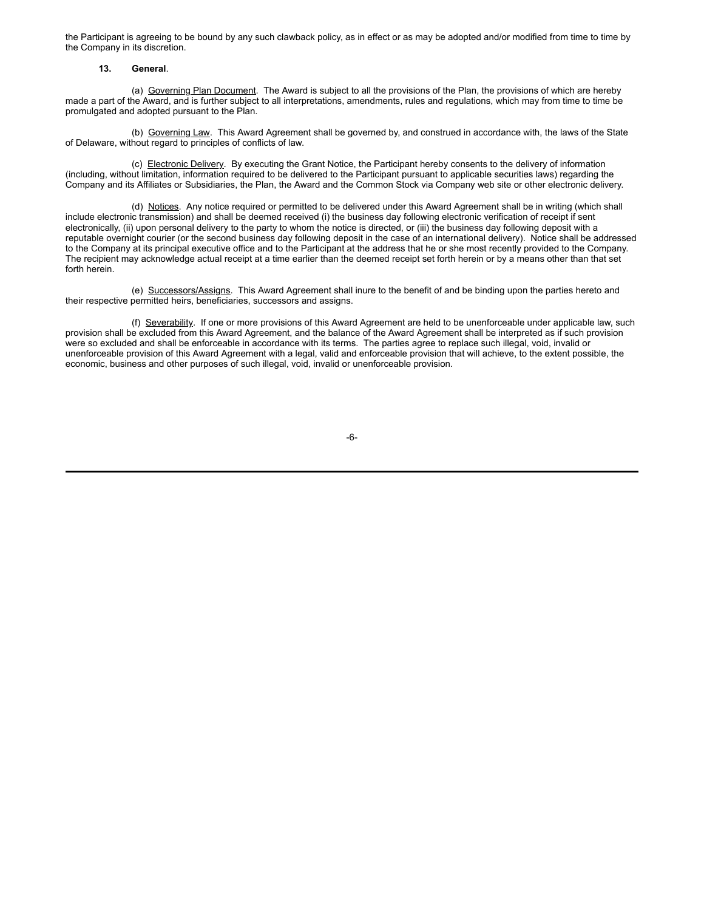the Participant is agreeing to be bound by any such clawback policy, as in effect or as may be adopted and/or modified from time to time by the Company in its discretion.

**13. General**.

(a) Governing Plan Document. The Award is subject to all the provisions of the Plan, the provisions of which are hereby made a part of the Award, and is further subject to all interpretations, amendments, rules and regulations, which may from time to time be promulgated and adopted pursuant to the Plan.

(b) Governing Law. This Award Agreement shall be governed by, and construed in accordance with, the laws of the State of Delaware, without regard to principles of conflicts of law.

(c) Electronic Delivery. By executing the Grant Notice, the Participant hereby consents to the delivery of information (including, without limitation, information required to be delivered to the Participant pursuant to applicable securities laws) regarding the Company and its Affiliates or Subsidiaries, the Plan, the Award and the Common Stock via Company web site or other electronic delivery.

(d) Notices. Any notice required or permitted to be delivered under this Award Agreement shall be in writing (which shall include electronic transmission) and shall be deemed received (i) the business day following electronic verification of receipt if sent electronically, (ii) upon personal delivery to the party to whom the notice is directed, or (iii) the business day following deposit with a reputable overnight courier (or the second business day following deposit in the case of an international delivery). Notice shall be addressed to the Company at its principal executive office and to the Participant at the address that he or she most recently provided to the Company. The recipient may acknowledge actual receipt at a time earlier than the deemed receipt set forth herein or by a means other than that set forth herein.

(e) Successors/Assigns. This Award Agreement shall inure to the benefit of and be binding upon the parties hereto and their respective permitted heirs, beneficiaries, successors and assigns.

(f) Severability. If one or more provisions of this Award Agreement are held to be unenforceable under applicable law, such provision shall be excluded from this Award Agreement, and the balance of the Award Agreement shall be interpreted as if such provision were so excluded and shall be enforceable in accordance with its terms. The parties agree to replace such illegal, void, invalid or unenforceable provision of this Award Agreement with a legal, valid and enforceable provision that will achieve, to the extent possible, the economic, business and other purposes of such illegal, void, invalid or unenforceable provision.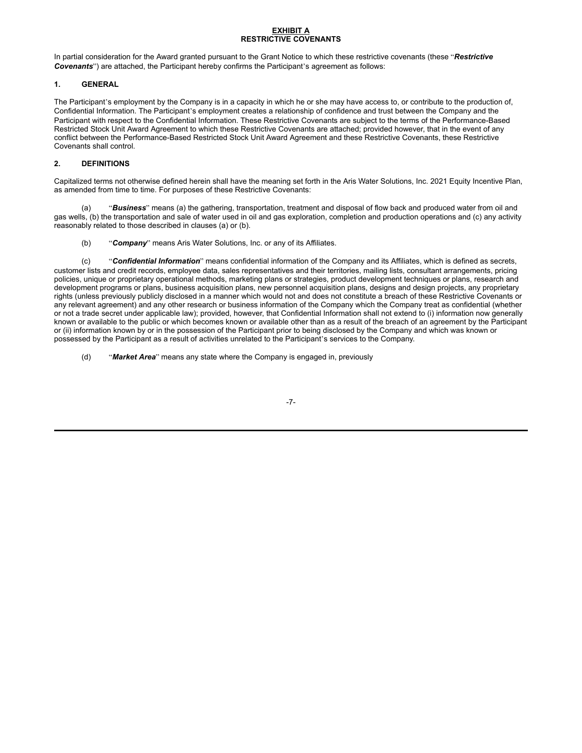**EXHIBIT A**
**RESTRICTIVE COVENANTS**

In partial consideration for the Award granted pursuant to the Grant Notice to which these restrictive covenants (these "***Restrictive Covenants***") are attached, the Participant hereby confirms the Participant's agreement as follows:

**1. GENERAL**

The Participant's employment by the Company is in a capacity in which he or she may have access to, or contribute to the production of, Confidential Information. The Participant's employment creates a relationship of confidence and trust between the Company and the Participant with respect to the Confidential Information. These Restrictive Covenants are subject to the terms of the Performance-Based Restricted Stock Unit Award Agreement to which these Restrictive Covenants are attached; provided however, that in the event of any conflict between the Performance-Based Restricted Stock Unit Award Agreement and these Restrictive Covenants, these Restrictive Covenants shall control.

**2. DEFINITIONS**

Capitalized terms not otherwise defined herein shall have the meaning set forth in the Aris Water Solutions, Inc. 2021 Equity Incentive Plan, as amended from time to time. For purposes of these Restrictive Covenants:

(a) "***Business***" means (a) the gathering, transportation, treatment and disposal of flow back and produced water from oil and gas wells, (b) the transportation and sale of water used in oil and gas exploration, completion and production operations and (c) any activity reasonably related to those described in clauses (a) or (b).

(b) "***Company***" means Aris Water Solutions, Inc. or any of its Affiliates.

(c) "***Confidential Information***" means confidential information of the Company and its Affiliates, which is defined as secrets, customer lists and credit records, employee data, sales representatives and their territories, mailing lists, consultant arrangements, pricing policies, unique or proprietary operational methods, marketing plans or strategies, product development techniques or plans, research and development programs or plans, business acquisition plans, new personnel acquisition plans, designs and design projects, any proprietary rights (unless previously publicly disclosed in a manner which would not and does not constitute a breach of these Restrictive Covenants or any relevant agreement) and any other research or business information of the Company which the Company treat as confidential (whether or not a trade secret under applicable law); provided, however, that Confidential Information shall not extend to (i) information now generally known or available to the public or which becomes known or available other than as a result of the breach of an agreement by the Participant or (ii) information known by or in the possession of the Participant prior to being disclosed by the Company and which was known or possessed by the Participant as a result of activities unrelated to the Participant's services to the Company.

(d) "***Market Area***" means any state where the Company is engaged in, previously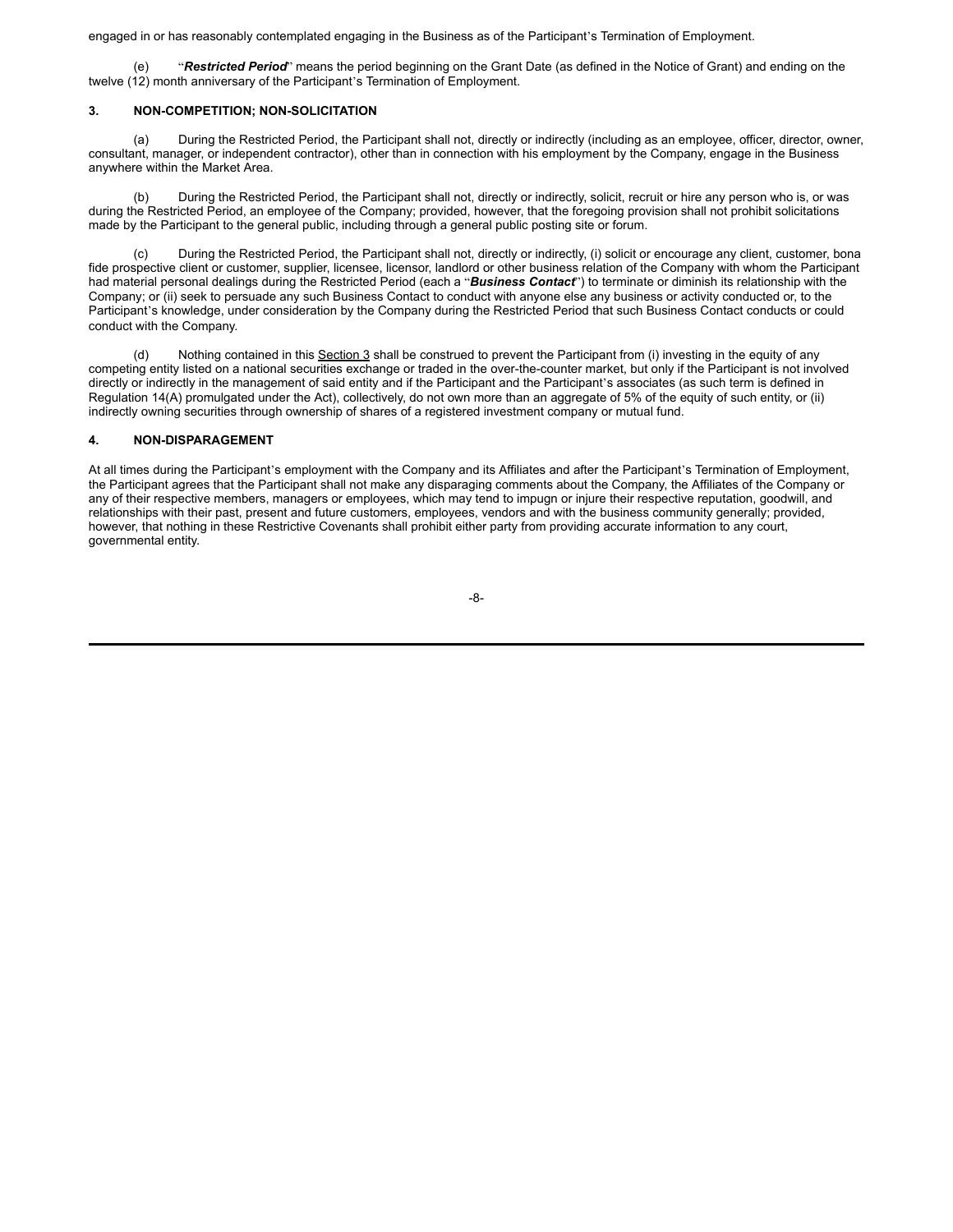engaged in or has reasonably contemplated engaging in the Business as of the Participant's Termination of Employment.

(e) "***Restricted Period***" means the period beginning on the Grant Date (as defined in the Notice of Grant) and ending on the twelve (12) month anniversary of the Participant's Termination of Employment.

### 3. NON-COMPETITION; NON-SOLICITATION

(a) During the Restricted Period, the Participant shall not, directly or indirectly (including as an employee, officer, director, owner, consultant, manager, or independent contractor), other than in connection with his employment by the Company, engage in the Business anywhere within the Market Area.

(b) During the Restricted Period, the Participant shall not, directly or indirectly, solicit, recruit or hire any person who is, or was during the Restricted Period, an employee of the Company; provided, however, that the foregoing provision shall not prohibit solicitations made by the Participant to the general public, including through a general public posting site or forum.

(c) During the Restricted Period, the Participant shall not, directly or indirectly, (i) solicit or encourage any client, customer, bona fide prospective client or customer, supplier, licensee, licensor, landlord or other business relation of the Company with whom the Participant had material personal dealings during the Restricted Period (each a "***Business Contact***") to terminate or diminish its relationship with the Company; or (ii) seek to persuade any such Business Contact to conduct with anyone else any business or activity conducted or, to the Participant's knowledge, under consideration by the Company during the Restricted Period that such Business Contact conducts or could conduct with the Company.

(d) Nothing contained in this Section 3 shall be construed to prevent the Participant from (i) investing in the equity of any competing entity listed on a national securities exchange or traded in the over-the-counter market, but only if the Participant is not involved directly or indirectly in the management of said entity and if the Participant and the Participant's associates (as such term is defined in Regulation 14(A) promulgated under the Act), collectively, do not own more than an aggregate of 5% of the equity of such entity, or (ii) indirectly owning securities through ownership of shares of a registered investment company or mutual fund.

### 4. NON-DISPARAGEMENT

At all times during the Participant's employment with the Company and its Affiliates and after the Participant's Termination of Employment, the Participant agrees that the Participant shall not make any disparaging comments about the Company, the Affiliates of the Company or any of their respective members, managers or employees, which may tend to impugn or injure their respective reputation, goodwill, and relationships with their past, present and future customers, employees, vendors and with the business community generally; provided, however, that nothing in these Restrictive Covenants shall prohibit either party from providing accurate information to any court, governmental entity.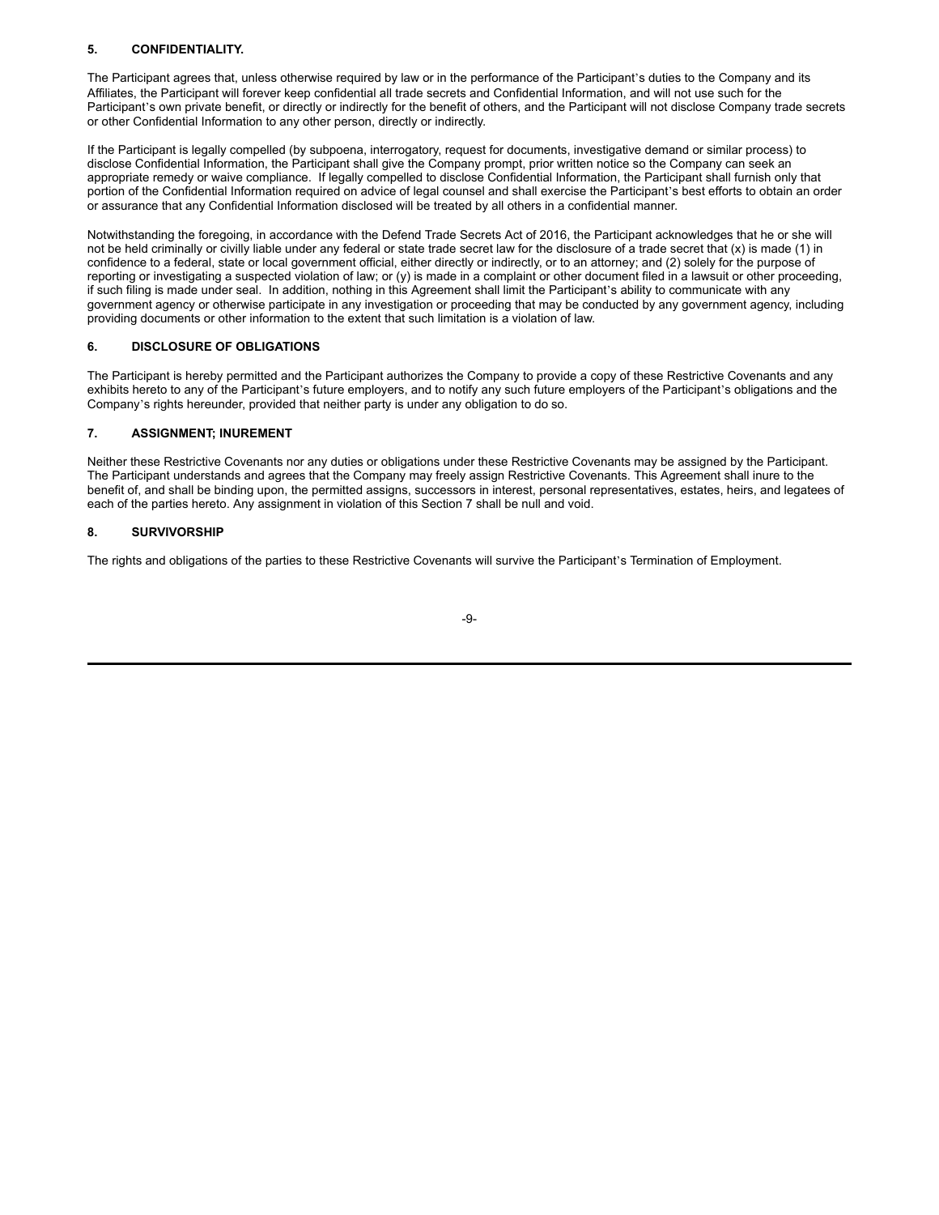## 5. CONFIDENTIALITY.

The Participant agrees that, unless otherwise required by law or in the performance of the Participant's duties to the Company and its Affiliates, the Participant will forever keep confidential all trade secrets and Confidential Information, and will not use such for the Participant's own private benefit, or directly or indirectly for the benefit of others, and the Participant will not disclose Company trade secrets or other Confidential Information to any other person, directly or indirectly.

If the Participant is legally compelled (by subpoena, interrogatory, request for documents, investigative demand or similar process) to disclose Confidential Information, the Participant shall give the Company prompt, prior written notice so the Company can seek an appropriate remedy or waive compliance. If legally compelled to disclose Confidential Information, the Participant shall furnish only that portion of the Confidential Information required on advice of legal counsel and shall exercise the Participant's best efforts to obtain an order or assurance that any Confidential Information disclosed will be treated by all others in a confidential manner.

Notwithstanding the foregoing, in accordance with the Defend Trade Secrets Act of 2016, the Participant acknowledges that he or she will not be held criminally or civilly liable under any federal or state trade secret law for the disclosure of a trade secret that (x) is made (1) in confidence to a federal, state or local government official, either directly or indirectly, or to an attorney; and (2) solely for the purpose of reporting or investigating a suspected violation of law; or (y) is made in a complaint or other document filed in a lawsuit or other proceeding, if such filing is made under seal. In addition, nothing in this Agreement shall limit the Participant's ability to communicate with any government agency or otherwise participate in any investigation or proceeding that may be conducted by any government agency, including providing documents or other information to the extent that such limitation is a violation of law.

## 6. DISCLOSURE OF OBLIGATIONS

The Participant is hereby permitted and the Participant authorizes the Company to provide a copy of these Restrictive Covenants and any exhibits hereto to any of the Participant's future employers, and to notify any such future employers of the Participant's obligations and the Company's rights hereunder, provided that neither party is under any obligation to do so.

## 7. ASSIGNMENT; INUREMENT

Neither these Restrictive Covenants nor any duties or obligations under these Restrictive Covenants may be assigned by the Participant. The Participant understands and agrees that the Company may freely assign Restrictive Covenants. This Agreement shall inure to the benefit of, and shall be binding upon, the permitted assigns, successors in interest, personal representatives, estates, heirs, and legatees of each of the parties hereto. Any assignment in violation of this Section 7 shall be null and void.

## 8. SURVIVORSHIP

The rights and obligations of the parties to these Restrictive Covenants will survive the Participant's Termination of Employment.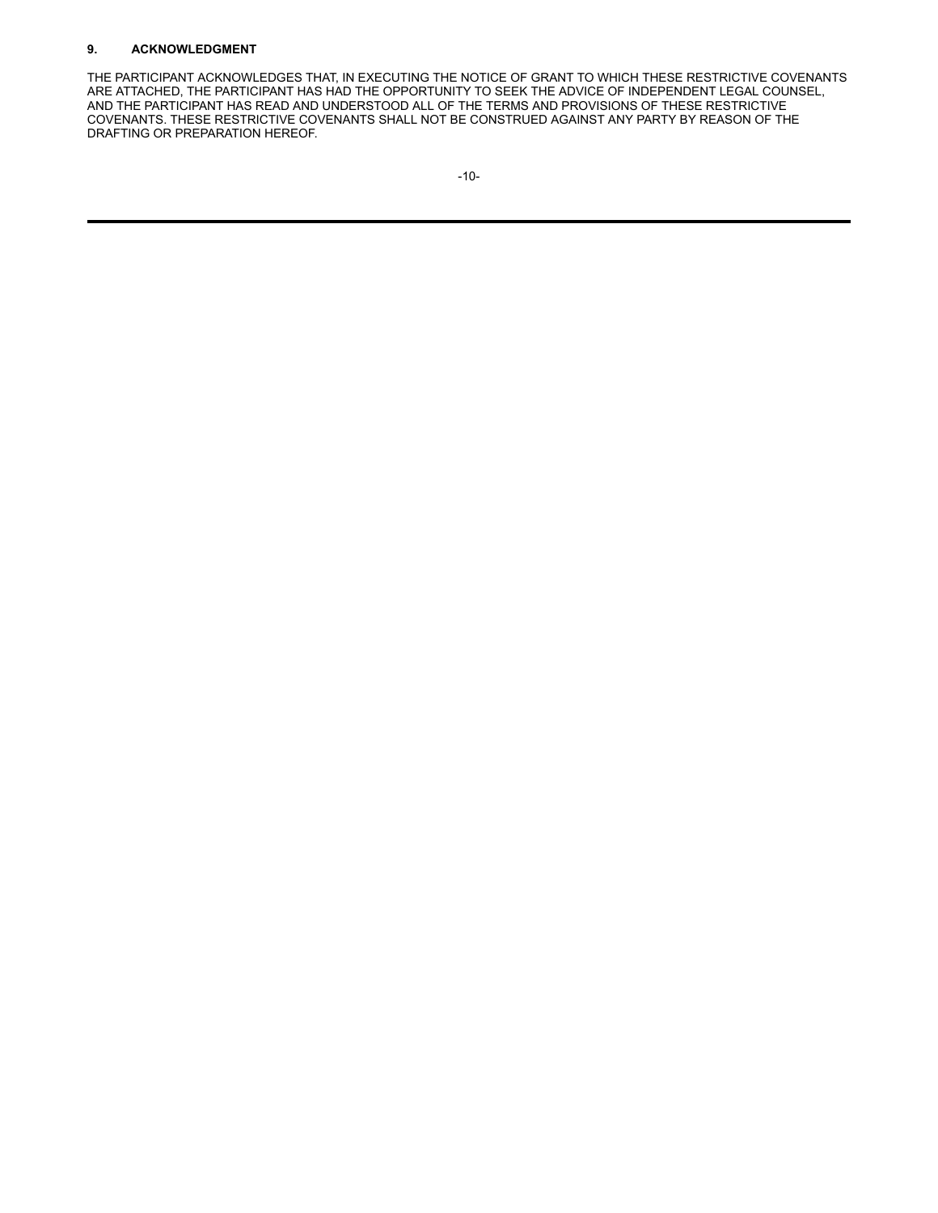**9. ACKNOWLEDGMENT**

THE PARTICIPANT ACKNOWLEDGES THAT, IN EXECUTING THE NOTICE OF GRANT TO WHICH THESE RESTRICTIVE COVENANTS ARE ATTACHED, THE PARTICIPANT HAS HAD THE OPPORTUNITY TO SEEK THE ADVICE OF INDEPENDENT LEGAL COUNSEL, AND THE PARTICIPANT HAS READ AND UNDERSTOOD ALL OF THE TERMS AND PROVISIONS OF THESE RESTRICTIVE COVENANTS. THESE RESTRICTIVE COVENANTS SHALL NOT BE CONSTRUED AGAINST ANY PARTY BY REASON OF THE DRAFTING OR PREPARATION HEREOF.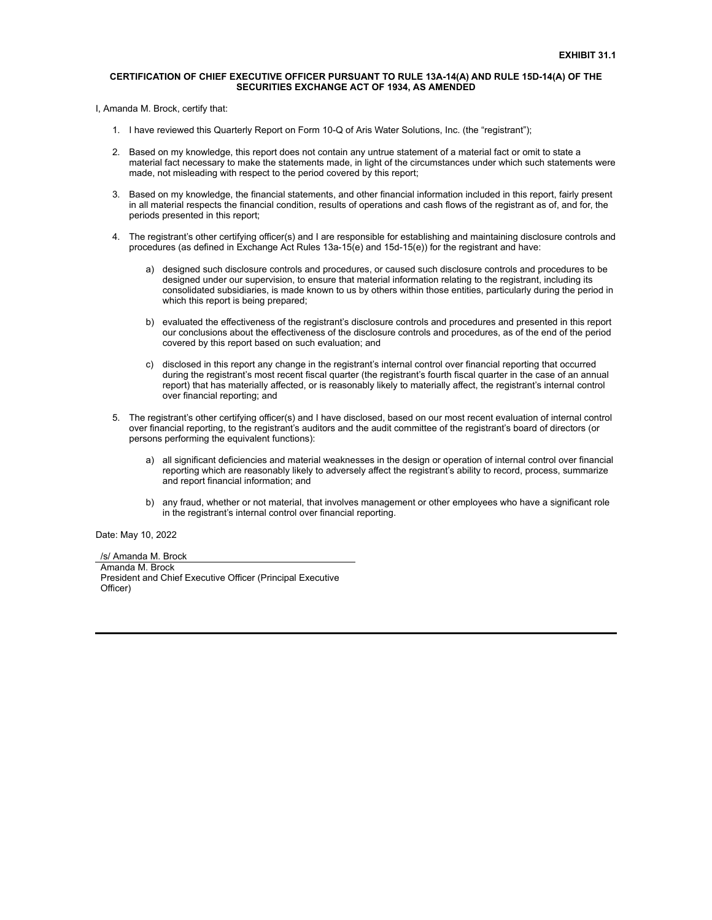**EXHIBIT 31.1**

**CERTIFICATION OF CHIEF EXECUTIVE OFFICER PURSUANT TO RULE 13A-14(A) AND RULE 15D-14(A) OF THE SECURITIES EXCHANGE ACT OF 1934, AS AMENDED**

I, Amanda M. Brock, certify that:

1. I have reviewed this Quarterly Report on Form 10-Q of Aris Water Solutions, Inc. (the "registrant");

2. Based on my knowledge, this report does not contain any untrue statement of a material fact or omit to state a material fact necessary to make the statements made, in light of the circumstances under which such statements were made, not misleading with respect to the period covered by this report;

3. Based on my knowledge, the financial statements, and other financial information included in this report, fairly present in all material respects the financial condition, results of operations and cash flows of the registrant as of, and for, the periods presented in this report;

4. The registrant's other certifying officer(s) and I are responsible for establishing and maintaining disclosure controls and procedures (as defined in Exchange Act Rules 13a-15(e) and 15d-15(e)) for the registrant and have:

   a) designed such disclosure controls and procedures, or caused such disclosure controls and procedures to be designed under our supervision, to ensure that material information relating to the registrant, including its consolidated subsidiaries, is made known to us by others within those entities, particularly during the period in which this report is being prepared;

   b) evaluated the effectiveness of the registrant's disclosure controls and procedures and presented in this report our conclusions about the effectiveness of the disclosure controls and procedures, as of the end of the period covered by this report based on such evaluation; and

   c) disclosed in this report any change in the registrant's internal control over financial reporting that occurred during the registrant's most recent fiscal quarter (the registrant's fourth fiscal quarter in the case of an annual report) that has materially affected, or is reasonably likely to materially affect, the registrant's internal control over financial reporting; and

5. The registrant's other certifying officer(s) and I have disclosed, based on our most recent evaluation of internal control over financial reporting, to the registrant's auditors and the audit committee of the registrant's board of directors (or persons performing the equivalent functions):

   a) all significant deficiencies and material weaknesses in the design or operation of internal control over financial reporting which are reasonably likely to adversely affect the registrant's ability to record, process, summarize and report financial information; and

   b) any fraud, whether or not material, that involves management or other employees who have a significant role in the registrant's internal control over financial reporting.

Date: May 10, 2022

/s/ Amanda M. Brock

Amanda M. Brock
President and Chief Executive Officer (Principal Executive Officer)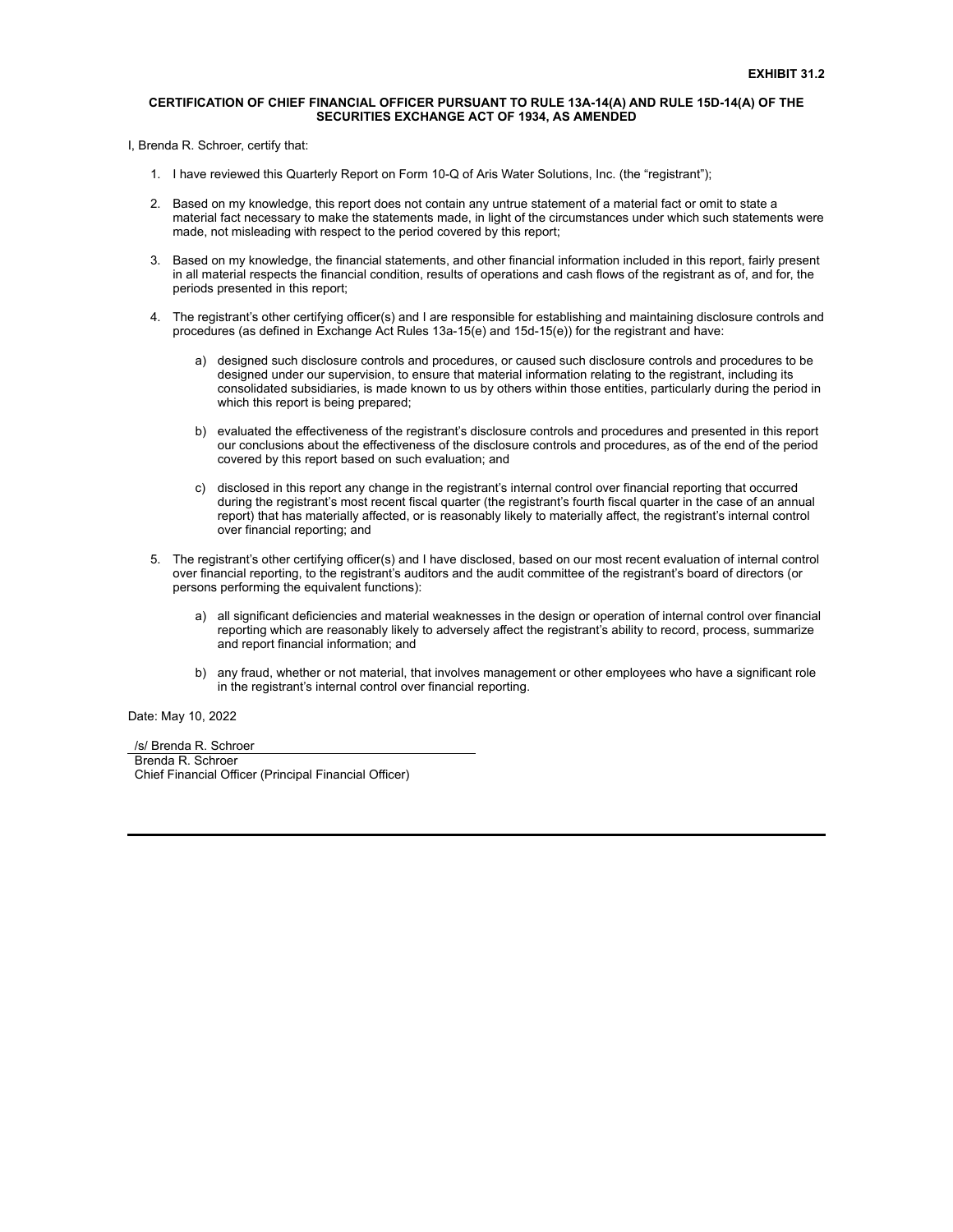**EXHIBIT 31.2**

**CERTIFICATION OF CHIEF FINANCIAL OFFICER PURSUANT TO RULE 13A-14(A) AND RULE 15D-14(A) OF THE SECURITIES EXCHANGE ACT OF 1934, AS AMENDED**

I, Brenda R. Schroer, certify that:

1. I have reviewed this Quarterly Report on Form 10-Q of Aris Water Solutions, Inc. (the "registrant");

2. Based on my knowledge, this report does not contain any untrue statement of a material fact or omit to state a material fact necessary to make the statements made, in light of the circumstances under which such statements were made, not misleading with respect to the period covered by this report;

3. Based on my knowledge, the financial statements, and other financial information included in this report, fairly present in all material respects the financial condition, results of operations and cash flows of the registrant as of, and for, the periods presented in this report;

4. The registrant's other certifying officer(s) and I are responsible for establishing and maintaining disclosure controls and procedures (as defined in Exchange Act Rules 13a-15(e) and 15d-15(e)) for the registrant and have:

   a) designed such disclosure controls and procedures, or caused such disclosure controls and procedures to be designed under our supervision, to ensure that material information relating to the registrant, including its consolidated subsidiaries, is made known to us by others within those entities, particularly during the period in which this report is being prepared;

   b) evaluated the effectiveness of the registrant's disclosure controls and procedures and presented in this report our conclusions about the effectiveness of the disclosure controls and procedures, as of the end of the period covered by this report based on such evaluation; and

   c) disclosed in this report any change in the registrant's internal control over financial reporting that occurred during the registrant's most recent fiscal quarter (the registrant's fourth fiscal quarter in the case of an annual report) that has materially affected, or is reasonably likely to materially affect, the registrant's internal control over financial reporting; and

5. The registrant's other certifying officer(s) and I have disclosed, based on our most recent evaluation of internal control over financial reporting, to the registrant's auditors and the audit committee of the registrant's board of directors (or persons performing the equivalent functions):

   a) all significant deficiencies and material weaknesses in the design or operation of internal control over financial reporting which are reasonably likely to adversely affect the registrant's ability to record, process, summarize and report financial information; and

   b) any fraud, whether or not material, that involves management or other employees who have a significant role in the registrant's internal control over financial reporting.

Date: May 10, 2022

/s/ Brenda R. Schroer

Brenda R. Schroer
Chief Financial Officer (Principal Financial Officer)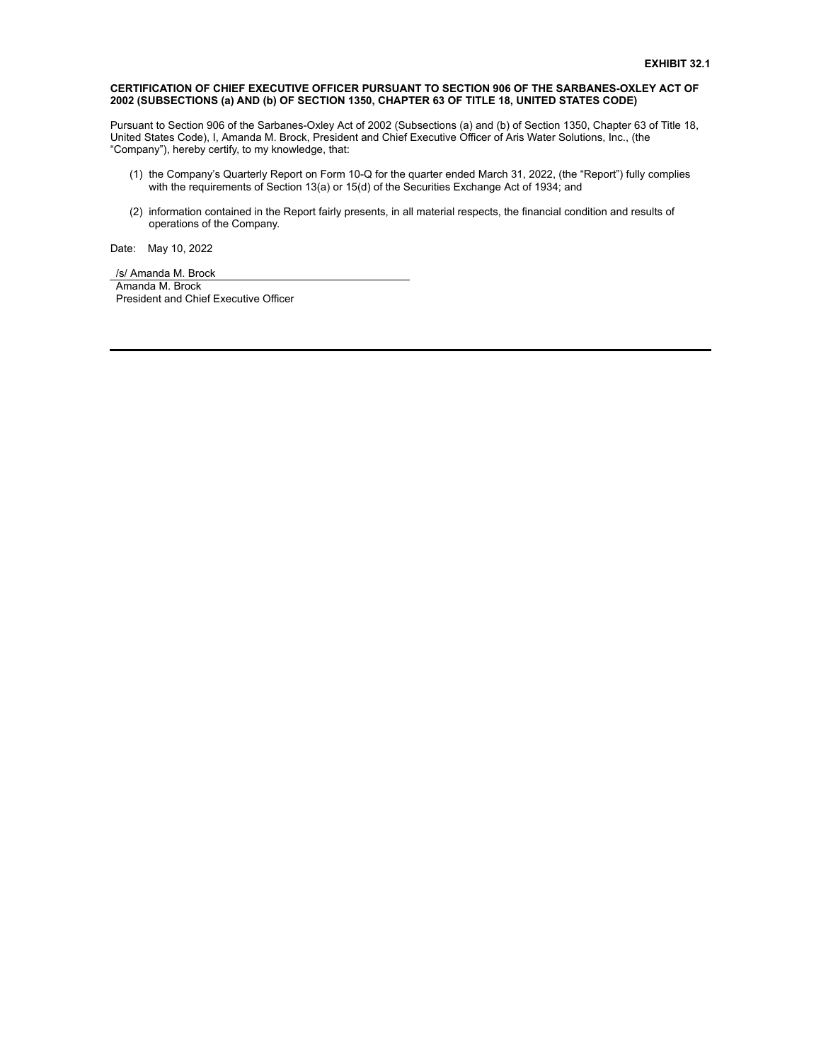**EXHIBIT 32.1**

**CERTIFICATION OF CHIEF EXECUTIVE OFFICER PURSUANT TO SECTION 906 OF THE SARBANES-OXLEY ACT OF 2002 (SUBSECTIONS (a) AND (b) OF SECTION 1350, CHAPTER 63 OF TITLE 18, UNITED STATES CODE)**

Pursuant to Section 906 of the Sarbanes-Oxley Act of 2002 (Subsections (a) and (b) of Section 1350, Chapter 63 of Title 18, United States Code), I, Amanda M. Brock, President and Chief Executive Officer of Aris Water Solutions, Inc., (the "Company"), hereby certify, to my knowledge, that:

(1) the Company's Quarterly Report on Form 10-Q for the quarter ended March 31, 2022, (the "Report") fully complies with the requirements of Section 13(a) or 15(d) of the Securities Exchange Act of 1934; and

(2) information contained in the Report fairly presents, in all material respects, the financial condition and results of operations of the Company.

Date: May 10, 2022

/s/ Amanda M. Brock
Amanda M. Brock
President and Chief Executive Officer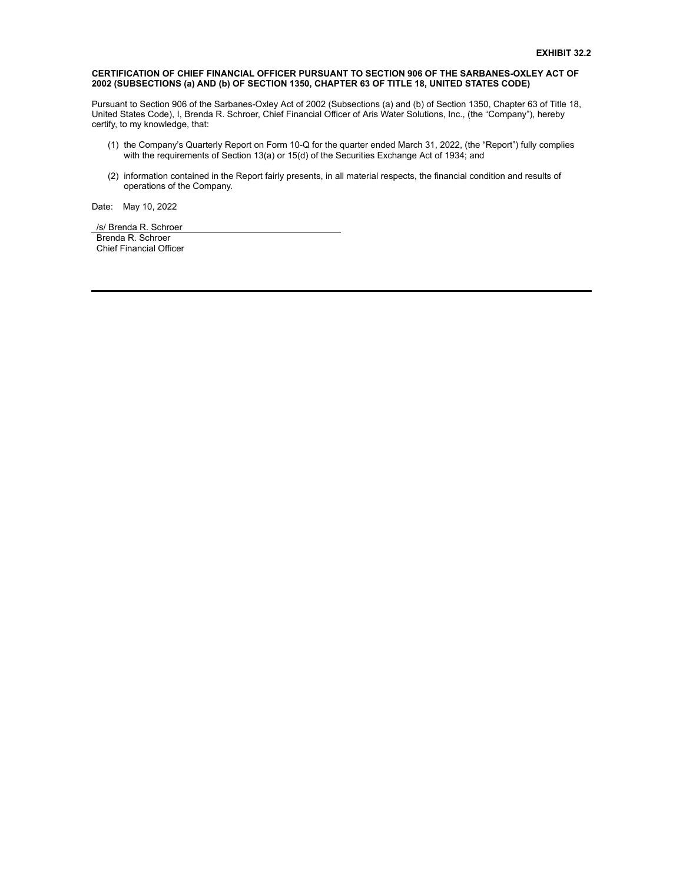**EXHIBIT 32.2**

**CERTIFICATION OF CHIEF FINANCIAL OFFICER PURSUANT TO SECTION 906 OF THE SARBANES-OXLEY ACT OF 2002 (SUBSECTIONS (a) AND (b) OF SECTION 1350, CHAPTER 63 OF TITLE 18, UNITED STATES CODE)**

Pursuant to Section 906 of the Sarbanes-Oxley Act of 2002 (Subsections (a) and (b) of Section 1350, Chapter 63 of Title 18, United States Code), I, Brenda R. Schroer, Chief Financial Officer of Aris Water Solutions, Inc., (the "Company"), hereby certify, to my knowledge, that:

(1) the Company's Quarterly Report on Form 10-Q for the quarter ended March 31, 2022, (the "Report") fully complies with the requirements of Section 13(a) or 15(d) of the Securities Exchange Act of 1934; and

(2) information contained in the Report fairly presents, in all material respects, the financial condition and results of operations of the Company.

Date: May 10, 2022

/s/ Brenda R. Schroer
Brenda R. Schroer
Chief Financial Officer